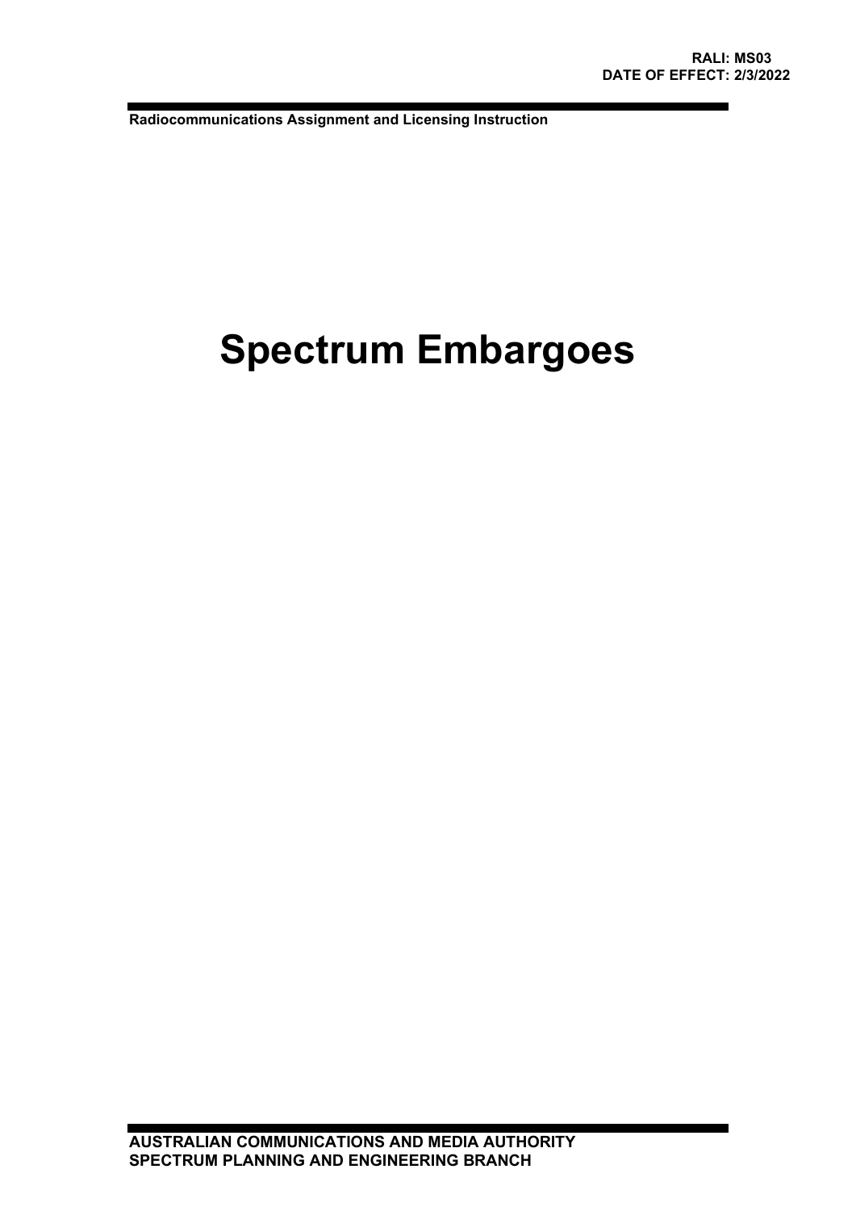**RALI: MS03**
**DATE OF EFFECT: 2/3/2022**

**Radiocommunications Assignment and Licensing Instruction**

# Spectrum Embargoes

**AUSTRALIAN COMMUNICATIONS AND MEDIA AUTHORITY**
**SPECTRUM PLANNING AND ENGINEERING BRANCH**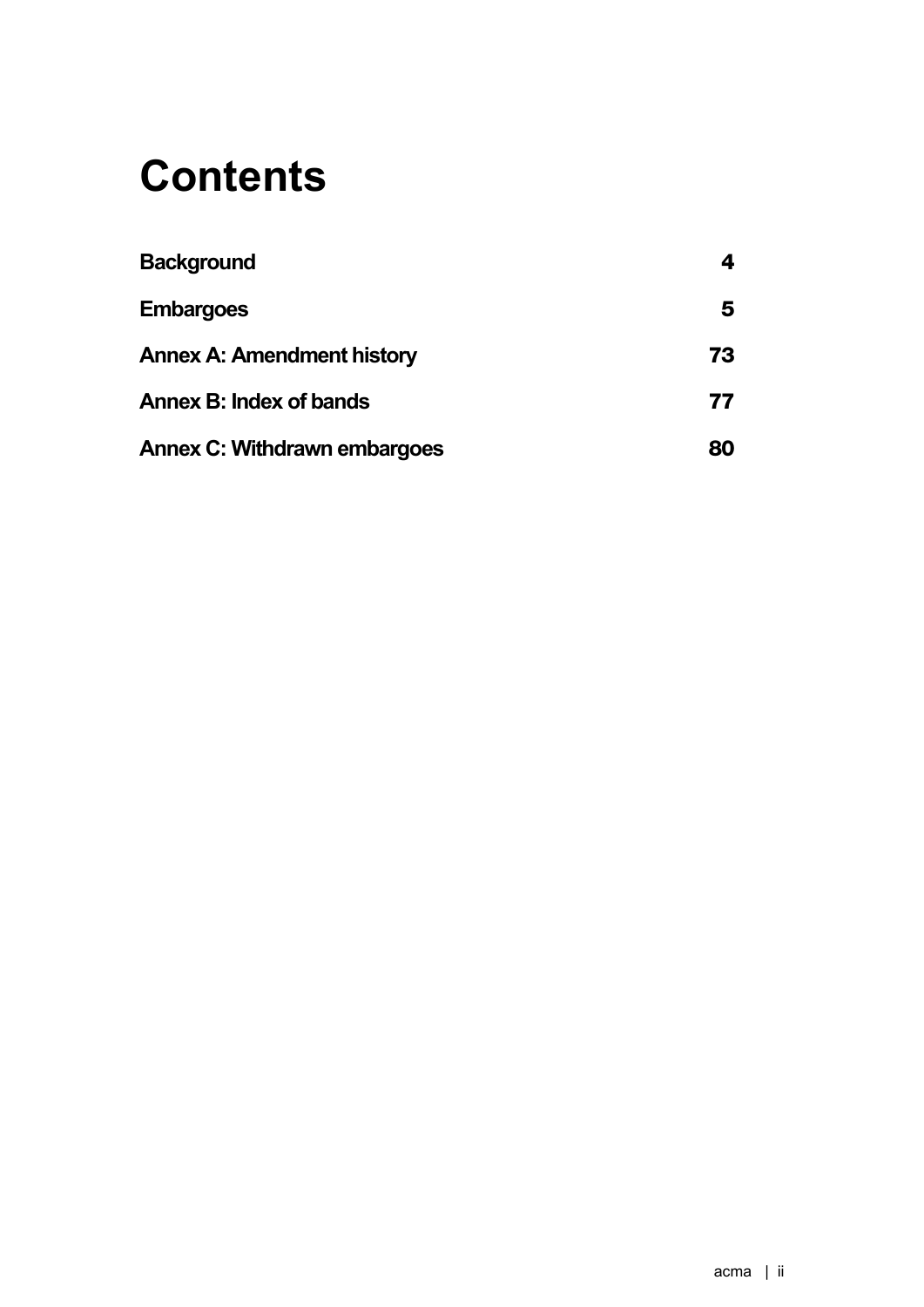# Contents

| | |
|---|---|
| **Background** | **4** |
| **Embargoes** | **5** |
| **Annex A: Amendment history** | **73** |
| **Annex B: Index of bands** | **77** |
| **Annex C: Withdrawn embargoes** | **80** |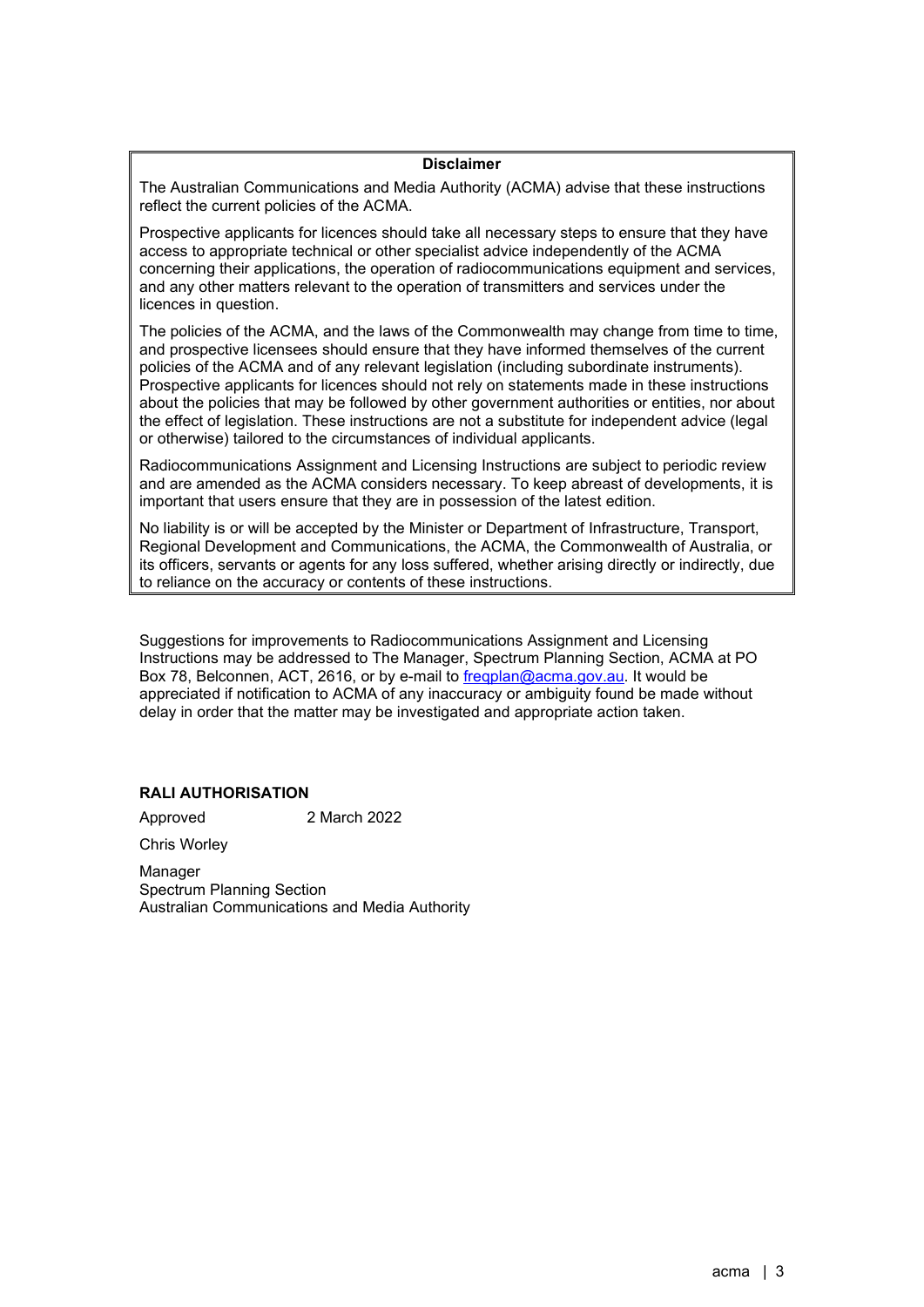**Disclaimer**

The Australian Communications and Media Authority (ACMA) advise that these instructions reflect the current policies of the ACMA.

Prospective applicants for licences should take all necessary steps to ensure that they have access to appropriate technical or other specialist advice independently of the ACMA concerning their applications, the operation of radiocommunications equipment and services, and any other matters relevant to the operation of transmitters and services under the licences in question.

The policies of the ACMA, and the laws of the Commonwealth may change from time to time, and prospective licensees should ensure that they have informed themselves of the current policies of the ACMA and of any relevant legislation (including subordinate instruments). Prospective applicants for licences should not rely on statements made in these instructions about the policies that may be followed by other government authorities or entities, nor about the effect of legislation. These instructions are not a substitute for independent advice (legal or otherwise) tailored to the circumstances of individual applicants.

Radiocommunications Assignment and Licensing Instructions are subject to periodic review and are amended as the ACMA considers necessary. To keep abreast of developments, it is important that users ensure that they are in possession of the latest edition.

No liability is or will be accepted by the Minister or Department of Infrastructure, Transport, Regional Development and Communications, the ACMA, the Commonwealth of Australia, or its officers, servants or agents for any loss suffered, whether arising directly or indirectly, due to reliance on the accuracy or contents of these instructions.

Suggestions for improvements to Radiocommunications Assignment and Licensing Instructions may be addressed to The Manager, Spectrum Planning Section, ACMA at PO Box 78, Belconnen, ACT, 2616, or by e-mail to freqplan@acma.gov.au. It would be appreciated if notification to ACMA of any inaccuracy or ambiguity found be made without delay in order that the matter may be investigated and appropriate action taken.

**RALI AUTHORISATION**

Approved 2 March 2022

Chris Worley

Manager
Spectrum Planning Section
Australian Communications and Media Authority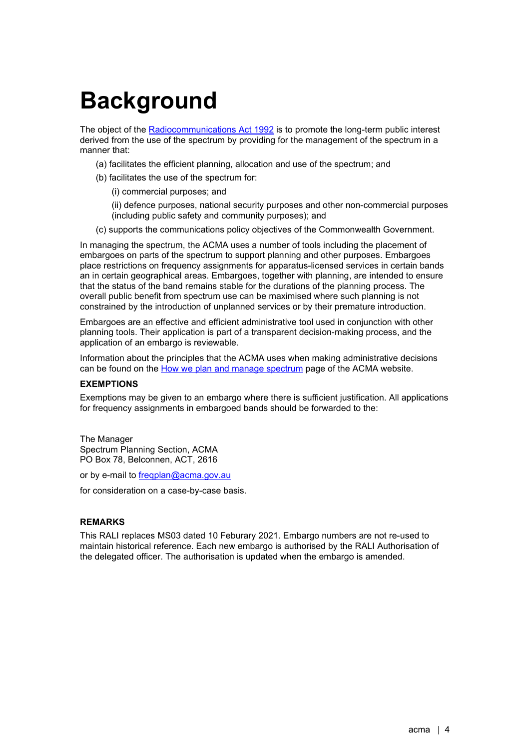# Background

The object of the [Radiocommunications Act 1992](#) is to promote the long-term public interest derived from the use of the spectrum by providing for the management of the spectrum in a manner that:

(a) facilitates the efficient planning, allocation and use of the spectrum; and

(b) facilitates the use of the spectrum for:

(i) commercial purposes; and

(ii) defence purposes, national security purposes and other non-commercial purposes (including public safety and community purposes); and

(c) supports the communications policy objectives of the Commonwealth Government.

In managing the spectrum, the ACMA uses a number of tools including the placement of embargoes on parts of the spectrum to support planning and other purposes. Embargoes place restrictions on frequency assignments for apparatus-licensed services in certain bands an in certain geographical areas. Embargoes, together with planning, are intended to ensure that the status of the band remains stable for the durations of the planning process. The overall public benefit from spectrum use can be maximised where such planning is not constrained by the introduction of unplanned services or by their premature introduction.

Embargoes are an effective and efficient administrative tool used in conjunction with other planning tools. Their application is part of a transparent decision-making process, and the application of an embargo is reviewable.

Information about the principles that the ACMA uses when making administrative decisions can be found on the [How we plan and manage spectrum](#) page of the ACMA website.

**EXEMPTIONS**

Exemptions may be given to an embargo where there is sufficient justification. All applications for frequency assignments in embargoed bands should be forwarded to the:

The Manager
Spectrum Planning Section, ACMA
PO Box 78, Belconnen, ACT, 2616

or by e-mail to [freqplan@acma.gov.au](mailto:freqplan@acma.gov.au)

for consideration on a case-by-case basis.

**REMARKS**

This RALI replaces MS03 dated 10 Feburary 2021. Embargo numbers are not re-used to maintain historical reference. Each new embargo is authorised by the RALI Authorisation of the delegated officer. The authorisation is updated when the embargo is amended.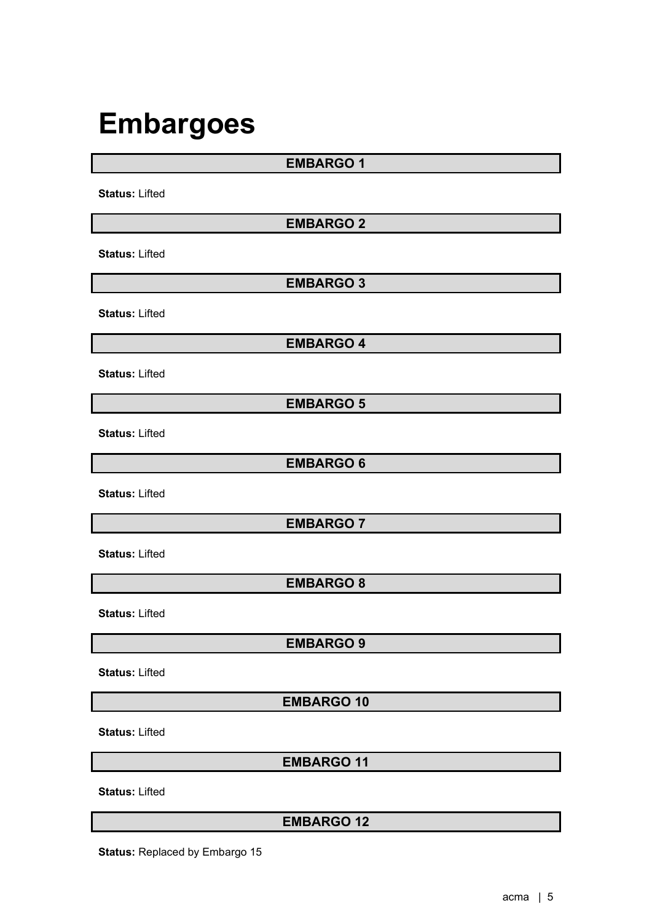# Embargoes

| EMBARGO 1 |
|---|

**Status:** Lifted

| EMBARGO 2 |
|---|

**Status:** Lifted

| EMBARGO 3 |
|---|

**Status:** Lifted

| EMBARGO 4 |
|---|

**Status:** Lifted

| EMBARGO 5 |
|---|

**Status:** Lifted

| EMBARGO 6 |
|---|

**Status:** Lifted

| EMBARGO 7 |
|---|

**Status:** Lifted

| EMBARGO 8 |
|---|

**Status:** Lifted

| EMBARGO 9 |
|---|

**Status:** Lifted

| EMBARGO 10 |
|---|

**Status:** Lifted

| EMBARGO 11 |
|---|

**Status:** Lifted

| EMBARGO 12 |
|---|

**Status:** Replaced by Embargo 15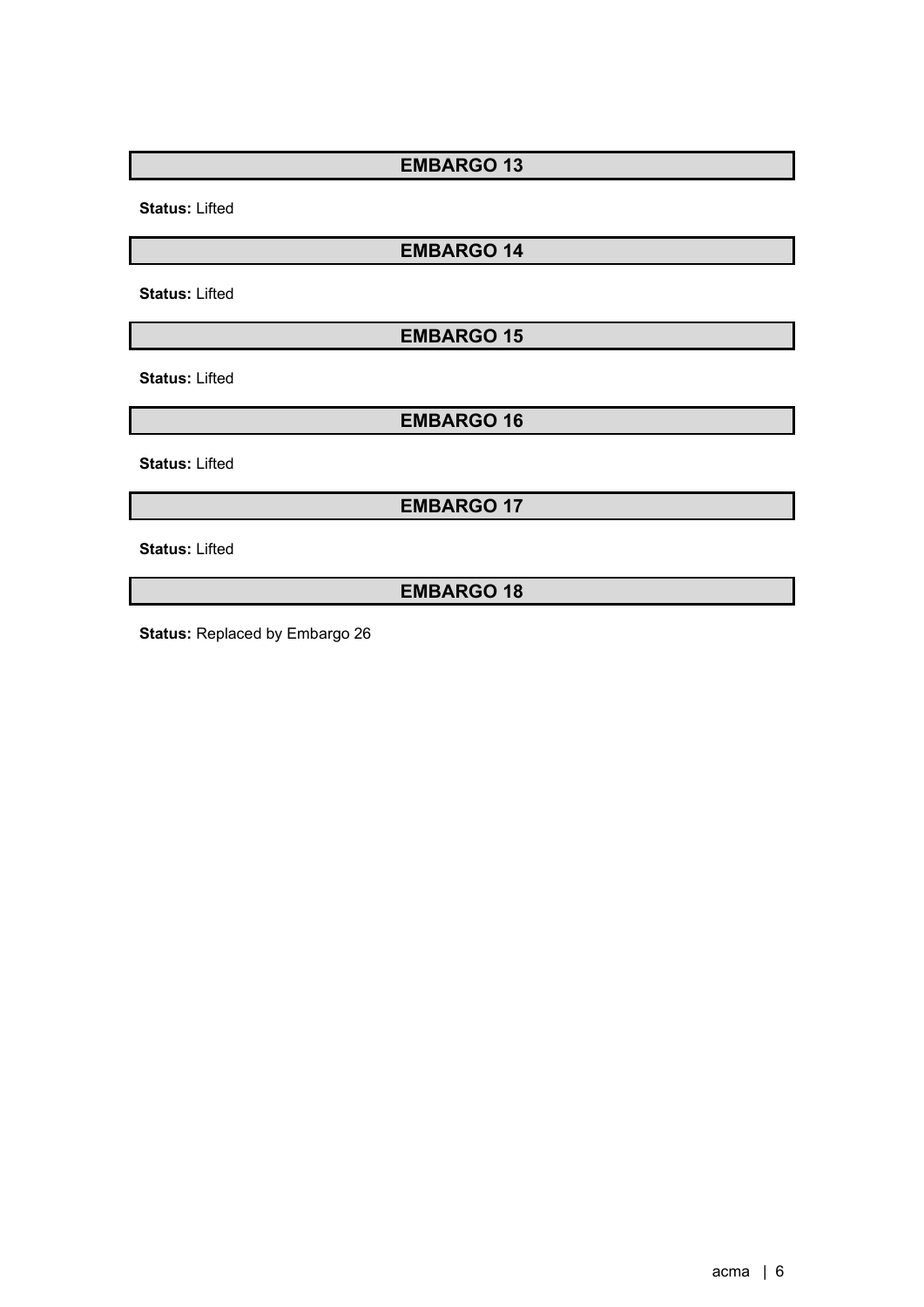## EMBARGO 13

**Status:** Lifted

## EMBARGO 14

**Status:** Lifted

## EMBARGO 15

**Status:** Lifted

## EMBARGO 16

**Status:** Lifted

## EMBARGO 17

**Status:** Lifted

## EMBARGO 18

**Status:** Replaced by Embargo 26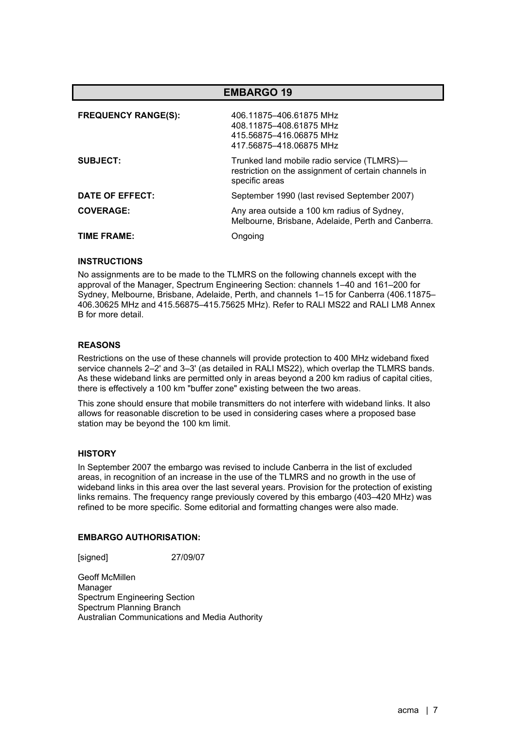## EMBARGO 19

| | |
|---|---|
| **FREQUENCY RANGE(S):** | 406.11875–406.61875 MHz<br>408.11875–408.61875 MHz<br>415.56875–416.06875 MHz<br>417.56875–418.06875 MHz |
| **SUBJECT:** | Trunked land mobile radio service (TLMRS)—restriction on the assignment of certain channels in specific areas |
| **DATE OF EFFECT:** | September 1990 (last revised September 2007) |
| **COVERAGE:** | Any area outside a 100 km radius of Sydney, Melbourne, Brisbane, Adelaide, Perth and Canberra. |
| **TIME FRAME:** | Ongoing |

### INSTRUCTIONS

No assignments are to be made to the TLMRS on the following channels except with the approval of the Manager, Spectrum Engineering Section: channels 1–40 and 161–200 for Sydney, Melbourne, Brisbane, Adelaide, Perth, and channels 1–15 for Canberra (406.11875–406.30625 MHz and 415.56875–415.75625 MHz). Refer to RALI MS22 and RALI LM8 Annex B for more detail.

### REASONS

Restrictions on the use of these channels will provide protection to 400 MHz wideband fixed service channels 2–2' and 3–3' (as detailed in RALI MS22), which overlap the TLMRS bands. As these wideband links are permitted only in areas beyond a 200 km radius of capital cities, there is effectively a 100 km "buffer zone" existing between the two areas.

This zone should ensure that mobile transmitters do not interfere with wideband links. It also allows for reasonable discretion to be used in considering cases where a proposed base station may be beyond the 100 km limit.

### HISTORY

In September 2007 the embargo was revised to include Canberra in the list of excluded areas, in recognition of an increase in the use of the TLMRS and no growth in the use of wideband links in this area over the last several years. Provision for the protection of existing links remains. The frequency range previously covered by this embargo (403–420 MHz) was refined to be more specific. Some editorial and formatting changes were also made.

### EMBARGO AUTHORISATION:

[signed] 27/09/07

Geoff McMillen
Manager
Spectrum Engineering Section
Spectrum Planning Branch
Australian Communications and Media Authority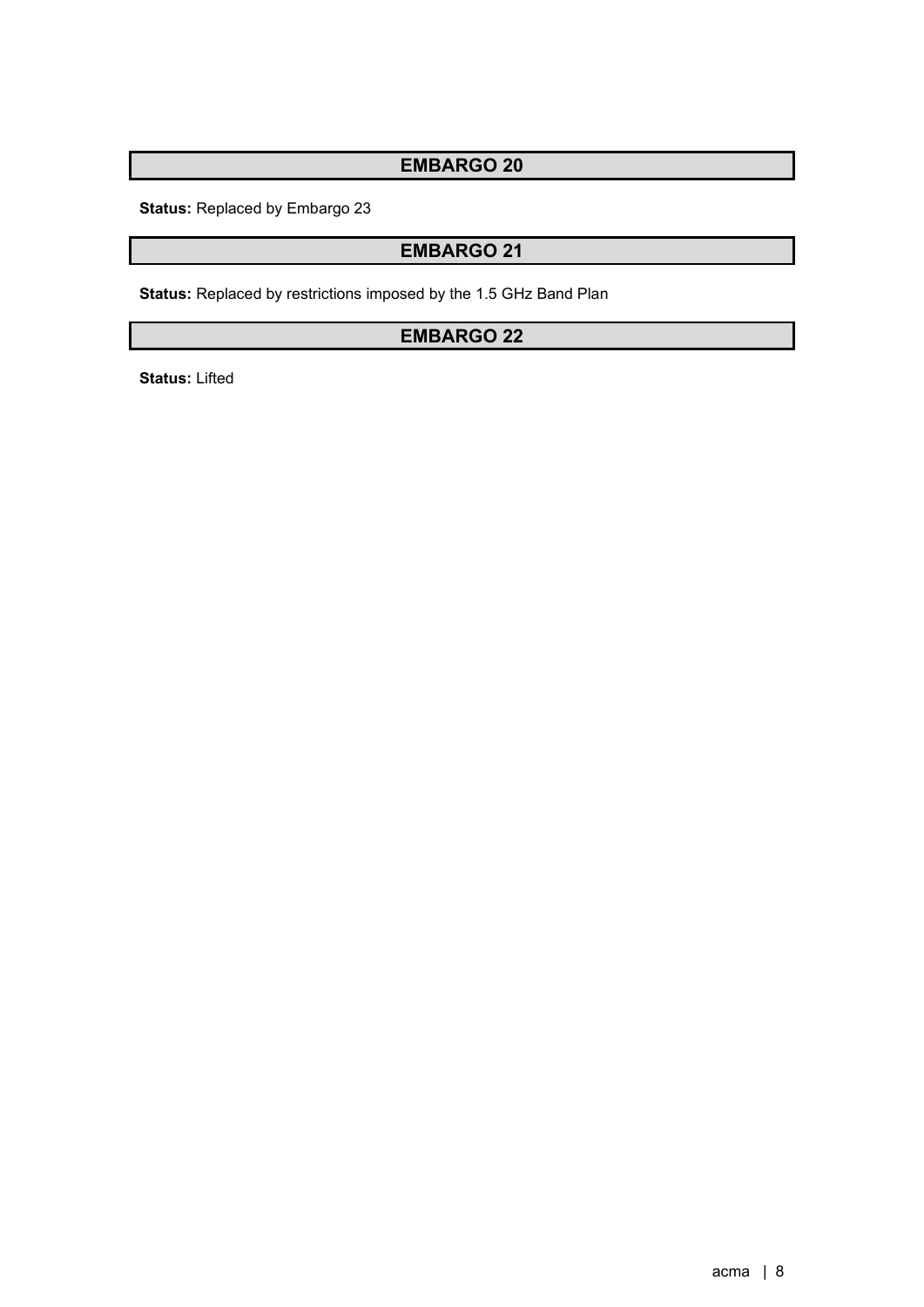## EMBARGO 20

**Status:** Replaced by Embargo 23

## EMBARGO 21

**Status:** Replaced by restrictions imposed by the 1.5 GHz Band Plan

## EMBARGO 22

**Status:** Lifted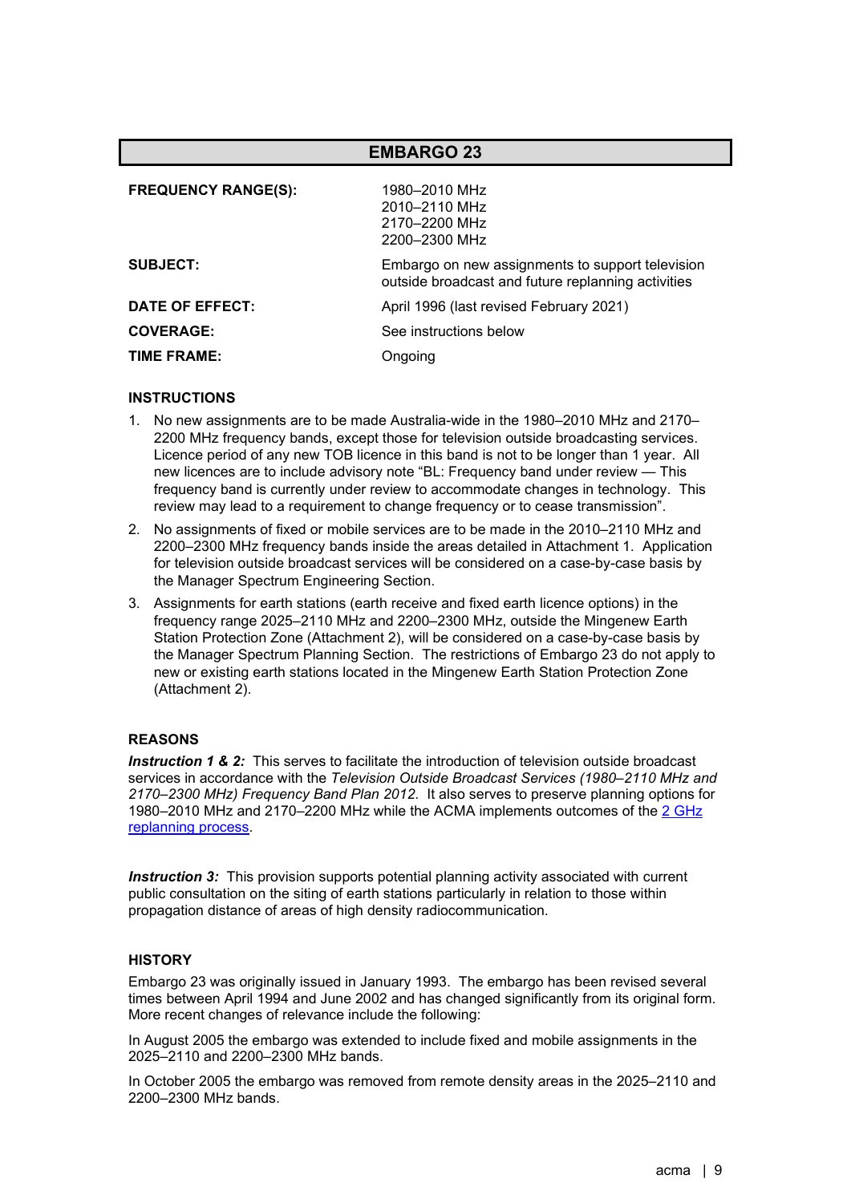## EMBARGO 23

| | |
|---|---|
| **FREQUENCY RANGE(S):** | 1980–2010 MHz<br>2010–2110 MHz<br>2170–2200 MHz<br>2200–2300 MHz |
| **SUBJECT:** | Embargo on new assignments to support television outside broadcast and future replanning activities |
| **DATE OF EFFECT:** | April 1996 (last revised February 2021) |
| **COVERAGE:** | See instructions below |
| **TIME FRAME:** | Ongoing |

### INSTRUCTIONS

1. No new assignments are to be made Australia-wide in the 1980–2010 MHz and 2170–2200 MHz frequency bands, except those for television outside broadcasting services. Licence period of any new TOB licence in this band is not to be longer than 1 year. All new licences are to include advisory note "BL: Frequency band under review — This frequency band is currently under review to accommodate changes in technology. This review may lead to a requirement to change frequency or to cease transmission".
2. No assignments of fixed or mobile services are to be made in the 2010–2110 MHz and 2200–2300 MHz frequency bands inside the areas detailed in Attachment 1. Application for television outside broadcast services will be considered on a case-by-case basis by the Manager Spectrum Engineering Section.
3. Assignments for earth stations (earth receive and fixed earth licence options) in the frequency range 2025–2110 MHz and 2200–2300 MHz, outside the Mingenew Earth Station Protection Zone (Attachment 2), will be considered on a case-by-case basis by the Manager Spectrum Planning Section. The restrictions of Embargo 23 do not apply to new or existing earth stations located in the Mingenew Earth Station Protection Zone (Attachment 2).

### REASONS

***Instruction 1 & 2:*** This serves to facilitate the introduction of television outside broadcast services in accordance with the *Television Outside Broadcast Services (1980–2110 MHz and 2170–2300 MHz) Frequency Band Plan 2012*. It also serves to preserve planning options for 1980–2010 MHz and 2170–2200 MHz while the ACMA implements outcomes of the 2 GHz replanning process.

***Instruction 3:*** This provision supports potential planning activity associated with current public consultation on the siting of earth stations particularly in relation to those within propagation distance of areas of high density radiocommunication.

### HISTORY

Embargo 23 was originally issued in January 1993. The embargo has been revised several times between April 1994 and June 2002 and has changed significantly from its original form. More recent changes of relevance include the following:

In August 2005 the embargo was extended to include fixed and mobile assignments in the 2025–2110 and 2200–2300 MHz bands.

In October 2005 the embargo was removed from remote density areas in the 2025–2110 and 2200–2300 MHz bands.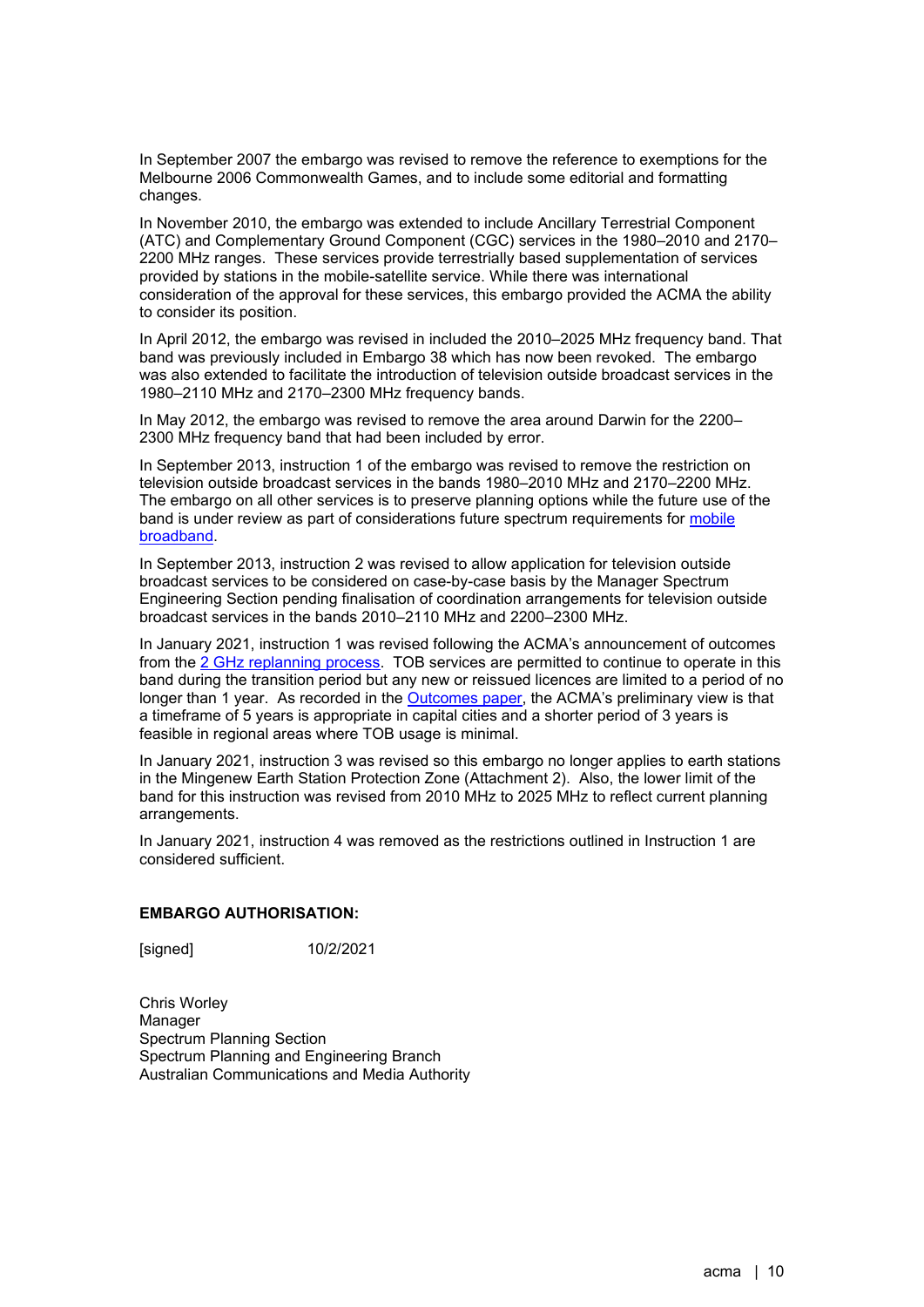In September 2007 the embargo was revised to remove the reference to exemptions for the Melbourne 2006 Commonwealth Games, and to include some editorial and formatting changes.

In November 2010, the embargo was extended to include Ancillary Terrestrial Component (ATC) and Complementary Ground Component (CGC) services in the 1980–2010 and 2170–2200 MHz ranges. These services provide terrestrially based supplementation of services provided by stations in the mobile-satellite service. While there was international consideration of the approval for these services, this embargo provided the ACMA the ability to consider its position.

In April 2012, the embargo was revised in included the 2010–2025 MHz frequency band. That band was previously included in Embargo 38 which has now been revoked. The embargo was also extended to facilitate the introduction of television outside broadcast services in the 1980–2110 MHz and 2170–2300 MHz frequency bands.

In May 2012, the embargo was revised to remove the area around Darwin for the 2200–2300 MHz frequency band that had been included by error.

In September 2013, instruction 1 of the embargo was revised to remove the restriction on television outside broadcast services in the bands 1980–2010 MHz and 2170–2200 MHz. The embargo on all other services is to preserve planning options while the future use of the band is under review as part of considerations future spectrum requirements for mobile broadband.

In September 2013, instruction 2 was revised to allow application for television outside broadcast services to be considered on case-by-case basis by the Manager Spectrum Engineering Section pending finalisation of coordination arrangements for television outside broadcast services in the bands 2010–2110 MHz and 2200–2300 MHz.

In January 2021, instruction 1 was revised following the ACMA's announcement of outcomes from the 2 GHz replanning process. TOB services are permitted to continue to operate in this band during the transition period but any new or reissued licences are limited to a period of no longer than 1 year. As recorded in the Outcomes paper, the ACMA's preliminary view is that a timeframe of 5 years is appropriate in capital cities and a shorter period of 3 years is feasible in regional areas where TOB usage is minimal.

In January 2021, instruction 3 was revised so this embargo no longer applies to earth stations in the Mingenew Earth Station Protection Zone (Attachment 2). Also, the lower limit of the band for this instruction was revised from 2010 MHz to 2025 MHz to reflect current planning arrangements.

In January 2021, instruction 4 was removed as the restrictions outlined in Instruction 1 are considered sufficient.

**EMBARGO AUTHORISATION:**

[signed] 10/2/2021

Chris Worley
Manager
Spectrum Planning Section
Spectrum Planning and Engineering Branch
Australian Communications and Media Authority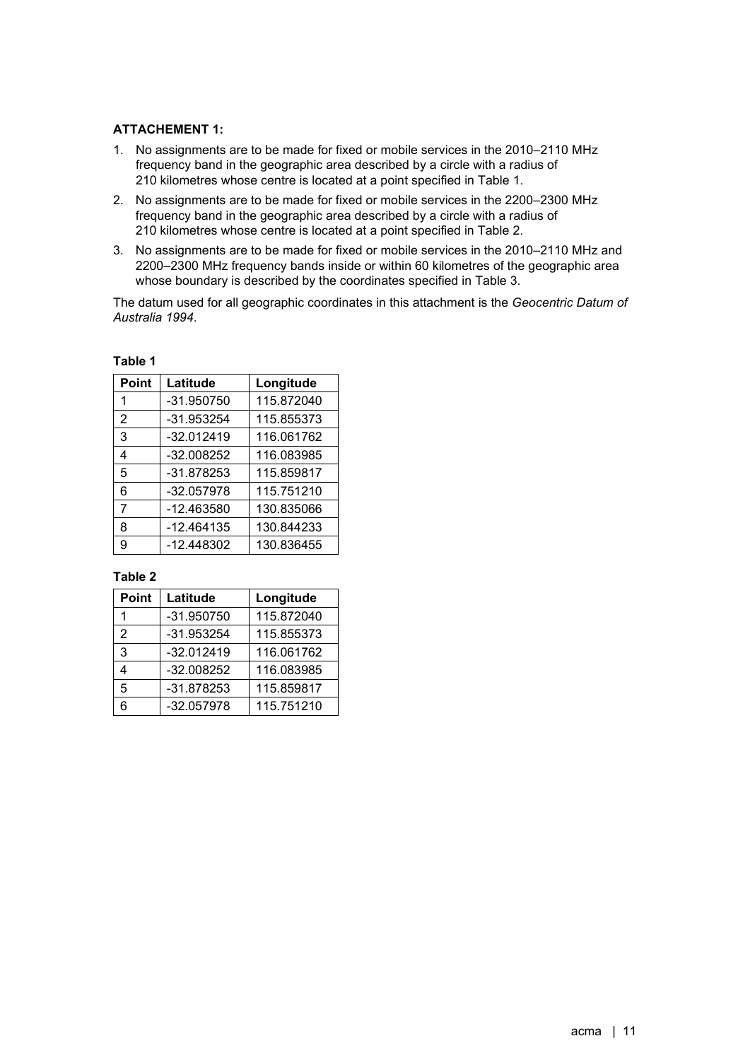**ATTACHEMENT 1:**

1. No assignments are to be made for fixed or mobile services in the 2010–2110 MHz frequency band in the geographic area described by a circle with a radius of 210 kilometres whose centre is located at a point specified in Table 1.
2. No assignments are to be made for fixed or mobile services in the 2200–2300 MHz frequency band in the geographic area described by a circle with a radius of 210 kilometres whose centre is located at a point specified in Table 2.
3. No assignments are to be made for fixed or mobile services in the 2010–2110 MHz and 2200–2300 MHz frequency bands inside or within 60 kilometres of the geographic area whose boundary is described by the coordinates specified in Table 3.

The datum used for all geographic coordinates in this attachment is the *Geocentric Datum of Australia 1994*.

**Table 1**

| Point | Latitude | Longitude |
|---|---|---|
| 1 | -31.950750 | 115.872040 |
| 2 | -31.953254 | 115.855373 |
| 3 | -32.012419 | 116.061762 |
| 4 | -32.008252 | 116.083985 |
| 5 | -31.878253 | 115.859817 |
| 6 | -32.057978 | 115.751210 |
| 7 | -12.463580 | 130.835066 |
| 8 | -12.464135 | 130.844233 |
| 9 | -12.448302 | 130.836455 |

**Table 2**

| Point | Latitude | Longitude |
|---|---|---|
| 1 | -31.950750 | 115.872040 |
| 2 | -31.953254 | 115.855373 |
| 3 | -32.012419 | 116.061762 |
| 4 | -32.008252 | 116.083985 |
| 5 | -31.878253 | 115.859817 |
| 6 | -32.057978 | 115.751210 |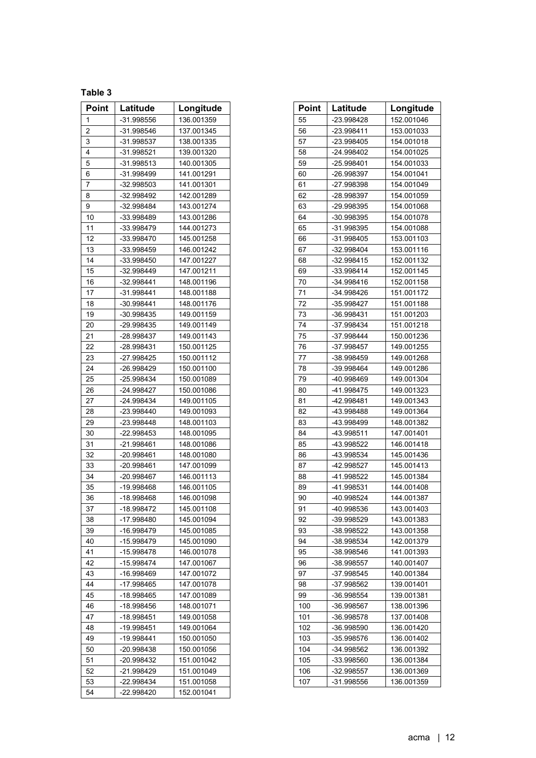**Table 3**

| Point | Latitude | Longitude |
|---|---|---|
| 1 | -31.998556 | 136.001359 |
| 2 | -31.998546 | 137.001345 |
| 3 | -31.998537 | 138.001335 |
| 4 | -31.998521 | 139.001320 |
| 5 | -31.998513 | 140.001305 |
| 6 | -31.998499 | 141.001291 |
| 7 | -32.998503 | 141.001301 |
| 8 | -32.998492 | 142.001289 |
| 9 | -32.998484 | 143.001274 |
| 10 | -33.998489 | 143.001286 |
| 11 | -33.998479 | 144.001273 |
| 12 | -33.998470 | 145.001258 |
| 13 | -33.998459 | 146.001242 |
| 14 | -33.998450 | 147.001227 |
| 15 | -32.998449 | 147.001211 |
| 16 | -32.998441 | 148.001196 |
| 17 | -31.998441 | 148.001188 |
| 18 | -30.998441 | 148.001176 |
| 19 | -30.998435 | 149.001159 |
| 20 | -29.998435 | 149.001149 |
| 21 | -28.998437 | 149.001143 |
| 22 | -28.998431 | 150.001125 |
| 23 | -27.998425 | 150.001112 |
| 24 | -26.998429 | 150.001100 |
| 25 | -25.998434 | 150.001089 |
| 26 | -24.998427 | 150.001086 |
| 27 | -24.998434 | 149.001105 |
| 28 | -23.998440 | 149.001093 |
| 29 | -23.998448 | 148.001103 |
| 30 | -22.998453 | 148.001095 |
| 31 | -21.998461 | 148.001086 |
| 32 | -20.998461 | 148.001080 |
| 33 | -20.998461 | 147.001099 |
| 34 | -20.998467 | 146.001113 |
| 35 | -19.998468 | 146.001105 |
| 36 | -18.998468 | 146.001098 |
| 37 | -18.998472 | 145.001108 |
| 38 | -17.998480 | 145.001094 |
| 39 | -16.998479 | 145.001085 |
| 40 | -15.998479 | 145.001090 |
| 41 | -15.998478 | 146.001078 |
| 42 | -15.998474 | 147.001067 |
| 43 | -16.998469 | 147.001072 |
| 44 | -17.998465 | 147.001078 |
| 45 | -18.998465 | 147.001089 |
| 46 | -18.998456 | 148.001071 |
| 47 | -18.998451 | 149.001058 |
| 48 | -19.998451 | 149.001064 |
| 49 | -19.998441 | 150.001050 |
| 50 | -20.998438 | 150.001056 |
| 51 | -20.998432 | 151.001042 |
| 52 | -21.998429 | 151.001049 |
| 53 | -22.998434 | 151.001058 |
| 54 | -22.998420 | 152.001041 |
| 55 | -23.998428 | 152.001046 |
| 56 | -23.998411 | 153.001033 |
| 57 | -23.998405 | 154.001018 |
| 58 | -24.998402 | 154.001025 |
| 59 | -25.998401 | 154.001033 |
| 60 | -26.998397 | 154.001041 |
| 61 | -27.998398 | 154.001049 |
| 62 | -28.998397 | 154.001059 |
| 63 | -29.998395 | 154.001068 |
| 64 | -30.998395 | 154.001078 |
| 65 | -31.998395 | 154.001088 |
| 66 | -31.998405 | 153.001103 |
| 67 | -32.998404 | 153.001116 |
| 68 | -32.998415 | 152.001132 |
| 69 | -33.998414 | 152.001145 |
| 70 | -34.998416 | 152.001158 |
| 71 | -34.998426 | 151.001172 |
| 72 | -35.998427 | 151.001188 |
| 73 | -36.998431 | 151.001203 |
| 74 | -37.998434 | 151.001218 |
| 75 | -37.998444 | 150.001236 |
| 76 | -37.998457 | 149.001255 |
| 77 | -38.998459 | 149.001268 |
| 78 | -39.998464 | 149.001286 |
| 79 | -40.998469 | 149.001304 |
| 80 | -41.998475 | 149.001323 |
| 81 | -42.998481 | 149.001343 |
| 82 | -43.998488 | 149.001364 |
| 83 | -43.998499 | 148.001382 |
| 84 | -43.998511 | 147.001401 |
| 85 | -43.998522 | 146.001418 |
| 86 | -43.998534 | 145.001436 |
| 87 | -42.998527 | 145.001413 |
| 88 | -41.998522 | 145.001384 |
| 89 | -41.998531 | 144.001408 |
| 90 | -40.998524 | 144.001387 |
| 91 | -40.998536 | 143.001403 |
| 92 | -39.998529 | 143.001383 |
| 93 | -38.998522 | 143.001358 |
| 94 | -38.998534 | 142.001379 |
| 95 | -38.998546 | 141.001393 |
| 96 | -38.998557 | 140.001407 |
| 97 | -37.998545 | 140.001384 |
| 98 | -37.998562 | 139.001401 |
| 99 | -36.998554 | 139.001381 |
| 100 | -36.998567 | 138.001396 |
| 101 | -36.998578 | 137.001408 |
| 102 | -36.998590 | 136.001420 |
| 103 | -35.998576 | 136.001402 |
| 104 | -34.998562 | 136.001392 |
| 105 | -33.998560 | 136.001384 |
| 106 | -32.998557 | 136.001369 |
| 107 | -31.998556 | 136.001359 |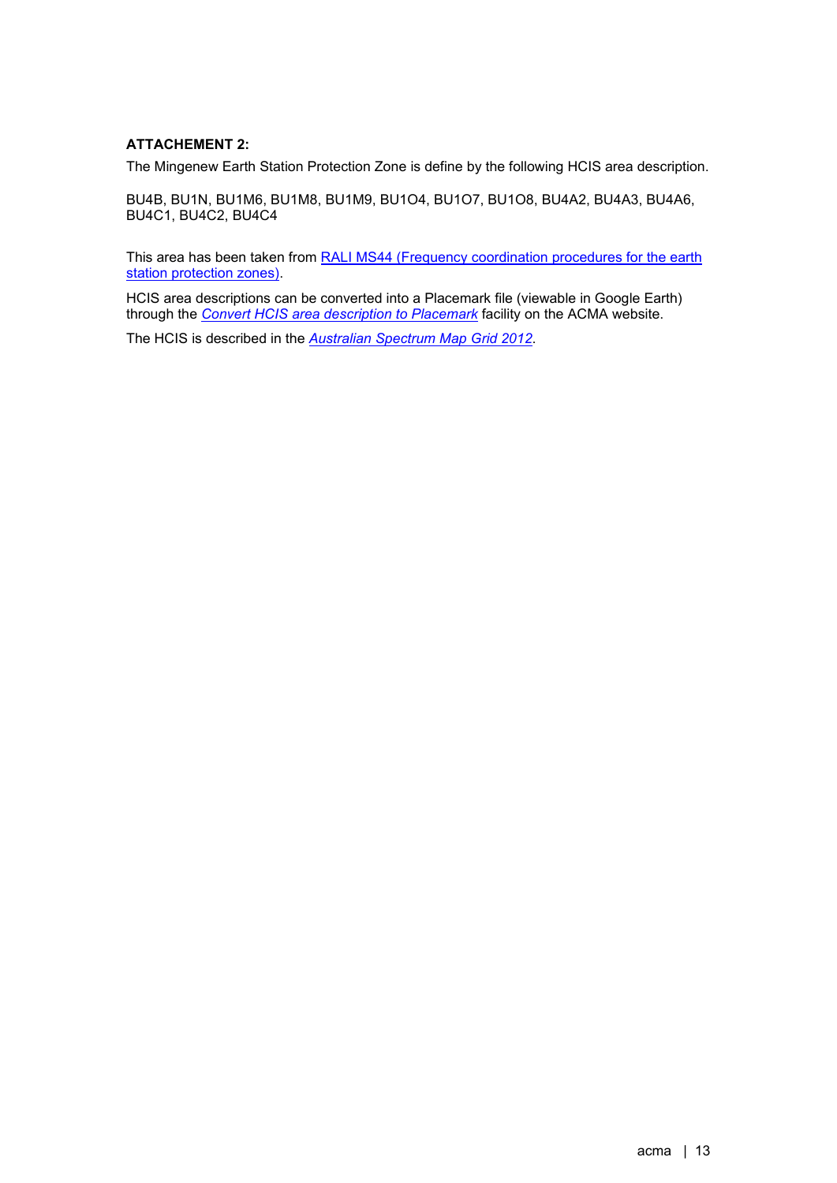**ATTACHEMENT 2:**

The Mingenew Earth Station Protection Zone is define by the following HCIS area description.

BU4B, BU1N, BU1M6, BU1M8, BU1M9, BU1O4, BU1O7, BU1O8, BU4A2, BU4A3, BU4A6, BU4C1, BU4C2, BU4C4

This area has been taken from RALI MS44 (Frequency coordination procedures for the earth station protection zones).

HCIS area descriptions can be converted into a Placemark file (viewable in Google Earth) through the *Convert HCIS area description to Placemark* facility on the ACMA website.

The HCIS is described in the *Australian Spectrum Map Grid 2012*.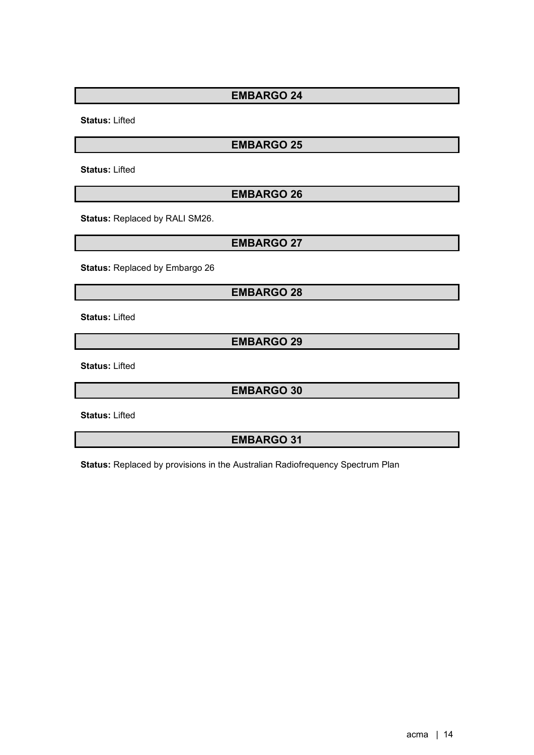## EMBARGO 24

**Status:** Lifted

## EMBARGO 25

**Status:** Lifted

## EMBARGO 26

**Status:** Replaced by RALI SM26.

## EMBARGO 27

**Status:** Replaced by Embargo 26

## EMBARGO 28

**Status:** Lifted

## EMBARGO 29

**Status:** Lifted

## EMBARGO 30

**Status:** Lifted

## EMBARGO 31

**Status:** Replaced by provisions in the Australian Radiofrequency Spectrum Plan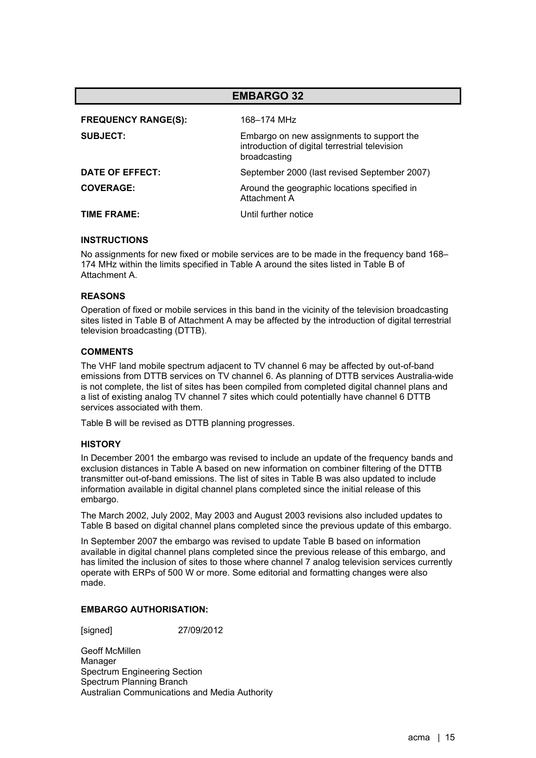# EMBARGO 32

| | |
|---|---|
| **FREQUENCY RANGE(S):** | 168–174 MHz |
| **SUBJECT:** | Embargo on new assignments to support the introduction of digital terrestrial television broadcasting |
| **DATE OF EFFECT:** | September 2000 (last revised September 2007) |
| **COVERAGE:** | Around the geographic locations specified in Attachment A |
| **TIME FRAME:** | Until further notice |

### INSTRUCTIONS

No assignments for new fixed or mobile services are to be made in the frequency band 168–174 MHz within the limits specified in Table A around the sites listed in Table B of Attachment A.

### REASONS

Operation of fixed or mobile services in this band in the vicinity of the television broadcasting sites listed in Table B of Attachment A may be affected by the introduction of digital terrestrial television broadcasting (DTTB).

### COMMENTS

The VHF land mobile spectrum adjacent to TV channel 6 may be affected by out-of-band emissions from DTTB services on TV channel 6. As planning of DTTB services Australia-wide is not complete, the list of sites has been compiled from completed digital channel plans and a list of existing analog TV channel 7 sites which could potentially have channel 6 DTTB services associated with them.

Table B will be revised as DTTB planning progresses.

### HISTORY

In December 2001 the embargo was revised to include an update of the frequency bands and exclusion distances in Table A based on new information on combiner filtering of the DTTB transmitter out-of-band emissions. The list of sites in Table B was also updated to include information available in digital channel plans completed since the initial release of this embargo.

The March 2002, July 2002, May 2003 and August 2003 revisions also included updates to Table B based on digital channel plans completed since the previous update of this embargo.

In September 2007 the embargo was revised to update Table B based on information available in digital channel plans completed since the previous release of this embargo, and has limited the inclusion of sites to those where channel 7 analog television services currently operate with ERPs of 500 W or more. Some editorial and formatting changes were also made.

### EMBARGO AUTHORISATION:

[signed] 27/09/2012

Geoff McMillen
Manager
Spectrum Engineering Section
Spectrum Planning Branch
Australian Communications and Media Authority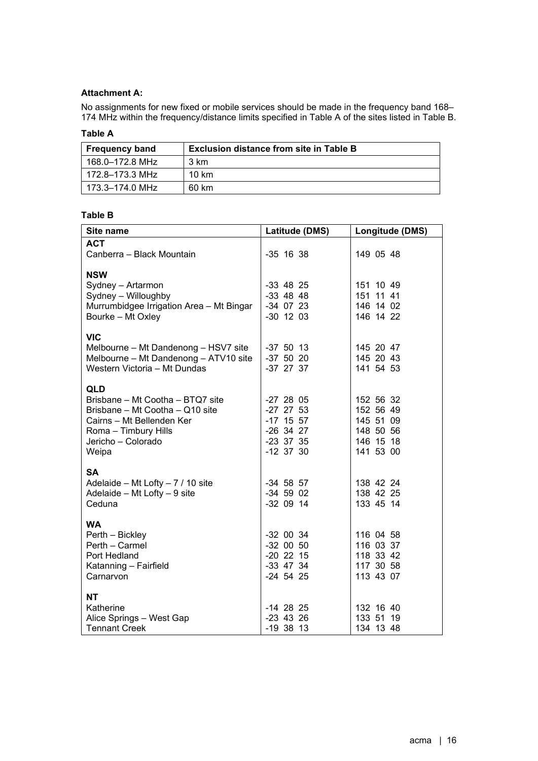**Attachment A:**

No assignments for new fixed or mobile services should be made in the frequency band 168–174 MHz within the frequency/distance limits specified in Table A of the sites listed in Table B.

**Table A**

| Frequency band | Exclusion distance from site in Table B |
|---|---|
| 168.0–172.8 MHz | 3 km |
| 172.8–173.3 MHz | 10 km |
| 173.3–174.0 MHz | 60 km |

**Table B**

| Site name | Latitude (DMS) | Longitude (DMS) |
|---|---|---|
| **ACT** | | |
| Canberra – Black Mountain | -35 16 38 | 149 05 48 |
| **NSW** | | |
| Sydney – Artarmon | -33 48 25 | 151 10 49 |
| Sydney – Willoughby | -33 48 48 | 151 11 41 |
| Murrumbidgee Irrigation Area – Mt Bingar | -34 07 23 | 146 14 02 |
| Bourke – Mt Oxley | -30 12 03 | 146 14 22 |
| **VIC** | | |
| Melbourne – Mt Dandenong – HSV7 site | -37 50 13 | 145 20 47 |
| Melbourne – Mt Dandenong – ATV10 site | -37 50 20 | 145 20 43 |
| Western Victoria – Mt Dundas | -37 27 37 | 141 54 53 |
| **QLD** | | |
| Brisbane – Mt Cootha – BTQ7 site | -27 28 05 | 152 56 32 |
| Brisbane – Mt Cootha – Q10 site | -27 27 53 | 152 56 49 |
| Cairns – Mt Bellenden Ker | -17 15 57 | 145 51 09 |
| Roma – Timbury Hills | -26 34 27 | 148 50 56 |
| Jericho – Colorado | -23 37 35 | 146 15 18 |
| Weipa | -12 37 30 | 141 53 00 |
| **SA** | | |
| Adelaide – Mt Lofty – 7 / 10 site | -34 58 57 | 138 42 24 |
| Adelaide – Mt Lofty – 9 site | -34 59 02 | 138 42 25 |
| Ceduna | -32 09 14 | 133 45 14 |
| **WA** | | |
| Perth – Bickley | -32 00 34 | 116 04 58 |
| Perth – Carmel | -32 00 50 | 116 03 37 |
| Port Hedland | -20 22 15 | 118 33 42 |
| Katanning – Fairfield | -33 47 34 | 117 30 58 |
| Carnarvon | -24 54 25 | 113 43 07 |
| **NT** | | |
| Katherine | -14 28 25 | 132 16 40 |
| Alice Springs – West Gap | -23 43 26 | 133 51 19 |
| Tennant Creek | -19 38 13 | 134 13 48 |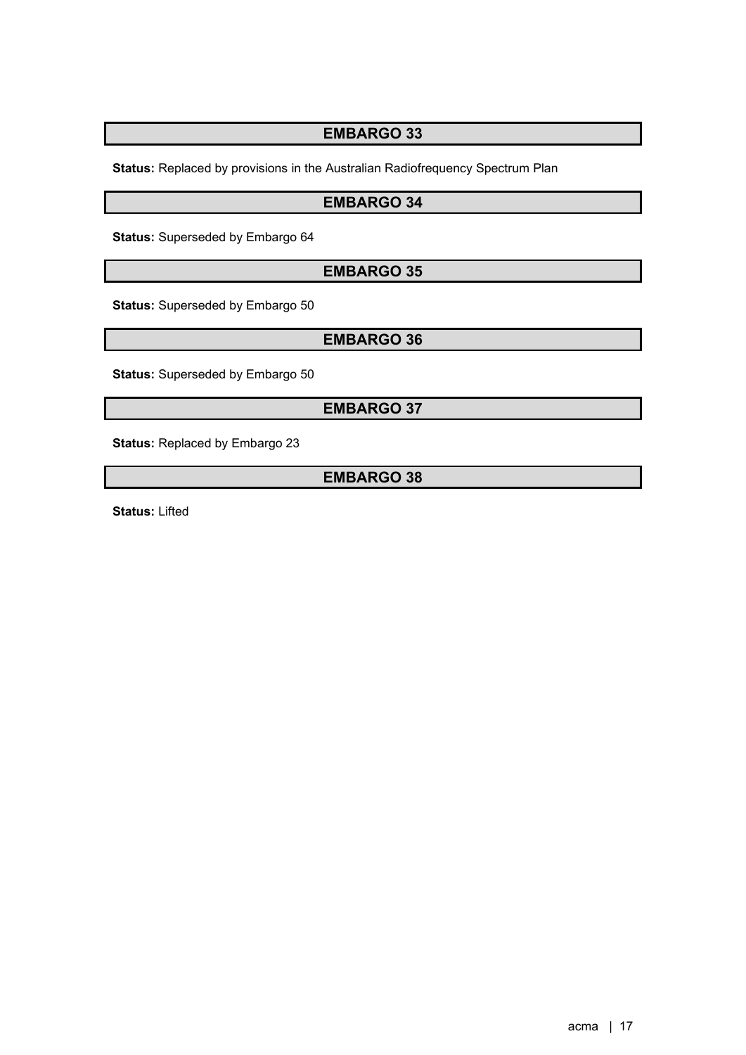## EMBARGO 33

**Status:** Replaced by provisions in the Australian Radiofrequency Spectrum Plan

## EMBARGO 34

**Status:** Superseded by Embargo 64

## EMBARGO 35

**Status:** Superseded by Embargo 50

## EMBARGO 36

**Status:** Superseded by Embargo 50

## EMBARGO 37

**Status:** Replaced by Embargo 23

## EMBARGO 38

**Status:** Lifted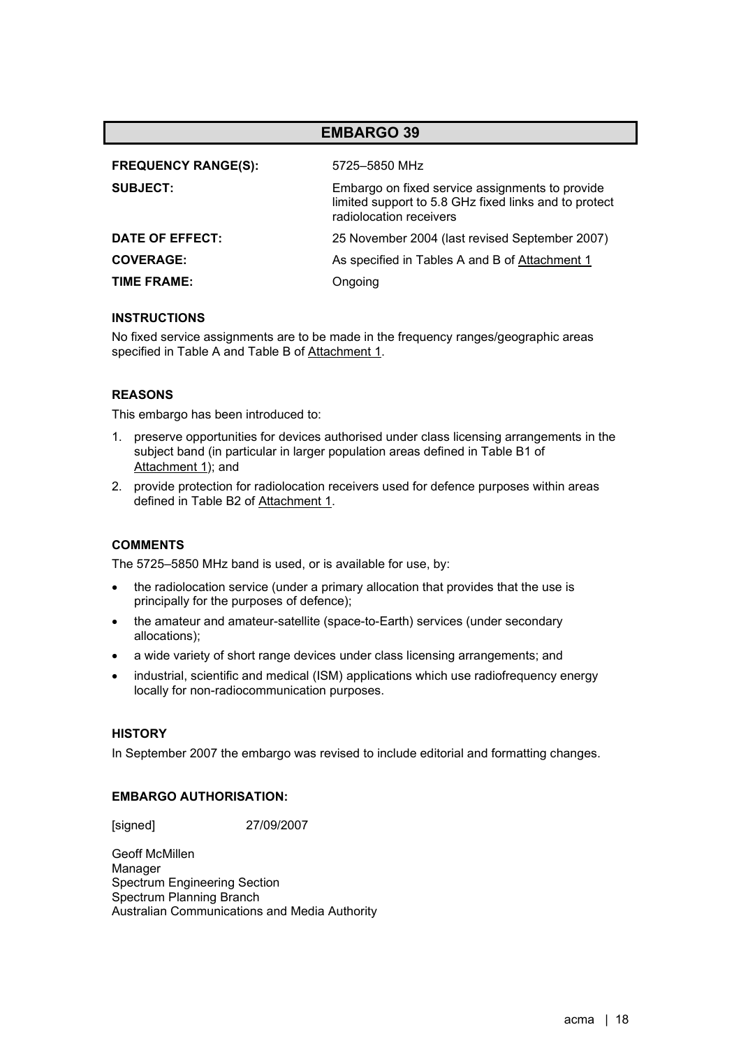# EMBARGO 39

**FREQUENCY RANGE(S):** 5725–5850 MHz

**SUBJECT:** Embargo on fixed service assignments to provide limited support to 5.8 GHz fixed links and to protect radiolocation receivers

**DATE OF EFFECT:** 25 November 2004 (last revised September 2007)

**COVERAGE:** As specified in Tables A and B of Attachment 1

**TIME FRAME:** Ongoing

### INSTRUCTIONS

No fixed service assignments are to be made in the frequency ranges/geographic areas specified in Table A and Table B of Attachment 1.

### REASONS

This embargo has been introduced to:

1. preserve opportunities for devices authorised under class licensing arrangements in the subject band (in particular in larger population areas defined in Table B1 of Attachment 1); and
2. provide protection for radiolocation receivers used for defence purposes within areas defined in Table B2 of Attachment 1.

### COMMENTS

The 5725–5850 MHz band is used, or is available for use, by:

- the radiolocation service (under a primary allocation that provides that the use is principally for the purposes of defence);
- the amateur and amateur-satellite (space-to-Earth) services (under secondary allocations);
- a wide variety of short range devices under class licensing arrangements; and
- industrial, scientific and medical (ISM) applications which use radiofrequency energy locally for non-radiocommunication purposes.

### HISTORY

In September 2007 the embargo was revised to include editorial and formatting changes.

### EMBARGO AUTHORISATION:

[signed] 27/09/2007

Geoff McMillen
Manager
Spectrum Engineering Section
Spectrum Planning Branch
Australian Communications and Media Authority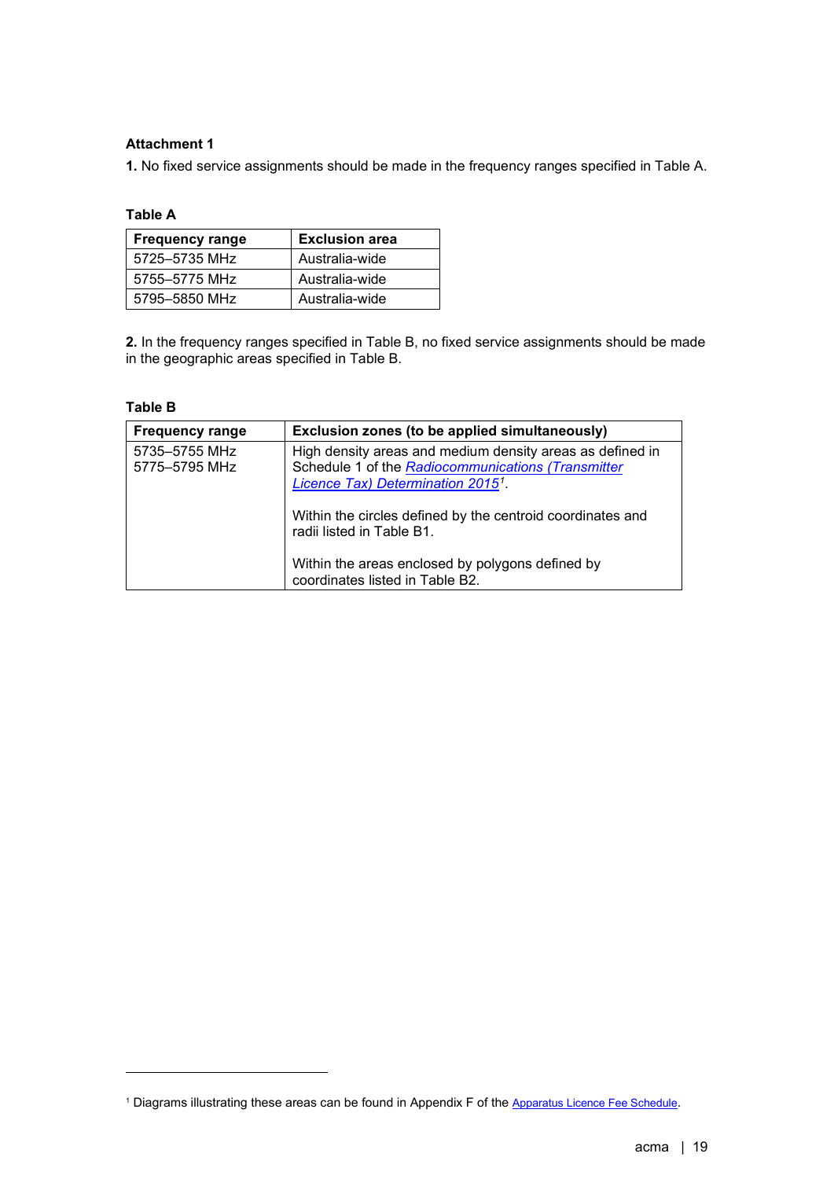### Attachment 1

**1.** No fixed service assignments should be made in the frequency ranges specified in Table A.

**Table A**

| Frequency range | Exclusion area |
|---|---|
| 5725–5735 MHz | Australia-wide |
| 5755–5775 MHz | Australia-wide |
| 5795–5850 MHz | Australia-wide |

**2.** In the frequency ranges specified in Table B, no fixed service assignments should be made in the geographic areas specified in Table B.

**Table B**

| Frequency range | Exclusion zones (to be applied simultaneously) |
|---|---|
| 5735–5755 MHz<br>5775–5795 MHz | High density areas and medium density areas as defined in Schedule 1 of the *Radiocommunications (Transmitter Licence Tax) Determination 2015*[1].<br><br>Within the circles defined by the centroid coordinates and radii listed in Table B1.<br><br>Within the areas enclosed by polygons defined by coordinates listed in Table B2. |

[1] Diagrams illustrating these areas can be found in Appendix F of the Apparatus Licence Fee Schedule.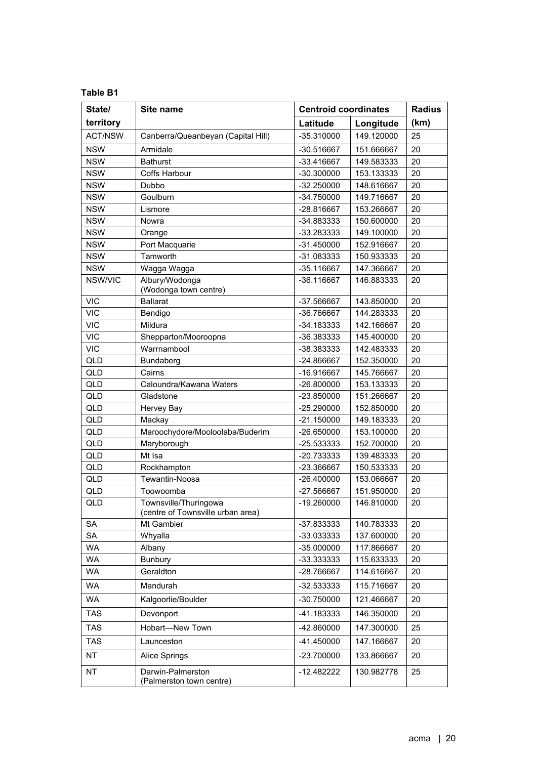**Table B1**

| State/ territory | Site name | Centroid coordinates | | Radius (km) |
|---|---|---|---|---|
| | | Latitude | Longitude | |
| ACT/NSW | Canberra/Queanbeyan (Capital Hill) | -35.310000 | 149.120000 | 25 |
| NSW | Armidale | -30.516667 | 151.666667 | 20 |
| NSW | Bathurst | -33.416667 | 149.583333 | 20 |
| NSW | Coffs Harbour | -30.300000 | 153.133333 | 20 |
| NSW | Dubbo | -32.250000 | 148.616667 | 20 |
| NSW | Goulburn | -34.750000 | 149.716667 | 20 |
| NSW | Lismore | -28.816667 | 153.266667 | 20 |
| NSW | Nowra | -34.883333 | 150.600000 | 20 |
| NSW | Orange | -33.283333 | 149.100000 | 20 |
| NSW | Port Macquarie | -31.450000 | 152.916667 | 20 |
| NSW | Tamworth | -31.083333 | 150.933333 | 20 |
| NSW | Wagga Wagga | -35.116667 | 147.366667 | 20 |
| NSW/VIC | Albury/Wodonga (Wodonga town centre) | -36.116667 | 146.883333 | 20 |
| VIC | Ballarat | -37.566667 | 143.850000 | 20 |
| VIC | Bendigo | -36.766667 | 144.283333 | 20 |
| VIC | Mildura | -34.183333 | 142.166667 | 20 |
| VIC | Shepparton/Mooroopna | -36.383333 | 145.400000 | 20 |
| VIC | Warrnambool | -38.383333 | 142.483333 | 20 |
| QLD | Bundaberg | -24.866667 | 152.350000 | 20 |
| QLD | Cairns | -16.916667 | 145.766667 | 20 |
| QLD | Caloundra/Kawana Waters | -26.800000 | 153.133333 | 20 |
| QLD | Gladstone | -23.850000 | 151.266667 | 20 |
| QLD | Hervey Bay | -25.290000 | 152.850000 | 20 |
| QLD | Mackay | -21.150000 | 149.183333 | 20 |
| QLD | Maroochydore/Mooloolaba/Buderim | -26.650000 | 153.100000 | 20 |
| QLD | Maryborough | -25.533333 | 152.700000 | 20 |
| QLD | Mt Isa | -20.733333 | 139.483333 | 20 |
| QLD | Rockhampton | -23.366667 | 150.533333 | 20 |
| QLD | Tewantin-Noosa | -26.400000 | 153.066667 | 20 |
| QLD | Toowoomba | -27.566667 | 151.950000 | 20 |
| QLD | Townsville/Thuringowa (centre of Townsville urban area) | -19.260000 | 146.810000 | 20 |
| SA | Mt Gambier | -37.833333 | 140.783333 | 20 |
| SA | Whyalla | -33.033333 | 137.600000 | 20 |
| WA | Albany | -35.000000 | 117.866667 | 20 |
| WA | Bunbury | -33.333333 | 115.633333 | 20 |
| WA | Geraldton | -28.766667 | 114.616667 | 20 |
| WA | Mandurah | -32.533333 | 115.716667 | 20 |
| WA | Kalgoorlie/Boulder | -30.750000 | 121.466667 | 20 |
| TAS | Devonport | -41.183333 | 146.350000 | 20 |
| TAS | Hobart—New Town | -42.860000 | 147.300000 | 25 |
| TAS | Launceston | -41.450000 | 147.166667 | 20 |
| NT | Alice Springs | -23.700000 | 133.866667 | 20 |
| NT | Darwin-Palmerston (Palmerston town centre) | -12.482222 | 130.982778 | 25 |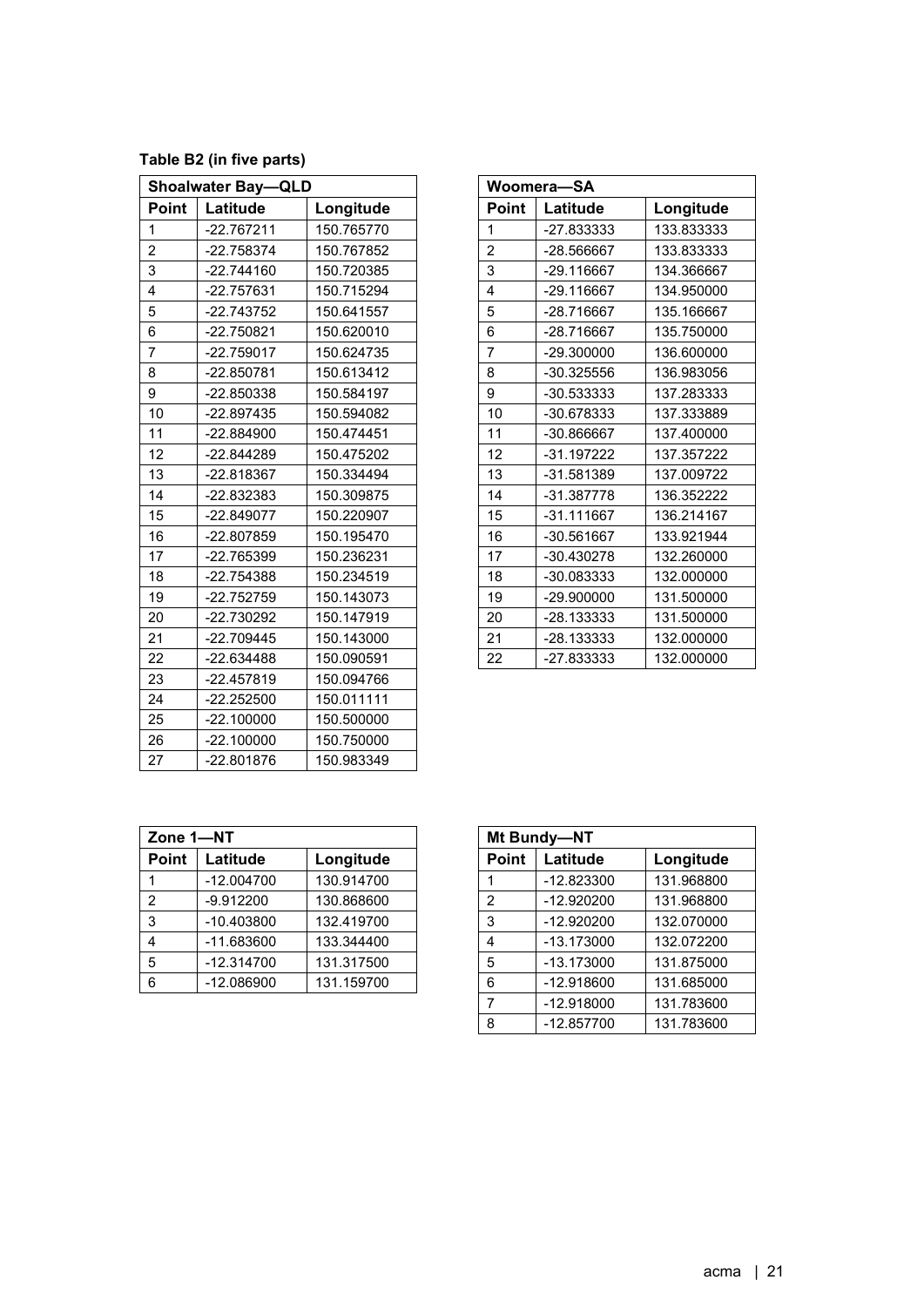**Table B2 (in five parts)**

| Shoalwater Bay—QLD | | |
|---|---|---|
| Point | Latitude | Longitude |
| 1 | -22.767211 | 150.765770 |
| 2 | -22.758374 | 150.767852 |
| 3 | -22.744160 | 150.720385 |
| 4 | -22.757631 | 150.715294 |
| 5 | -22.743752 | 150.641557 |
| 6 | -22.750821 | 150.620010 |
| 7 | -22.759017 | 150.624735 |
| 8 | -22.850781 | 150.613412 |
| 9 | -22.850338 | 150.584197 |
| 10 | -22.897435 | 150.594082 |
| 11 | -22.884900 | 150.474451 |
| 12 | -22.844289 | 150.475202 |
| 13 | -22.818367 | 150.334494 |
| 14 | -22.832383 | 150.309875 |
| 15 | -22.849077 | 150.220907 |
| 16 | -22.807859 | 150.195470 |
| 17 | -22.765399 | 150.236231 |
| 18 | -22.754388 | 150.234519 |
| 19 | -22.752759 | 150.143073 |
| 20 | -22.730292 | 150.147919 |
| 21 | -22.709445 | 150.143000 |
| 22 | -22.634488 | 150.090591 |
| 23 | -22.457819 | 150.094766 |
| 24 | -22.252500 | 150.011111 |
| 25 | -22.100000 | 150.500000 |
| 26 | -22.100000 | 150.750000 |
| 27 | -22.801876 | 150.983349 |

| Woomera—SA | | |
|---|---|---|
| Point | Latitude | Longitude |
| 1 | -27.833333 | 133.833333 |
| 2 | -28.566667 | 133.833333 |
| 3 | -29.116667 | 134.366667 |
| 4 | -29.116667 | 134.950000 |
| 5 | -28.716667 | 135.166667 |
| 6 | -28.716667 | 135.750000 |
| 7 | -29.300000 | 136.600000 |
| 8 | -30.325556 | 136.983056 |
| 9 | -30.533333 | 137.283333 |
| 10 | -30.678333 | 137.333889 |
| 11 | -30.866667 | 137.400000 |
| 12 | -31.197222 | 137.357222 |
| 13 | -31.581389 | 137.009722 |
| 14 | -31.387778 | 136.352222 |
| 15 | -31.111667 | 136.214167 |
| 16 | -30.561667 | 133.921944 |
| 17 | -30.430278 | 132.260000 |
| 18 | -30.083333 | 132.000000 |
| 19 | -29.900000 | 131.500000 |
| 20 | -28.133333 | 131.500000 |
| 21 | -28.133333 | 132.000000 |
| 22 | -27.833333 | 132.000000 |

| Zone 1—NT | | |
|---|---|---|
| Point | Latitude | Longitude |
| 1 | -12.004700 | 130.914700 |
| 2 | -9.912200 | 130.868600 |
| 3 | -10.403800 | 132.419700 |
| 4 | -11.683600 | 133.344400 |
| 5 | -12.314700 | 131.317500 |
| 6 | -12.086900 | 131.159700 |

| Mt Bundy—NT | | |
|---|---|---|
| Point | Latitude | Longitude |
| 1 | -12.823300 | 131.968800 |
| 2 | -12.920200 | 131.968800 |
| 3 | -12.920200 | 132.070000 |
| 4 | -13.173000 | 132.072200 |
| 5 | -13.173000 | 131.875000 |
| 6 | -12.918600 | 131.685000 |
| 7 | -12.918000 | 131.783600 |
| 8 | -12.857700 | 131.783600 |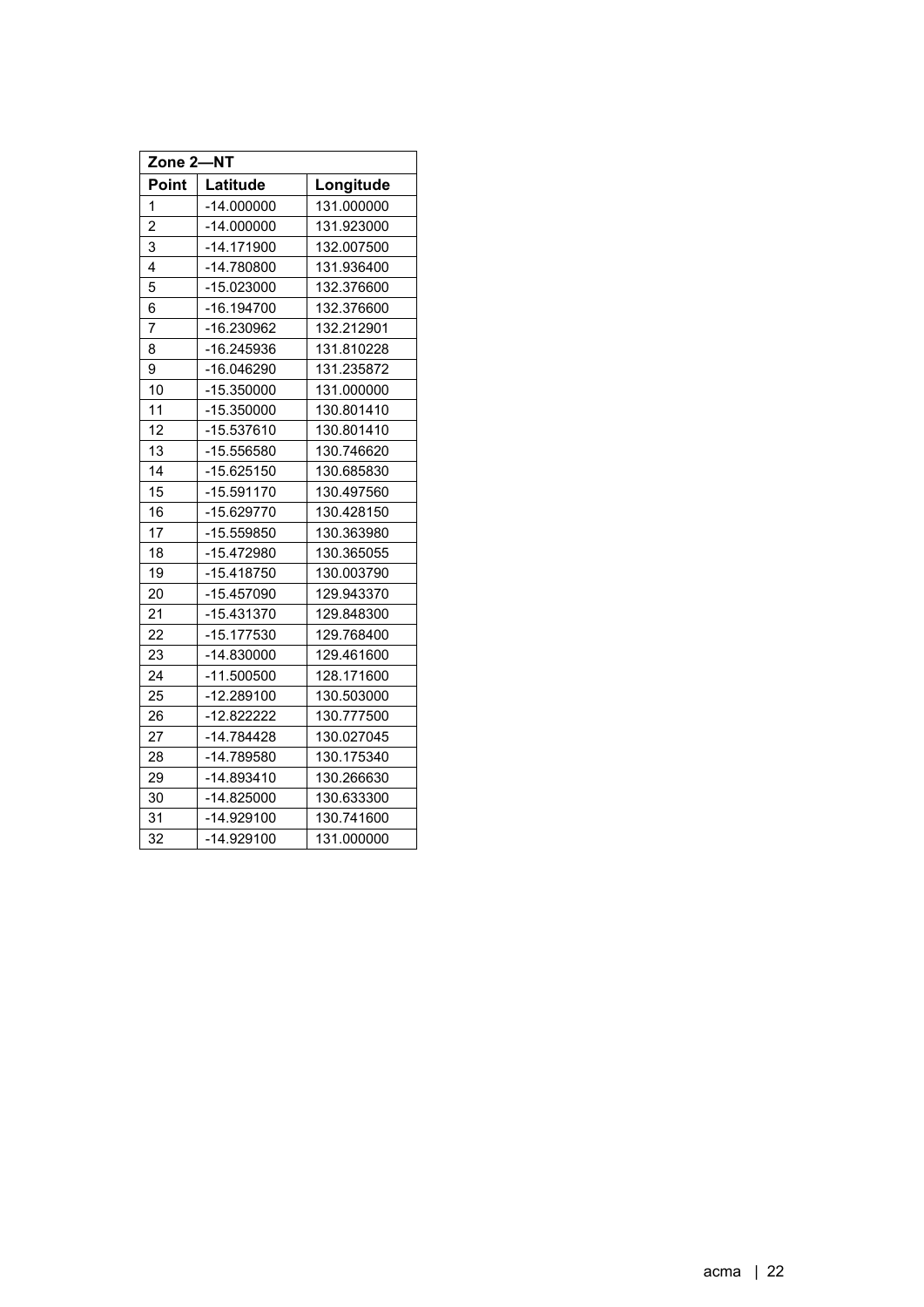| Zone 2—NT | | |
|---|---|---|
| **Point** | **Latitude** | **Longitude** |
| 1 | -14.000000 | 131.000000 |
| 2 | -14.000000 | 131.923000 |
| 3 | -14.171900 | 132.007500 |
| 4 | -14.780800 | 131.936400 |
| 5 | -15.023000 | 132.376600 |
| 6 | -16.194700 | 132.376600 |
| 7 | -16.230962 | 132.212901 |
| 8 | -16.245936 | 131.810228 |
| 9 | -16.046290 | 131.235872 |
| 10 | -15.350000 | 131.000000 |
| 11 | -15.350000 | 130.801410 |
| 12 | -15.537610 | 130.801410 |
| 13 | -15.556580 | 130.746620 |
| 14 | -15.625150 | 130.685830 |
| 15 | -15.591170 | 130.497560 |
| 16 | -15.629770 | 130.428150 |
| 17 | -15.559850 | 130.363980 |
| 18 | -15.472980 | 130.365055 |
| 19 | -15.418750 | 130.003790 |
| 20 | -15.457090 | 129.943370 |
| 21 | -15.431370 | 129.848300 |
| 22 | -15.177530 | 129.768400 |
| 23 | -14.830000 | 129.461600 |
| 24 | -11.500500 | 128.171600 |
| 25 | -12.289100 | 130.503000 |
| 26 | -12.822222 | 130.777500 |
| 27 | -14.784428 | 130.027045 |
| 28 | -14.789580 | 130.175340 |
| 29 | -14.893410 | 130.266630 |
| 30 | -14.825000 | 130.633300 |
| 31 | -14.929100 | 130.741600 |
| 32 | -14.929100 | 131.000000 |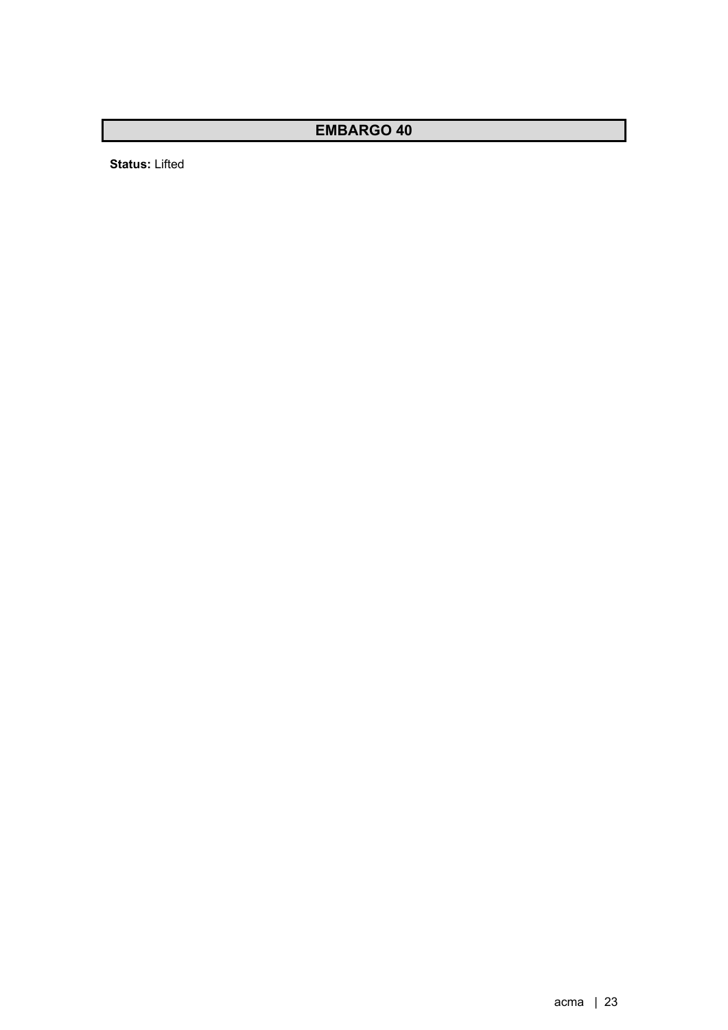## EMBARGO 40

**Status:** Lifted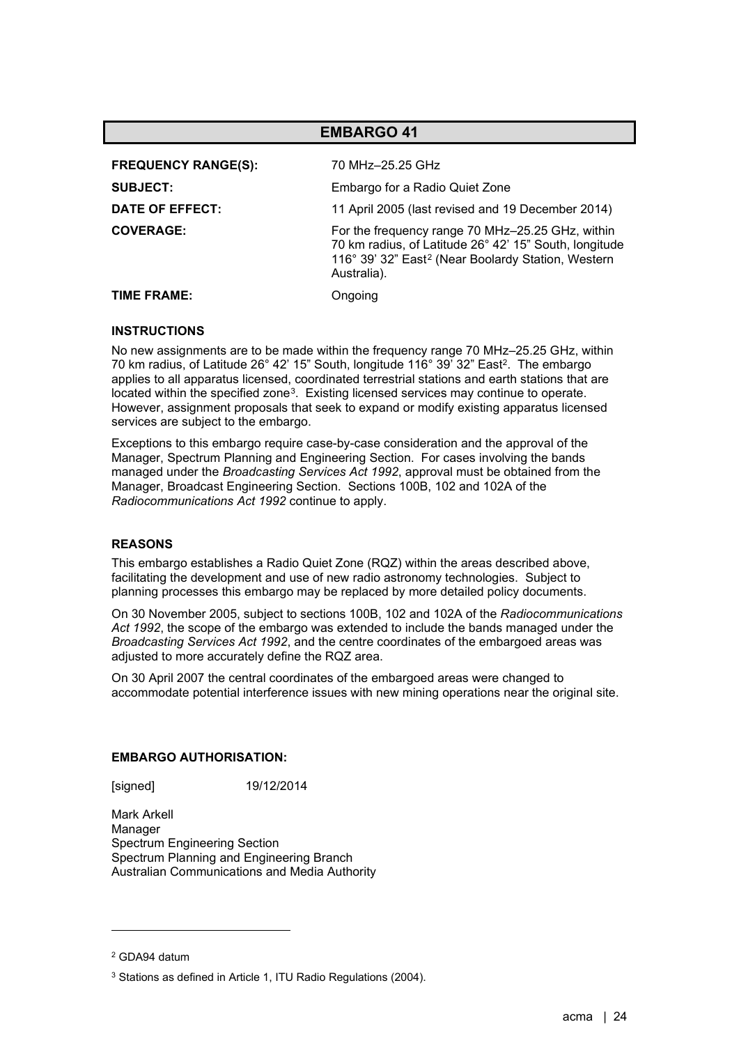## EMBARGO 41

| | |
|---|---|
| **FREQUENCY RANGE(S):** | 70 MHz–25.25 GHz |
| **SUBJECT:** | Embargo for a Radio Quiet Zone |
| **DATE OF EFFECT:** | 11 April 2005 (last revised and 19 December 2014) |
| **COVERAGE:** | For the frequency range 70 MHz–25.25 GHz, within 70 km radius, of Latitude 26° 42' 15" South, longitude 116° 39' 32" East[2] (Near Boolardy Station, Western Australia). |
| **TIME FRAME:** | Ongoing |

### INSTRUCTIONS

No new assignments are to be made within the frequency range 70 MHz–25.25 GHz, within 70 km radius, of Latitude 26° 42' 15" South, longitude 116° 39' 32" East[2]. The embargo applies to all apparatus licensed, coordinated terrestrial stations and earth stations that are located within the specified zone[3]. Existing licensed services may continue to operate. However, assignment proposals that seek to expand or modify existing apparatus licensed services are subject to the embargo.

Exceptions to this embargo require case-by-case consideration and the approval of the Manager, Spectrum Planning and Engineering Section. For cases involving the bands managed under the *Broadcasting Services Act 1992*, approval must be obtained from the Manager, Broadcast Engineering Section. Sections 100B, 102 and 102A of the *Radiocommunications Act 1992* continue to apply.

### REASONS

This embargo establishes a Radio Quiet Zone (RQZ) within the areas described above, facilitating the development and use of new radio astronomy technologies. Subject to planning processes this embargo may be replaced by more detailed policy documents.

On 30 November 2005, subject to sections 100B, 102 and 102A of the *Radiocommunications Act 1992*, the scope of the embargo was extended to include the bands managed under the *Broadcasting Services Act 1992*, and the centre coordinates of the embargoed areas was adjusted to more accurately define the RQZ area.

On 30 April 2007 the central coordinates of the embargoed areas were changed to accommodate potential interference issues with new mining operations near the original site.

### EMBARGO AUTHORISATION:

[signed] 19/12/2014

Mark Arkell
Manager
Spectrum Engineering Section
Spectrum Planning and Engineering Branch
Australian Communications and Media Authority

---

[2] GDA94 datum

[3] Stations as defined in Article 1, ITU Radio Regulations (2004).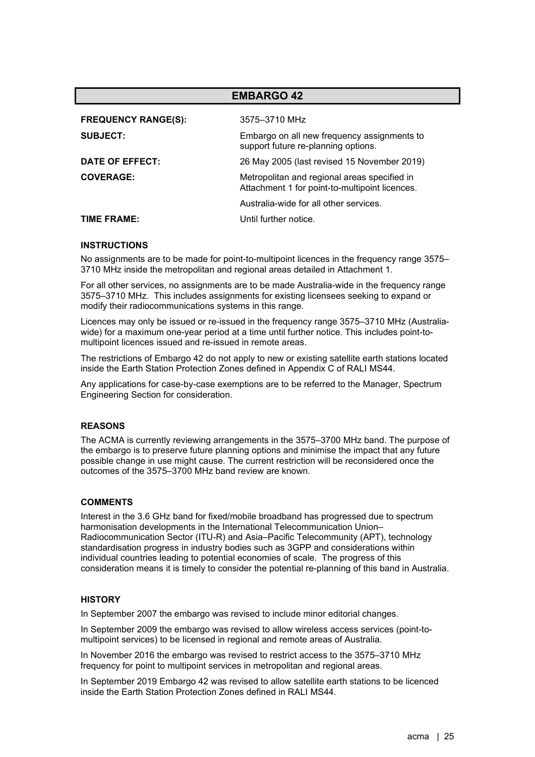# EMBARGO 42

| | |
|---|---|
| **FREQUENCY RANGE(S):** | 3575–3710 MHz |
| **SUBJECT:** | Embargo on all new frequency assignments to support future re-planning options. |
| **DATE OF EFFECT:** | 26 May 2005 (last revised 15 November 2019) |
| **COVERAGE:** | Metropolitan and regional areas specified in Attachment 1 for point-to-multipoint licences. |
| | Australia-wide for all other services. |
| **TIME FRAME:** | Until further notice. |

### INSTRUCTIONS

No assignments are to be made for point-to-multipoint licences in the frequency range 3575–3710 MHz inside the metropolitan and regional areas detailed in Attachment 1.

For all other services, no assignments are to be made Australia-wide in the frequency range 3575–3710 MHz. This includes assignments for existing licensees seeking to expand or modify their radiocommunications systems in this range.

Licences may only be issued or re-issued in the frequency range 3575–3710 MHz (Australia-wide) for a maximum one-year period at a time until further notice. This includes point-to-multipoint licences issued and re-issued in remote areas.

The restrictions of Embargo 42 do not apply to new or existing satellite earth stations located inside the Earth Station Protection Zones defined in Appendix C of RALI MS44.

Any applications for case-by-case exemptions are to be referred to the Manager, Spectrum Engineering Section for consideration.

### REASONS

The ACMA is currently reviewing arrangements in the 3575–3700 MHz band. The purpose of the embargo is to preserve future planning options and minimise the impact that any future possible change in use might cause. The current restriction will be reconsidered once the outcomes of the 3575–3700 MHz band review are known.

### COMMENTS

Interest in the 3.6 GHz band for fixed/mobile broadband has progressed due to spectrum harmonisation developments in the International Telecommunication Union–Radiocommunication Sector (ITU-R) and Asia–Pacific Telecommunity (APT), technology standardisation progress in industry bodies such as 3GPP and considerations within individual countries leading to potential economies of scale. The progress of this consideration means it is timely to consider the potential re-planning of this band in Australia.

### HISTORY

In September 2007 the embargo was revised to include minor editorial changes.

In September 2009 the embargo was revised to allow wireless access services (point-to-multipoint services) to be licensed in regional and remote areas of Australia.

In November 2016 the embargo was revised to restrict access to the 3575–3710 MHz frequency for point to multipoint services in metropolitan and regional areas.

In September 2019 Embargo 42 was revised to allow satellite earth stations to be licenced inside the Earth Station Protection Zones defined in RALI MS44.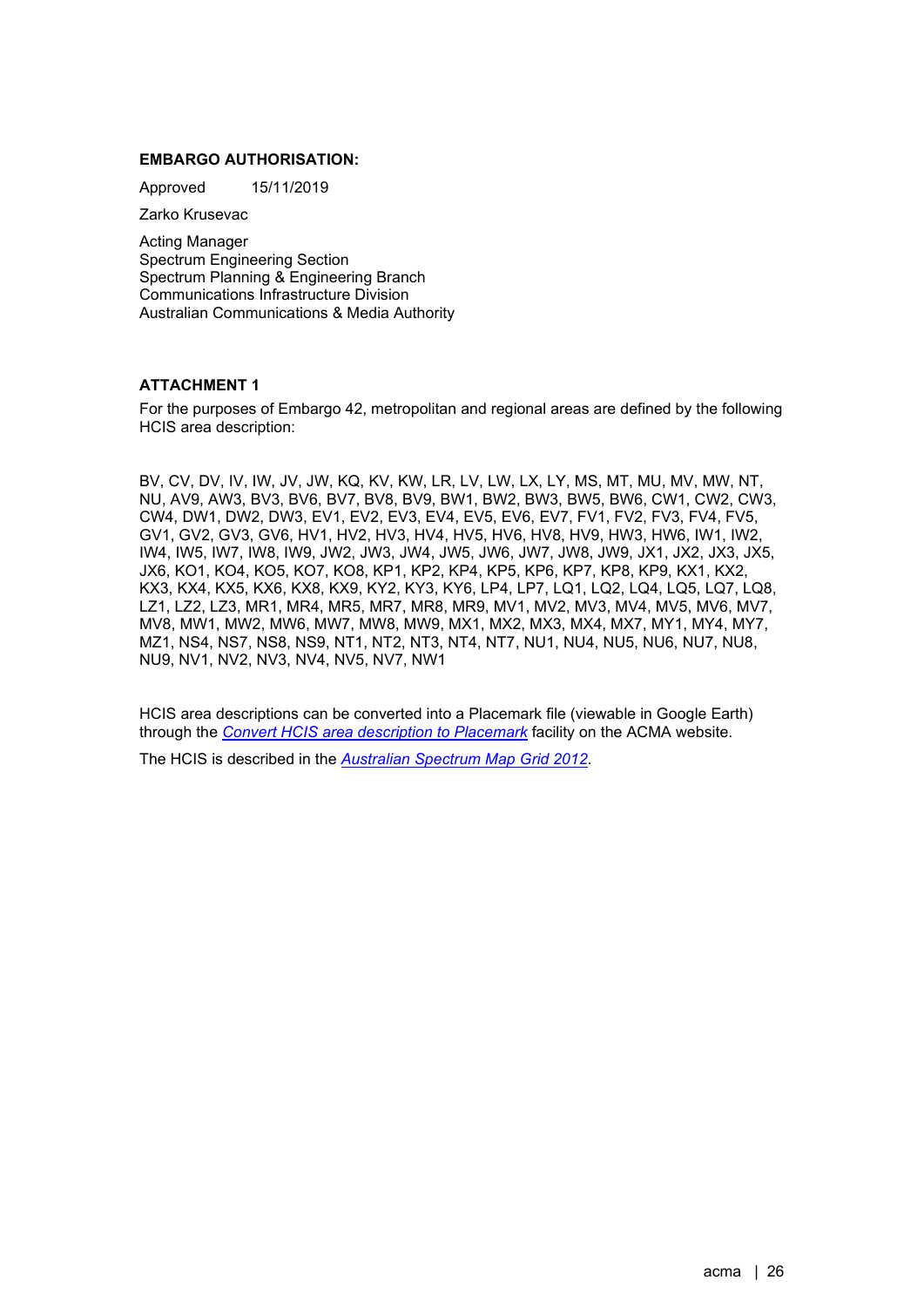**EMBARGO AUTHORISATION:**

Approved 15/11/2019

Zarko Krusevac

Acting Manager
Spectrum Engineering Section
Spectrum Planning & Engineering Branch
Communications Infrastructure Division
Australian Communications & Media Authority

**ATTACHMENT 1**

For the purposes of Embargo 42, metropolitan and regional areas are defined by the following HCIS area description:

BV, CV, DV, IV, IW, JV, JW, KQ, KV, KW, LR, LV, LW, LX, LY, MS, MT, MU, MV, MW, NT, NU, AV9, AW3, BV3, BV6, BV7, BV8, BV9, BW1, BW2, BW3, BW5, BW6, CW1, CW2, CW3, CW4, DW1, DW2, DW3, EV1, EV2, EV3, EV4, EV5, EV6, EV7, FV1, FV2, FV3, FV4, FV5, GV1, GV2, GV3, GV6, HV1, HV2, HV3, HV4, HV5, HV6, HV8, HV9, HW3, HW6, IW1, IW2, IW4, IW5, IW7, IW8, IW9, JW2, JW3, JW4, JW5, JW6, JW7, JW8, JW9, JX1, JX2, JX3, JX5, JX6, KO1, KO4, KO5, KO7, KO8, KP1, KP2, KP4, KP5, KP6, KP7, KP8, KP9, KX1, KX2, KX3, KX4, KX5, KX6, KX8, KX9, KY2, KY3, KY6, LP4, LP7, LQ1, LQ2, LQ4, LQ5, LQ7, LQ8, LZ1, LZ2, LZ3, MR1, MR4, MR5, MR7, MR8, MR9, MV1, MV2, MV3, MV4, MV5, MV6, MV7, MV8, MW1, MW2, MW6, MW7, MW8, MW9, MX1, MX2, MX3, MX4, MX7, MY1, MY4, MY7, MZ1, NS4, NS7, NS8, NS9, NT1, NT2, NT3, NT4, NT7, NU1, NU4, NU5, NU6, NU7, NU8, NU9, NV1, NV2, NV3, NV4, NV5, NV7, NW1

HCIS area descriptions can be converted into a Placemark file (viewable in Google Earth) through the *Convert HCIS area description to Placemark* facility on the ACMA website.

The HCIS is described in the *Australian Spectrum Map Grid 2012*.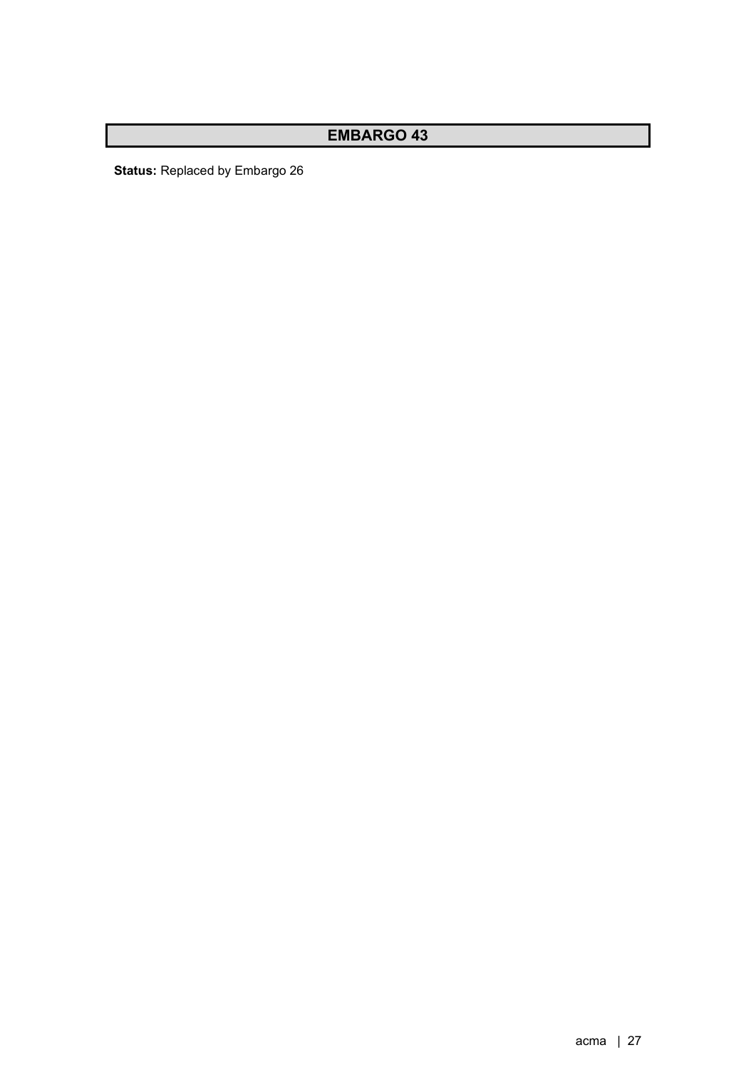## EMBARGO 43

**Status:** Replaced by Embargo 26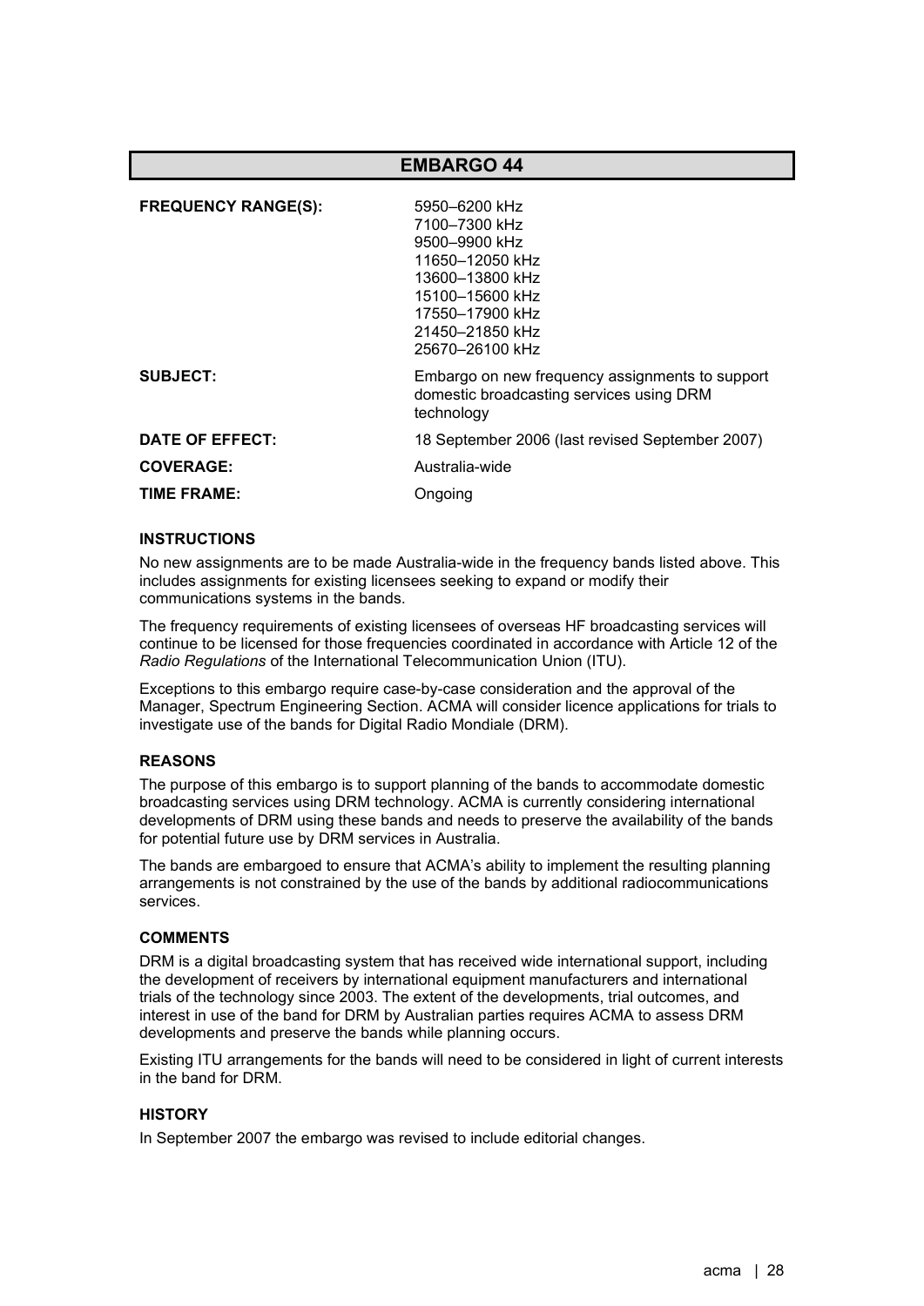## EMBARGO 44

| | |
|---|---|
| **FREQUENCY RANGE(S):** | 5950–6200 kHz<br>7100–7300 kHz<br>9500–9900 kHz<br>11650–12050 kHz<br>13600–13800 kHz<br>15100–15600 kHz<br>17550–17900 kHz<br>21450–21850 kHz<br>25670–26100 kHz |
| **SUBJECT:** | Embargo on new frequency assignments to support domestic broadcasting services using DRM technology |
| **DATE OF EFFECT:** | 18 September 2006 (last revised September 2007) |
| **COVERAGE:** | Australia-wide |
| **TIME FRAME:** | Ongoing |

#### INSTRUCTIONS

No new assignments are to be made Australia-wide in the frequency bands listed above. This includes assignments for existing licensees seeking to expand or modify their communications systems in the bands.

The frequency requirements of existing licensees of overseas HF broadcasting services will continue to be licensed for those frequencies coordinated in accordance with Article 12 of the *Radio Regulations* of the International Telecommunication Union (ITU).

Exceptions to this embargo require case-by-case consideration and the approval of the Manager, Spectrum Engineering Section. ACMA will consider licence applications for trials to investigate use of the bands for Digital Radio Mondiale (DRM).

#### REASONS

The purpose of this embargo is to support planning of the bands to accommodate domestic broadcasting services using DRM technology. ACMA is currently considering international developments of DRM using these bands and needs to preserve the availability of the bands for potential future use by DRM services in Australia.

The bands are embargoed to ensure that ACMA's ability to implement the resulting planning arrangements is not constrained by the use of the bands by additional radiocommunications services.

#### COMMENTS

DRM is a digital broadcasting system that has received wide international support, including the development of receivers by international equipment manufacturers and international trials of the technology since 2003. The extent of the developments, trial outcomes, and interest in use of the band for DRM by Australian parties requires ACMA to assess DRM developments and preserve the bands while planning occurs.

Existing ITU arrangements for the bands will need to be considered in light of current interests in the band for DRM.

#### HISTORY

In September 2007 the embargo was revised to include editorial changes.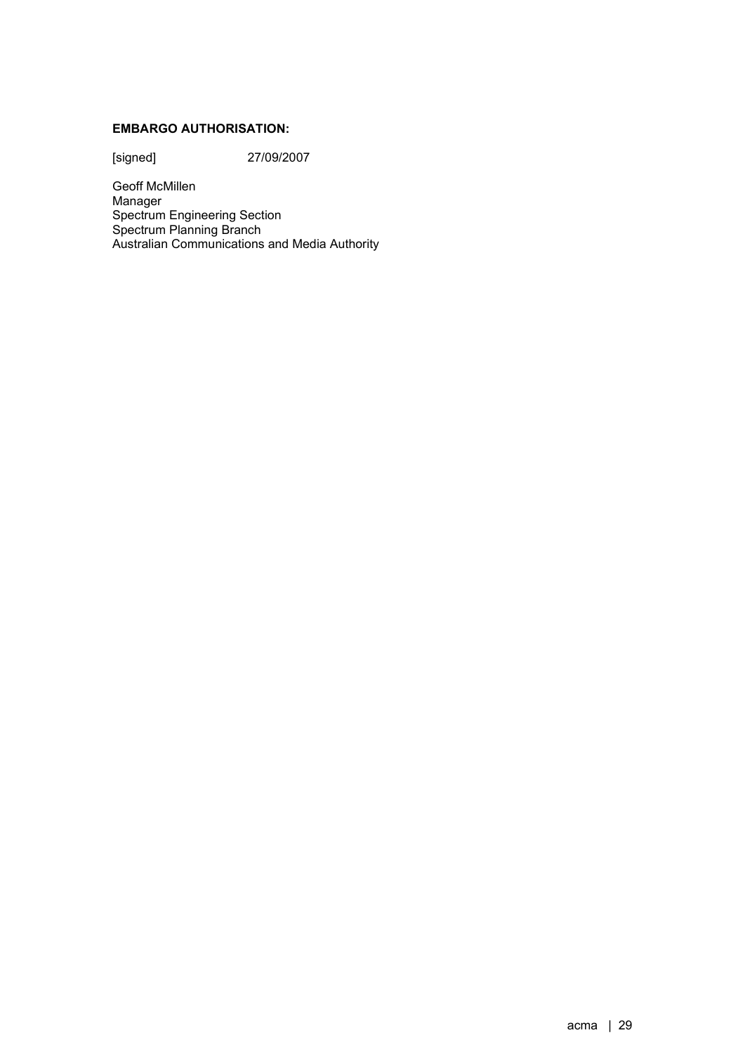**EMBARGO AUTHORISATION:**

[signed] 27/09/2007

Geoff McMillen
Manager
Spectrum Engineering Section
Spectrum Planning Branch
Australian Communications and Media Authority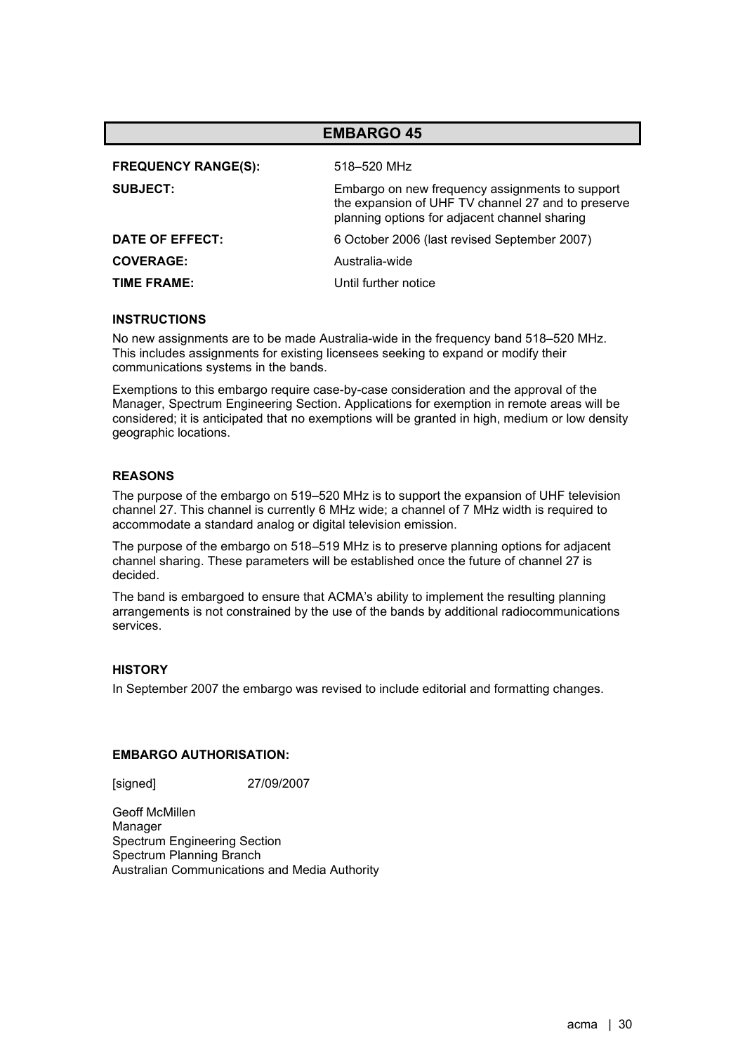## EMBARGO 45

| | |
|---|---|
| **FREQUENCY RANGE(S):** | 518–520 MHz |
| **SUBJECT:** | Embargo on new frequency assignments to support the expansion of UHF TV channel 27 and to preserve planning options for adjacent channel sharing |
| **DATE OF EFFECT:** | 6 October 2006 (last revised September 2007) |
| **COVERAGE:** | Australia-wide |
| **TIME FRAME:** | Until further notice |

### INSTRUCTIONS

No new assignments are to be made Australia-wide in the frequency band 518–520 MHz. This includes assignments for existing licensees seeking to expand or modify their communications systems in the bands.

Exemptions to this embargo require case-by-case consideration and the approval of the Manager, Spectrum Engineering Section. Applications for exemption in remote areas will be considered; it is anticipated that no exemptions will be granted in high, medium or low density geographic locations.

### REASONS

The purpose of the embargo on 519–520 MHz is to support the expansion of UHF television channel 27. This channel is currently 6 MHz wide; a channel of 7 MHz width is required to accommodate a standard analog or digital television emission.

The purpose of the embargo on 518–519 MHz is to preserve planning options for adjacent channel sharing. These parameters will be established once the future of channel 27 is decided.

The band is embargoed to ensure that ACMA's ability to implement the resulting planning arrangements is not constrained by the use of the bands by additional radiocommunications services.

### HISTORY

In September 2007 the embargo was revised to include editorial and formatting changes.

**EMBARGO AUTHORISATION:**

[signed] 27/09/2007

Geoff McMillen
Manager
Spectrum Engineering Section
Spectrum Planning Branch
Australian Communications and Media Authority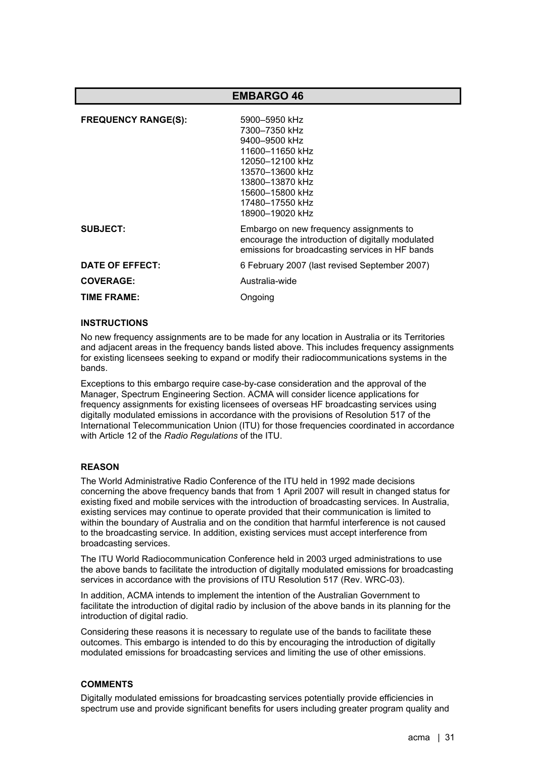## EMBARGO 46

| | |
|---|---|
| **FREQUENCY RANGE(S):** | 5900–5950 kHz<br>7300–7350 kHz<br>9400–9500 kHz<br>11600–11650 kHz<br>12050–12100 kHz<br>13570–13600 kHz<br>13800–13870 kHz<br>15600–15800 kHz<br>17480–17550 kHz<br>18900–19020 kHz |
| **SUBJECT:** | Embargo on new frequency assignments to encourage the introduction of digitally modulated emissions for broadcasting services in HF bands |
| **DATE OF EFFECT:** | 6 February 2007 (last revised September 2007) |
| **COVERAGE:** | Australia-wide |
| **TIME FRAME:** | Ongoing |

### INSTRUCTIONS

No new frequency assignments are to be made for any location in Australia or its Territories and adjacent areas in the frequency bands listed above. This includes frequency assignments for existing licensees seeking to expand or modify their radiocommunications systems in the bands.

Exceptions to this embargo require case-by-case consideration and the approval of the Manager, Spectrum Engineering Section. ACMA will consider licence applications for frequency assignments for existing licensees of overseas HF broadcasting services using digitally modulated emissions in accordance with the provisions of Resolution 517 of the International Telecommunication Union (ITU) for those frequencies coordinated in accordance with Article 12 of the *Radio Regulations* of the ITU.

### REASON

The World Administrative Radio Conference of the ITU held in 1992 made decisions concerning the above frequency bands that from 1 April 2007 will result in changed status for existing fixed and mobile services with the introduction of broadcasting services. In Australia, existing services may continue to operate provided that their communication is limited to within the boundary of Australia and on the condition that harmful interference is not caused to the broadcasting service. In addition, existing services must accept interference from broadcasting services.

The ITU World Radiocommunication Conference held in 2003 urged administrations to use the above bands to facilitate the introduction of digitally modulated emissions for broadcasting services in accordance with the provisions of ITU Resolution 517 (Rev. WRC-03).

In addition, ACMA intends to implement the intention of the Australian Government to facilitate the introduction of digital radio by inclusion of the above bands in its planning for the introduction of digital radio.

Considering these reasons it is necessary to regulate use of the bands to facilitate these outcomes. This embargo is intended to do this by encouraging the introduction of digitally modulated emissions for broadcasting services and limiting the use of other emissions.

### COMMENTS

Digitally modulated emissions for broadcasting services potentially provide efficiencies in spectrum use and provide significant benefits for users including greater program quality and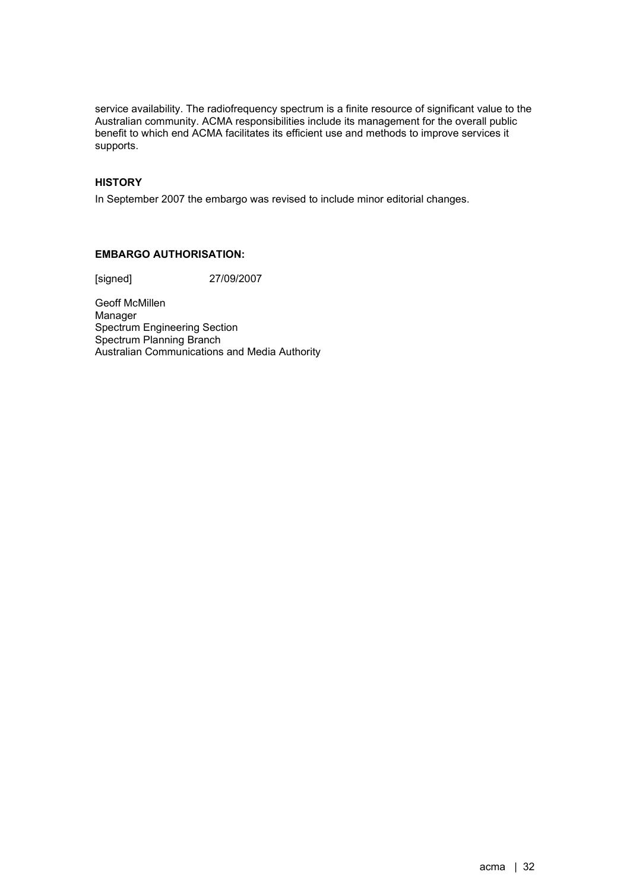service availability. The radiofrequency spectrum is a finite resource of significant value to the Australian community. ACMA responsibilities include its management for the overall public benefit to which end ACMA facilitates its efficient use and methods to improve services it supports.

**HISTORY**

In September 2007 the embargo was revised to include minor editorial changes.

**EMBARGO AUTHORISATION:**

[signed] 27/09/2007

Geoff McMillen
Manager
Spectrum Engineering Section
Spectrum Planning Branch
Australian Communications and Media Authority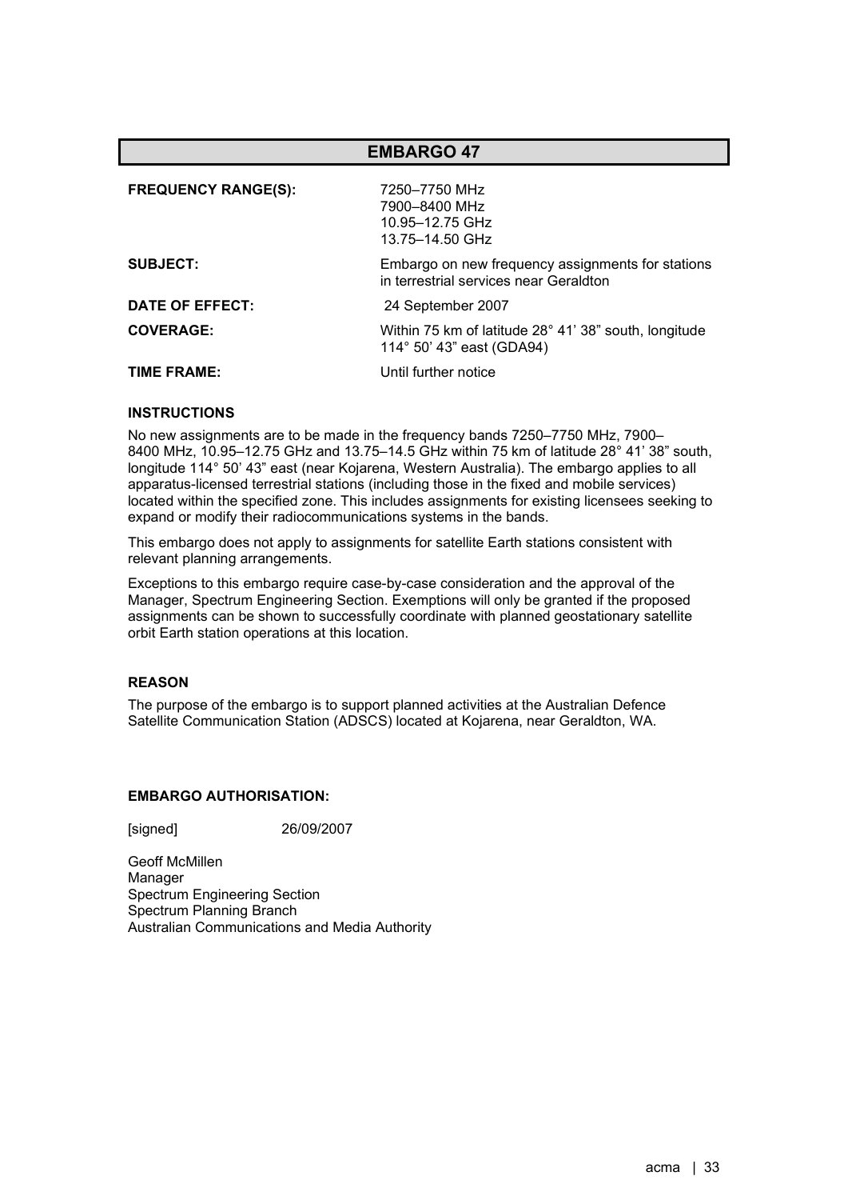# EMBARGO 47

**FREQUENCY RANGE(S):** 7250–7750 MHz
7900–8400 MHz
10.95–12.75 GHz
13.75–14.50 GHz

**SUBJECT:** Embargo on new frequency assignments for stations in terrestrial services near Geraldton

**DATE OF EFFECT:** 24 September 2007

**COVERAGE:** Within 75 km of latitude 28° 41’ 38” south, longitude 114° 50’ 43” east (GDA94)

**TIME FRAME:** Until further notice

**INSTRUCTIONS**

No new assignments are to be made in the frequency bands 7250–7750 MHz, 7900–8400 MHz, 10.95–12.75 GHz and 13.75–14.5 GHz within 75 km of latitude 28° 41’ 38” south, longitude 114° 50’ 43” east (near Kojarena, Western Australia). The embargo applies to all apparatus-licensed terrestrial stations (including those in the fixed and mobile services) located within the specified zone. This includes assignments for existing licensees seeking to expand or modify their radiocommunications systems in the bands.

This embargo does not apply to assignments for satellite Earth stations consistent with relevant planning arrangements.

Exceptions to this embargo require case-by-case consideration and the approval of the Manager, Spectrum Engineering Section. Exemptions will only be granted if the proposed assignments can be shown to successfully coordinate with planned geostationary satellite orbit Earth station operations at this location.

**REASON**

The purpose of the embargo is to support planned activities at the Australian Defence Satellite Communication Station (ADSCS) located at Kojarena, near Geraldton, WA.

**EMBARGO AUTHORISATION:**

[signed] 26/09/2007

Geoff McMillen
Manager
Spectrum Engineering Section
Spectrum Planning Branch
Australian Communications and Media Authority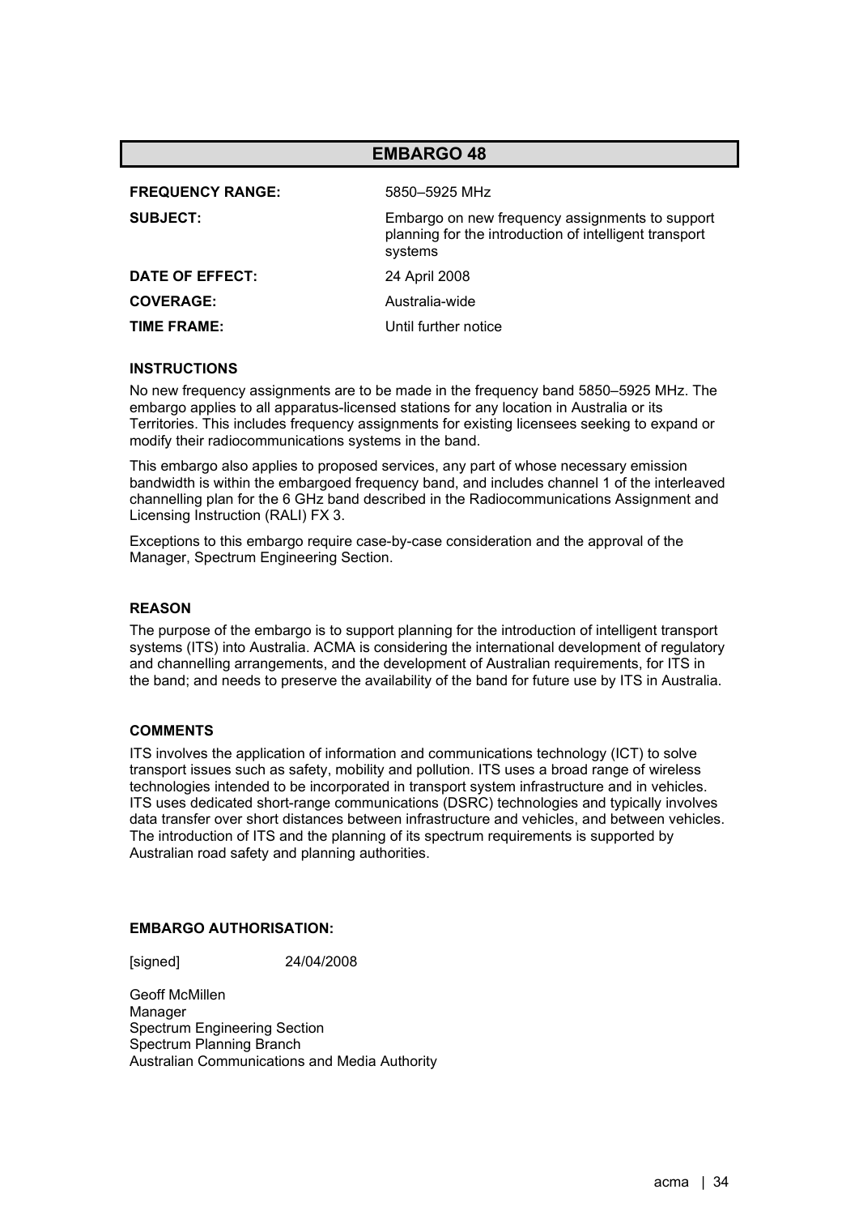# EMBARGO 48

| | |
|---|---|
| **FREQUENCY RANGE:** | 5850–5925 MHz |
| **SUBJECT:** | Embargo on new frequency assignments to support planning for the introduction of intelligent transport systems |
| **DATE OF EFFECT:** | 24 April 2008 |
| **COVERAGE:** | Australia-wide |
| **TIME FRAME:** | Until further notice |

### INSTRUCTIONS

No new frequency assignments are to be made in the frequency band 5850–5925 MHz. The embargo applies to all apparatus-licensed stations for any location in Australia or its Territories. This includes frequency assignments for existing licensees seeking to expand or modify their radiocommunications systems in the band.

This embargo also applies to proposed services, any part of whose necessary emission bandwidth is within the embargoed frequency band, and includes channel 1 of the interleaved channelling plan for the 6 GHz band described in the Radiocommunications Assignment and Licensing Instruction (RALI) FX 3.

Exceptions to this embargo require case-by-case consideration and the approval of the Manager, Spectrum Engineering Section.

### REASON

The purpose of the embargo is to support planning for the introduction of intelligent transport systems (ITS) into Australia. ACMA is considering the international development of regulatory and channelling arrangements, and the development of Australian requirements, for ITS in the band; and needs to preserve the availability of the band for future use by ITS in Australia.

### COMMENTS

ITS involves the application of information and communications technology (ICT) to solve transport issues such as safety, mobility and pollution. ITS uses a broad range of wireless technologies intended to be incorporated in transport system infrastructure and in vehicles. ITS uses dedicated short-range communications (DSRC) technologies and typically involves data transfer over short distances between infrastructure and vehicles, and between vehicles. The introduction of ITS and the planning of its spectrum requirements is supported by Australian road safety and planning authorities.

### EMBARGO AUTHORISATION:

[signed] 24/04/2008

Geoff McMillen
Manager
Spectrum Engineering Section
Spectrum Planning Branch
Australian Communications and Media Authority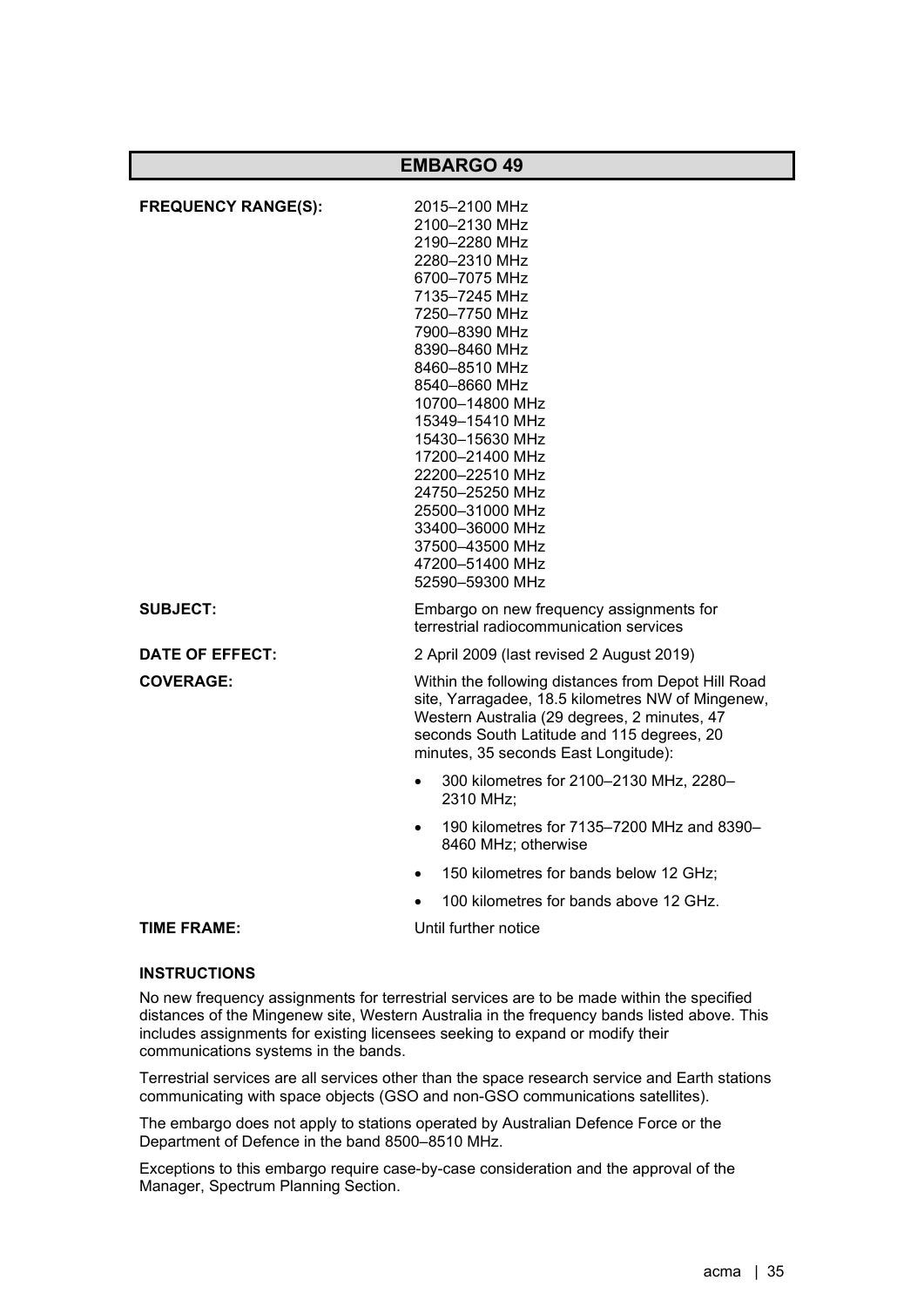## EMBARGO 49

**FREQUENCY RANGE(S):**

2015–2100 MHz
2100–2130 MHz
2190–2280 MHz
2280–2310 MHz
6700–7075 MHz
7135–7245 MHz
7250–7750 MHz
7900–8390 MHz
8390–8460 MHz
8460–8510 MHz
8540–8660 MHz
10700–14800 MHz
15349–15410 MHz
15430–15630 MHz
17200–21400 MHz
22200–22510 MHz
24750–25250 MHz
25500–31000 MHz
33400–36000 MHz
37500–43500 MHz
47200–51400 MHz
52590–59300 MHz

**SUBJECT:** Embargo on new frequency assignments for terrestrial radiocommunication services

**DATE OF EFFECT:** 2 April 2009 (last revised 2 August 2019)

**COVERAGE:** Within the following distances from Depot Hill Road site, Yarragadee, 18.5 kilometres NW of Mingenew, Western Australia (29 degrees, 2 minutes, 47 seconds South Latitude and 115 degrees, 20 minutes, 35 seconds East Longitude):

- 300 kilometres for 2100–2130 MHz, 2280–2310 MHz;
- 190 kilometres for 7135–7200 MHz and 8390–8460 MHz; otherwise
- 150 kilometres for bands below 12 GHz;
- 100 kilometres for bands above 12 GHz.

**TIME FRAME:** Until further notice

**INSTRUCTIONS**

No new frequency assignments for terrestrial services are to be made within the specified distances of the Mingenew site, Western Australia in the frequency bands listed above. This includes assignments for existing licensees seeking to expand or modify their communications systems in the bands.

Terrestrial services are all services other than the space research service and Earth stations communicating with space objects (GSO and non-GSO communications satellites).

The embargo does not apply to stations operated by Australian Defence Force or the Department of Defence in the band 8500–8510 MHz.

Exceptions to this embargo require case-by-case consideration and the approval of the Manager, Spectrum Planning Section.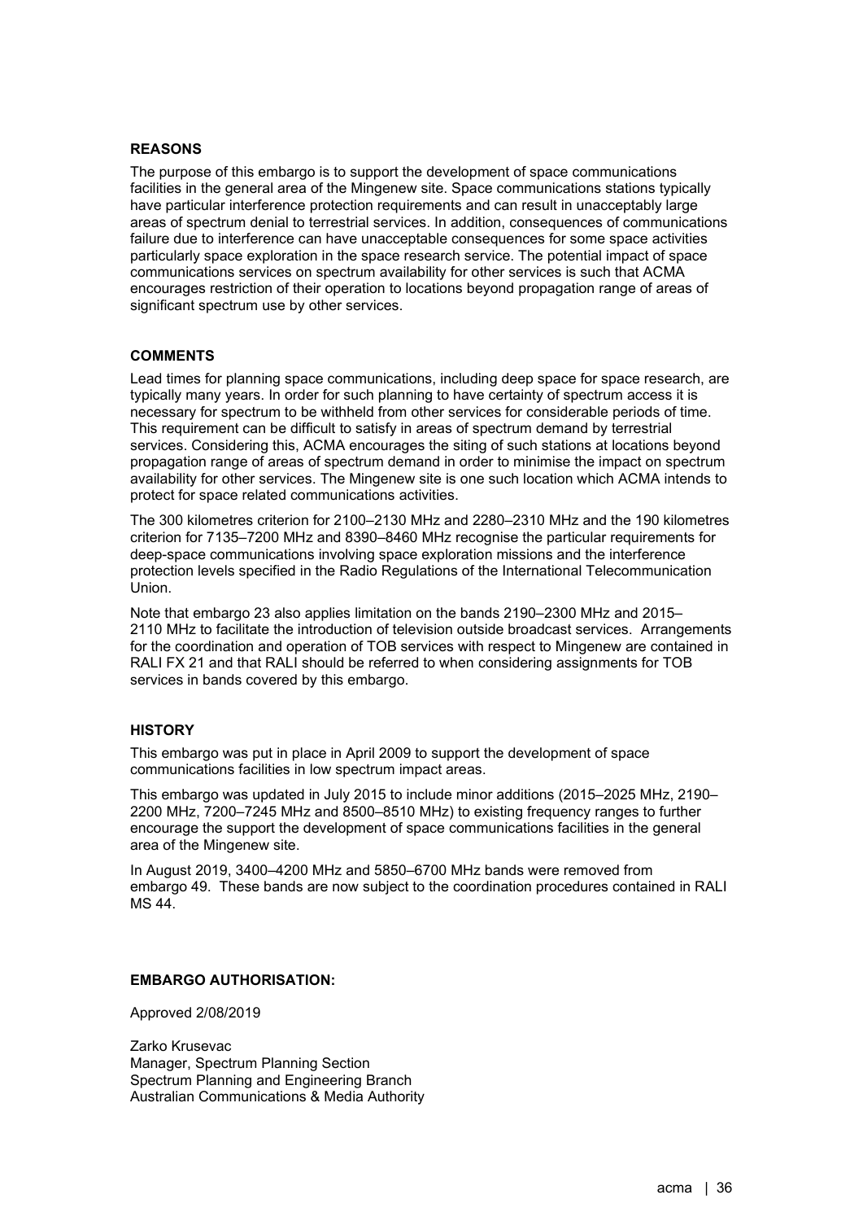**REASONS**

The purpose of this embargo is to support the development of space communications facilities in the general area of the Mingenew site. Space communications stations typically have particular interference protection requirements and can result in unacceptably large areas of spectrum denial to terrestrial services. In addition, consequences of communications failure due to interference can have unacceptable consequences for some space activities particularly space exploration in the space research service. The potential impact of space communications services on spectrum availability for other services is such that ACMA encourages restriction of their operation to locations beyond propagation range of areas of significant spectrum use by other services.

**COMMENTS**

Lead times for planning space communications, including deep space for space research, are typically many years. In order for such planning to have certainty of spectrum access it is necessary for spectrum to be withheld from other services for considerable periods of time. This requirement can be difficult to satisfy in areas of spectrum demand by terrestrial services. Considering this, ACMA encourages the siting of such stations at locations beyond propagation range of areas of spectrum demand in order to minimise the impact on spectrum availability for other services. The Mingenew site is one such location which ACMA intends to protect for space related communications activities.

The 300 kilometres criterion for 2100–2130 MHz and 2280–2310 MHz and the 190 kilometres criterion for 7135–7200 MHz and 8390–8460 MHz recognise the particular requirements for deep-space communications involving space exploration missions and the interference protection levels specified in the Radio Regulations of the International Telecommunication Union.

Note that embargo 23 also applies limitation on the bands 2190–2300 MHz and 2015–2110 MHz to facilitate the introduction of television outside broadcast services. Arrangements for the coordination and operation of TOB services with respect to Mingenew are contained in RALI FX 21 and that RALI should be referred to when considering assignments for TOB services in bands covered by this embargo.

**HISTORY**

This embargo was put in place in April 2009 to support the development of space communications facilities in low spectrum impact areas.

This embargo was updated in July 2015 to include minor additions (2015–2025 MHz, 2190–2200 MHz, 7200–7245 MHz and 8500–8510 MHz) to existing frequency ranges to further encourage the support the development of space communications facilities in the general area of the Mingenew site.

In August 2019, 3400–4200 MHz and 5850–6700 MHz bands were removed from embargo 49. These bands are now subject to the coordination procedures contained in RALI MS 44.

**EMBARGO AUTHORISATION:**

Approved 2/08/2019

Zarko Krusevac
Manager, Spectrum Planning Section
Spectrum Planning and Engineering Branch
Australian Communications & Media Authority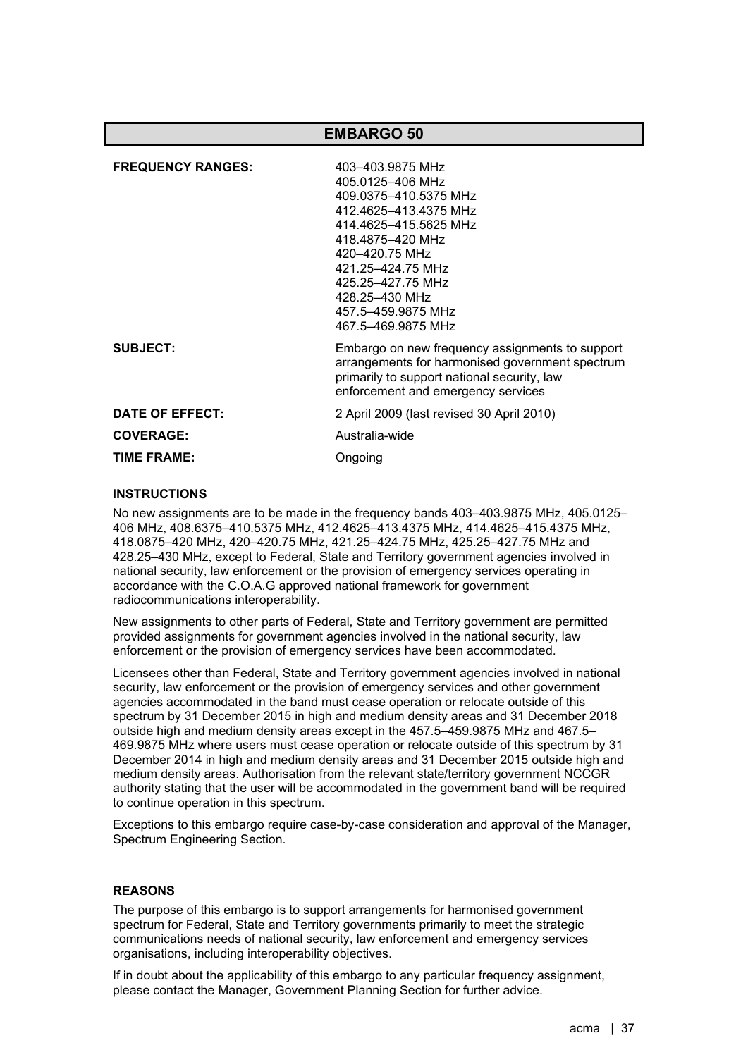## EMBARGO 50

| | |
|---|---|
| **FREQUENCY RANGES:** | 403–403.9875 MHz<br>405.0125–406 MHz<br>409.0375–410.5375 MHz<br>412.4625–413.4375 MHz<br>414.4625–415.5625 MHz<br>418.4875–420 MHz<br>420–420.75 MHz<br>421.25–424.75 MHz<br>425.25–427.75 MHz<br>428.25–430 MHz<br>457.5–459.9875 MHz<br>467.5–469.9875 MHz |
| **SUBJECT:** | Embargo on new frequency assignments to support arrangements for harmonised government spectrum primarily to support national security, law enforcement and emergency services |
| **DATE OF EFFECT:** | 2 April 2009 (last revised 30 April 2010) |
| **COVERAGE:** | Australia-wide |
| **TIME FRAME:** | Ongoing |

#### INSTRUCTIONS

No new assignments are to be made in the frequency bands 403–403.9875 MHz, 405.0125–406 MHz, 408.6375–410.5375 MHz, 412.4625–413.4375 MHz, 414.4625–415.4375 MHz, 418.0875–420 MHz, 420–420.75 MHz, 421.25–424.75 MHz, 425.25–427.75 MHz and 428.25–430 MHz, except to Federal, State and Territory government agencies involved in national security, law enforcement or the provision of emergency services operating in accordance with the C.O.A.G approved national framework for government radiocommunications interoperability.

New assignments to other parts of Federal, State and Territory government are permitted provided assignments for government agencies involved in the national security, law enforcement or the provision of emergency services have been accommodated.

Licensees other than Federal, State and Territory government agencies involved in national security, law enforcement or the provision of emergency services and other government agencies accommodated in the band must cease operation or relocate outside of this spectrum by 31 December 2015 in high and medium density areas and 31 December 2018 outside high and medium density areas except in the 457.5–459.9875 MHz and 467.5–469.9875 MHz where users must cease operation or relocate outside of this spectrum by 31 December 2014 in high and medium density areas and 31 December 2015 outside high and medium density areas. Authorisation from the relevant state/territory government NCCGR authority stating that the user will be accommodated in the government band will be required to continue operation in this spectrum.

Exceptions to this embargo require case-by-case consideration and approval of the Manager, Spectrum Engineering Section.

#### REASONS

The purpose of this embargo is to support arrangements for harmonised government spectrum for Federal, State and Territory governments primarily to meet the strategic communications needs of national security, law enforcement and emergency services organisations, including interoperability objectives.

If in doubt about the applicability of this embargo to any particular frequency assignment, please contact the Manager, Government Planning Section for further advice.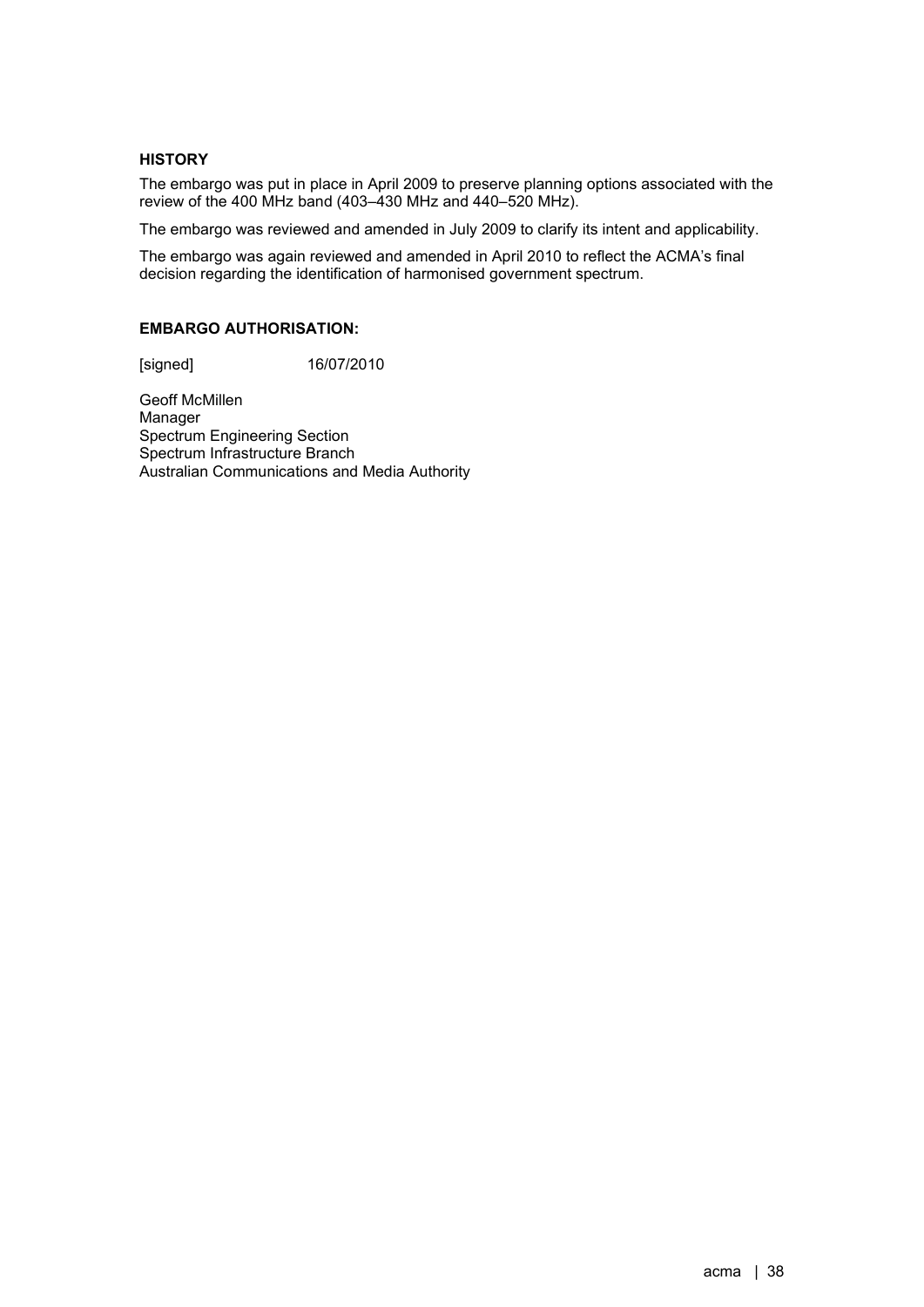**HISTORY**

The embargo was put in place in April 2009 to preserve planning options associated with the review of the 400 MHz band (403–430 MHz and 440–520 MHz).

The embargo was reviewed and amended in July 2009 to clarify its intent and applicability.

The embargo was again reviewed and amended in April 2010 to reflect the ACMA's final decision regarding the identification of harmonised government spectrum.

**EMBARGO AUTHORISATION:**

[signed] 16/07/2010

Geoff McMillen
Manager
Spectrum Engineering Section
Spectrum Infrastructure Branch
Australian Communications and Media Authority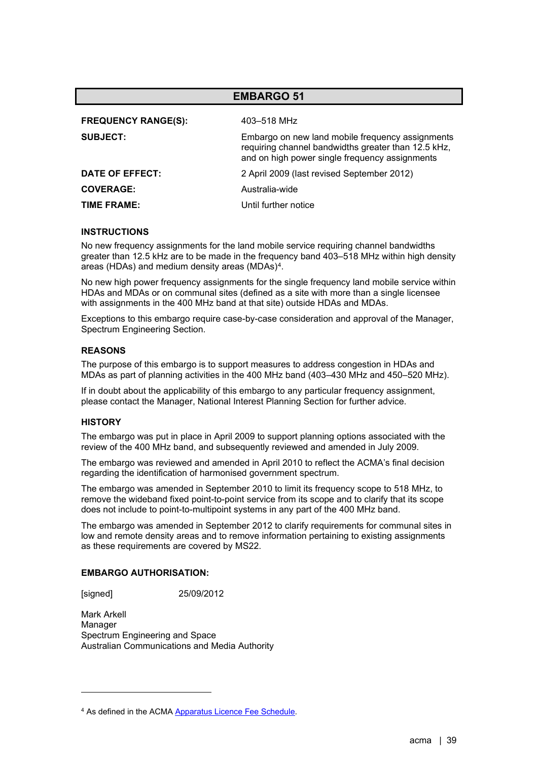## EMBARGO 51

| | |
|---|---|
| **FREQUENCY RANGE(S):** | 403–518 MHz |
| **SUBJECT:** | Embargo on new land mobile frequency assignments requiring channel bandwidths greater than 12.5 kHz, and on high power single frequency assignments |
| **DATE OF EFFECT:** | 2 April 2009 (last revised September 2012) |
| **COVERAGE:** | Australia-wide |
| **TIME FRAME:** | Until further notice |

### INSTRUCTIONS

No new frequency assignments for the land mobile service requiring channel bandwidths greater than 12.5 kHz are to be made in the frequency band 403–518 MHz within high density areas (HDAs) and medium density areas (MDAs)[4].

No new high power frequency assignments for the single frequency land mobile service within HDAs and MDAs or on communal sites (defined as a site with more than a single licensee with assignments in the 400 MHz band at that site) outside HDAs and MDAs.

Exceptions to this embargo require case-by-case consideration and approval of the Manager, Spectrum Engineering Section.

### REASONS

The purpose of this embargo is to support measures to address congestion in HDAs and MDAs as part of planning activities in the 400 MHz band (403–430 MHz and 450–520 MHz).

If in doubt about the applicability of this embargo to any particular frequency assignment, please contact the Manager, National Interest Planning Section for further advice.

### HISTORY

The embargo was put in place in April 2009 to support planning options associated with the review of the 400 MHz band, and subsequently reviewed and amended in July 2009.

The embargo was reviewed and amended in April 2010 to reflect the ACMA's final decision regarding the identification of harmonised government spectrum.

The embargo was amended in September 2010 to limit its frequency scope to 518 MHz, to remove the wideband fixed point-to-point service from its scope and to clarify that its scope does not include to point-to-multipoint systems in any part of the 400 MHz band.

The embargo was amended in September 2012 to clarify requirements for communal sites in low and remote density areas and to remove information pertaining to existing assignments as these requirements are covered by MS22.

### EMBARGO AUTHORISATION:

[signed] 25/09/2012

Mark Arkell
Manager
Spectrum Engineering and Space
Australian Communications and Media Authority

---

[4] As defined in the ACMA Apparatus Licence Fee Schedule.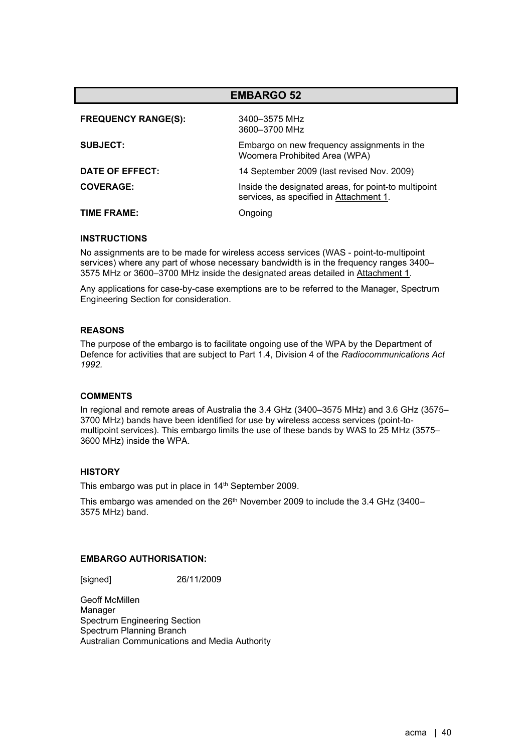# EMBARGO 52

| | |
|---|---|
| **FREQUENCY RANGE(S):** | 3400–3575 MHz<br>3600–3700 MHz |
| **SUBJECT:** | Embargo on new frequency assignments in the Woomera Prohibited Area (WPA) |
| **DATE OF EFFECT:** | 14 September 2009 (last revised Nov. 2009) |
| **COVERAGE:** | Inside the designated areas, for point-to multipoint services, as specified in Attachment 1. |
| **TIME FRAME:** | Ongoing |

### INSTRUCTIONS

No assignments are to be made for wireless access services (WAS - point-to-multipoint services) where any part of whose necessary bandwidth is in the frequency ranges 3400–3575 MHz or 3600–3700 MHz inside the designated areas detailed in Attachment 1.

Any applications for case-by-case exemptions are to be referred to the Manager, Spectrum Engineering Section for consideration.

### REASONS

The purpose of the embargo is to facilitate ongoing use of the WPA by the Department of Defence for activities that are subject to Part 1.4, Division 4 of the *Radiocommunications Act 1992.*

### COMMENTS

In regional and remote areas of Australia the 3.4 GHz (3400–3575 MHz) and 3.6 GHz (3575–3700 MHz) bands have been identified for use by wireless access services (point-to-multipoint services). This embargo limits the use of these bands by WAS to 25 MHz (3575–3600 MHz) inside the WPA.

### HISTORY

This embargo was put in place in 14th September 2009.

This embargo was amended on the 26th November 2009 to include the 3.4 GHz (3400–3575 MHz) band.

### EMBARGO AUTHORISATION:

[signed] 26/11/2009

Geoff McMillen
Manager
Spectrum Engineering Section
Spectrum Planning Branch
Australian Communications and Media Authority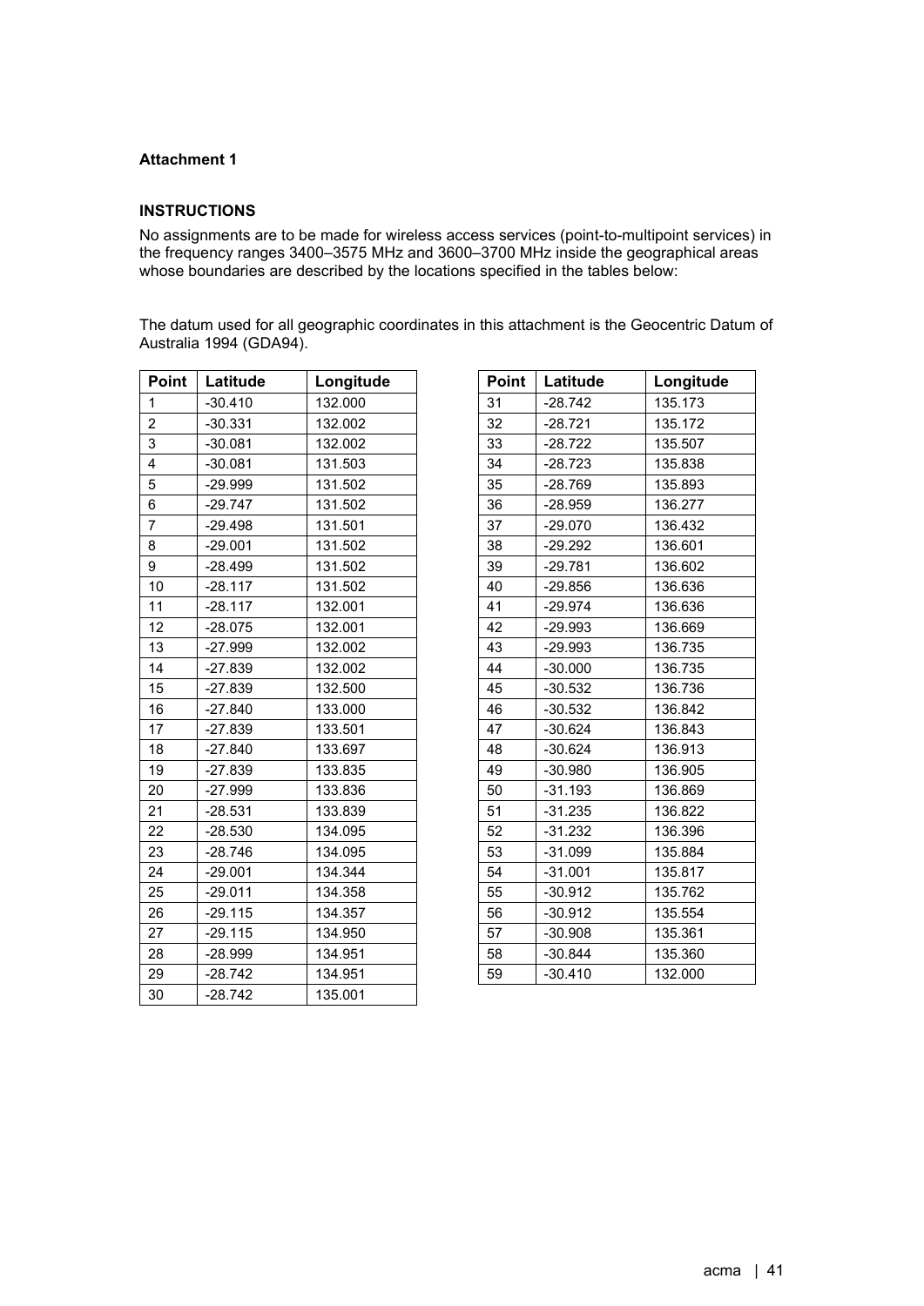**Attachment 1**

**INSTRUCTIONS**

No assignments are to be made for wireless access services (point-to-multipoint services) in the frequency ranges 3400–3575 MHz and 3600–3700 MHz inside the geographical areas whose boundaries are described by the locations specified in the tables below:

The datum used for all geographic coordinates in this attachment is the Geocentric Datum of Australia 1994 (GDA94).

| Point | Latitude | Longitude |
|---|---|---|
| 1 | -30.410 | 132.000 |
| 2 | -30.331 | 132.002 |
| 3 | -30.081 | 132.002 |
| 4 | -30.081 | 131.503 |
| 5 | -29.999 | 131.502 |
| 6 | -29.747 | 131.502 |
| 7 | -29.498 | 131.501 |
| 8 | -29.001 | 131.502 |
| 9 | -28.499 | 131.502 |
| 10 | -28.117 | 131.502 |
| 11 | -28.117 | 132.001 |
| 12 | -28.075 | 132.001 |
| 13 | -27.999 | 132.002 |
| 14 | -27.839 | 132.002 |
| 15 | -27.839 | 132.500 |
| 16 | -27.840 | 133.000 |
| 17 | -27.839 | 133.501 |
| 18 | -27.840 | 133.697 |
| 19 | -27.839 | 133.835 |
| 20 | -27.999 | 133.836 |
| 21 | -28.531 | 133.839 |
| 22 | -28.530 | 134.095 |
| 23 | -28.746 | 134.095 |
| 24 | -29.001 | 134.344 |
| 25 | -29.011 | 134.358 |
| 26 | -29.115 | 134.357 |
| 27 | -29.115 | 134.950 |
| 28 | -28.999 | 134.951 |
| 29 | -28.742 | 134.951 |
| 30 | -28.742 | 135.001 |

| Point | Latitude | Longitude |
|---|---|---|
| 31 | -28.742 | 135.173 |
| 32 | -28.721 | 135.172 |
| 33 | -28.722 | 135.507 |
| 34 | -28.723 | 135.838 |
| 35 | -28.769 | 135.893 |
| 36 | -28.959 | 136.277 |
| 37 | -29.070 | 136.432 |
| 38 | -29.292 | 136.601 |
| 39 | -29.781 | 136.602 |
| 40 | -29.856 | 136.636 |
| 41 | -29.974 | 136.636 |
| 42 | -29.993 | 136.669 |
| 43 | -29.993 | 136.735 |
| 44 | -30.000 | 136.735 |
| 45 | -30.532 | 136.736 |
| 46 | -30.532 | 136.842 |
| 47 | -30.624 | 136.843 |
| 48 | -30.624 | 136.913 |
| 49 | -30.980 | 136.905 |
| 50 | -31.193 | 136.869 |
| 51 | -31.235 | 136.822 |
| 52 | -31.232 | 136.396 |
| 53 | -31.099 | 135.884 |
| 54 | -31.001 | 135.817 |
| 55 | -30.912 | 135.762 |
| 56 | -30.912 | 135.554 |
| 57 | -30.908 | 135.361 |
| 58 | -30.844 | 135.360 |
| 59 | -30.410 | 132.000 |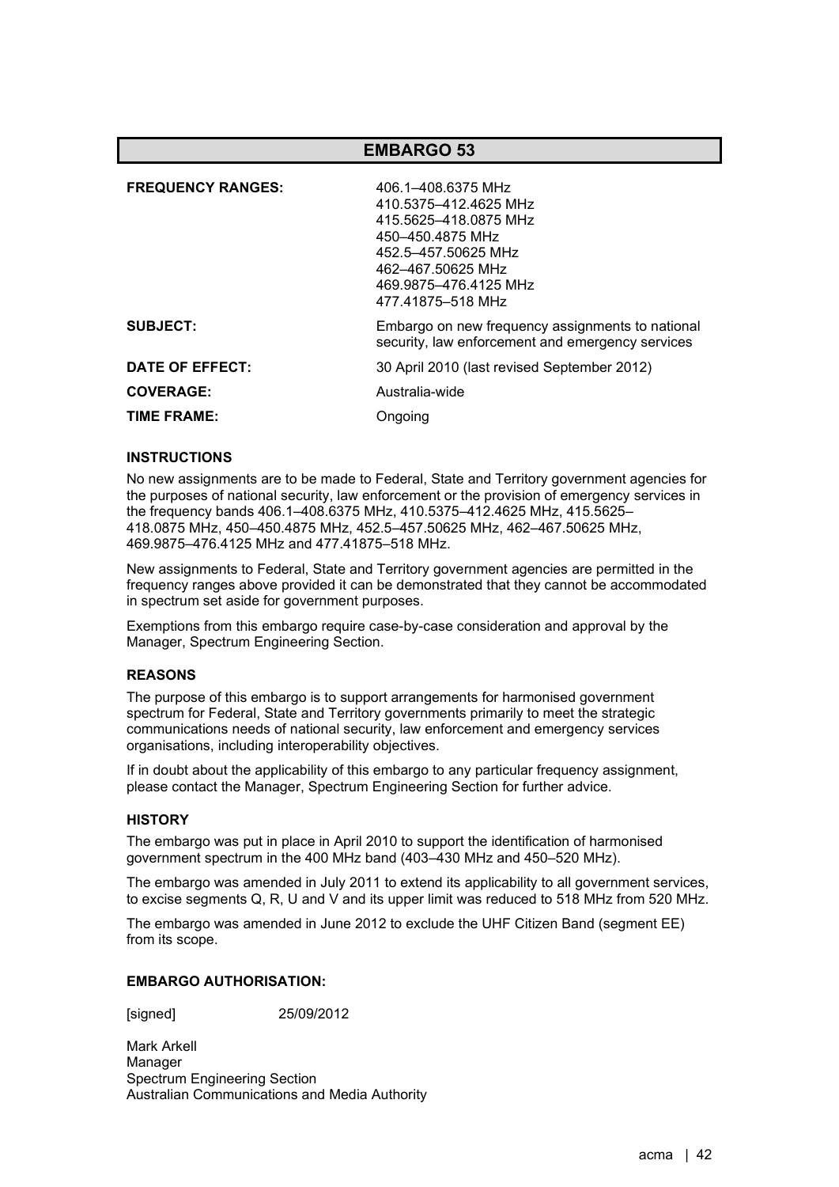# EMBARGO 53

| | |
|---|---|
| **FREQUENCY RANGES:** | 406.1–408.6375 MHz<br>410.5375–412.4625 MHz<br>415.5625–418.0875 MHz<br>450–450.4875 MHz<br>452.5–457.50625 MHz<br>462–467.50625 MHz<br>469.9875–476.4125 MHz<br>477.41875–518 MHz |
| **SUBJECT:** | Embargo on new frequency assignments to national security, law enforcement and emergency services |
| **DATE OF EFFECT:** | 30 April 2010 (last revised September 2012) |
| **COVERAGE:** | Australia-wide |
| **TIME FRAME:** | Ongoing |

**INSTRUCTIONS**

No new assignments are to be made to Federal, State and Territory government agencies for the purposes of national security, law enforcement or the provision of emergency services in the frequency bands 406.1–408.6375 MHz, 410.5375–412.4625 MHz, 415.5625–418.0875 MHz, 450–450.4875 MHz, 452.5–457.50625 MHz, 462–467.50625 MHz, 469.9875–476.4125 MHz and 477.41875–518 MHz.

New assignments to Federal, State and Territory government agencies are permitted in the frequency ranges above provided it can be demonstrated that they cannot be accommodated in spectrum set aside for government purposes.

Exemptions from this embargo require case-by-case consideration and approval by the Manager, Spectrum Engineering Section.

**REASONS**

The purpose of this embargo is to support arrangements for harmonised government spectrum for Federal, State and Territory governments primarily to meet the strategic communications needs of national security, law enforcement and emergency services organisations, including interoperability objectives.

If in doubt about the applicability of this embargo to any particular frequency assignment, please contact the Manager, Spectrum Engineering Section for further advice.

**HISTORY**

The embargo was put in place in April 2010 to support the identification of harmonised government spectrum in the 400 MHz band (403–430 MHz and 450–520 MHz).

The embargo was amended in July 2011 to extend its applicability to all government services, to excise segments Q, R, U and V and its upper limit was reduced to 518 MHz from 520 MHz.

The embargo was amended in June 2012 to exclude the UHF Citizen Band (segment EE) from its scope.

**EMBARGO AUTHORISATION:**

[signed] 25/09/2012

Mark Arkell
Manager
Spectrum Engineering Section
Australian Communications and Media Authority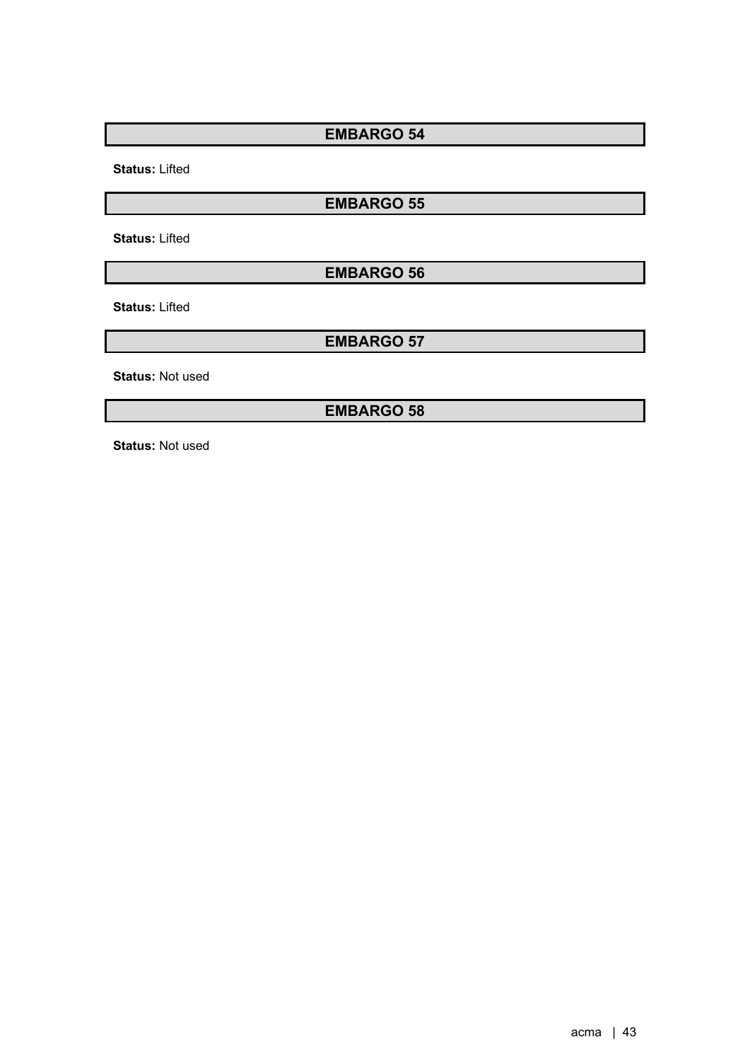## EMBARGO 54

**Status:** Lifted

## EMBARGO 55

**Status:** Lifted

## EMBARGO 56

**Status:** Lifted

## EMBARGO 57

**Status:** Not used

## EMBARGO 58

**Status:** Not used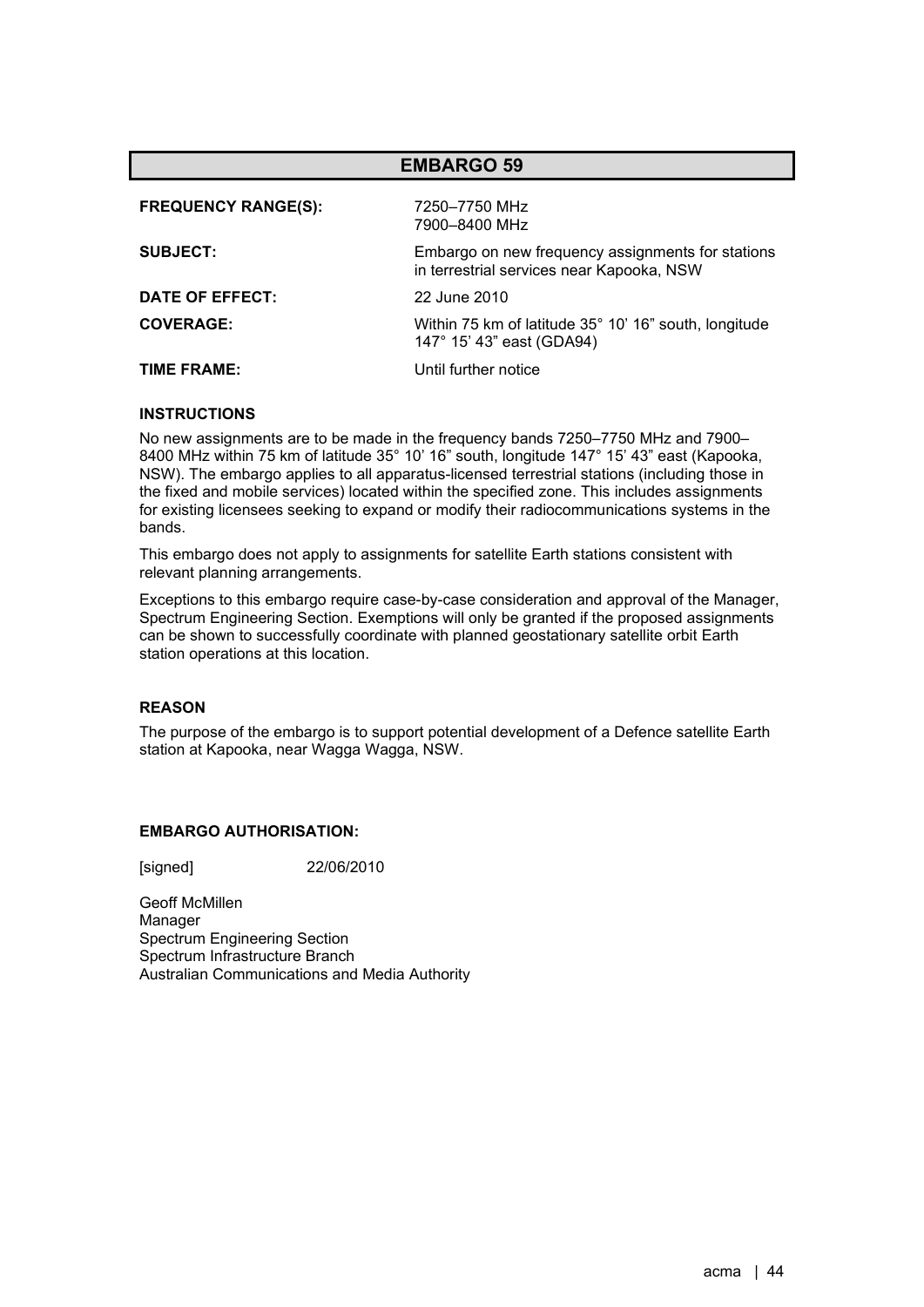## EMBARGO 59

| | |
|---|---|
| **FREQUENCY RANGE(S):** | 7250–7750 MHz<br>7900–8400 MHz |
| **SUBJECT:** | Embargo on new frequency assignments for stations in terrestrial services near Kapooka, NSW |
| **DATE OF EFFECT:** | 22 June 2010 |
| **COVERAGE:** | Within 75 km of latitude 35° 10' 16" south, longitude 147° 15' 43" east (GDA94) |
| **TIME FRAME:** | Until further notice |

### INSTRUCTIONS

No new assignments are to be made in the frequency bands 7250–7750 MHz and 7900–8400 MHz within 75 km of latitude 35° 10' 16" south, longitude 147° 15' 43" east (Kapooka, NSW). The embargo applies to all apparatus-licensed terrestrial stations (including those in the fixed and mobile services) located within the specified zone. This includes assignments for existing licensees seeking to expand or modify their radiocommunications systems in the bands.

This embargo does not apply to assignments for satellite Earth stations consistent with relevant planning arrangements.

Exceptions to this embargo require case-by-case consideration and approval of the Manager, Spectrum Engineering Section. Exemptions will only be granted if the proposed assignments can be shown to successfully coordinate with planned geostationary satellite orbit Earth station operations at this location.

### REASON

The purpose of the embargo is to support potential development of a Defence satellite Earth station at Kapooka, near Wagga Wagga, NSW.

### EMBARGO AUTHORISATION:

[signed] 22/06/2010

Geoff McMillen
Manager
Spectrum Engineering Section
Spectrum Infrastructure Branch
Australian Communications and Media Authority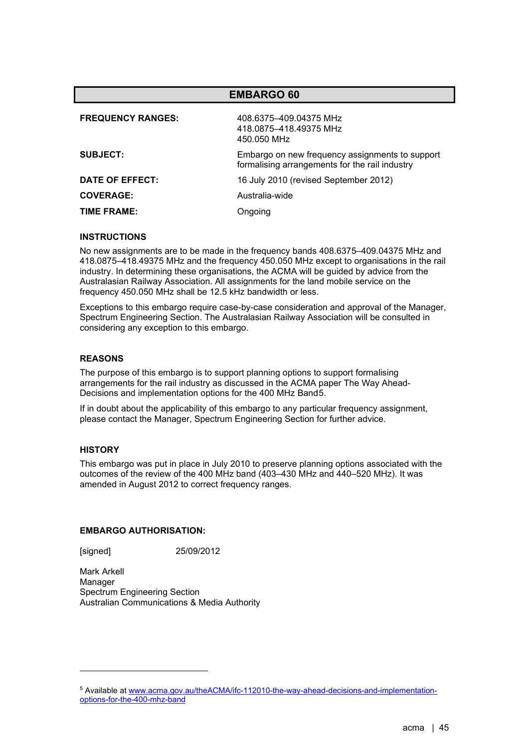# EMBARGO 60

| | |
|---|---|
| **FREQUENCY RANGES:** | 408.6375–409.04375 MHz<br>418.0875–418.49375 MHz<br>450.050 MHz |
| **SUBJECT:** | Embargo on new frequency assignments to support formalising arrangements for the rail industry |
| **DATE OF EFFECT:** | 16 July 2010 (revised September 2012) |
| **COVERAGE:** | Australia-wide |
| **TIME FRAME:** | Ongoing |

### INSTRUCTIONS

No new assignments are to be made in the frequency bands 408.6375–409.04375 MHz and 418.0875–418.49375 MHz and the frequency 450.050 MHz except to organisations in the rail industry. In determining these organisations, the ACMA will be guided by advice from the Australasian Railway Association. All assignments for the land mobile service on the frequency 450.050 MHz shall be 12.5 kHz bandwidth or less.

Exceptions to this embargo require case-by-case consideration and approval of the Manager, Spectrum Engineering Section. The Australasian Railway Association will be consulted in considering any exception to this embargo.

### REASONS

The purpose of this embargo is to support planning options to support formalising arrangements for the rail industry as discussed in the ACMA paper The Way Ahead-Decisions and implementation options for the 400 MHz Band[5].

If in doubt about the applicability of this embargo to any particular frequency assignment, please contact the Manager, Spectrum Engineering Section for further advice.

### HISTORY

This embargo was put in place in July 2010 to preserve planning options associated with the outcomes of the review of the 400 MHz band (403–430 MHz and 440–520 MHz). It was amended in August 2012 to correct frequency ranges.

### EMBARGO AUTHORISATION:

[signed] 25/09/2012

Mark Arkell
Manager
Spectrum Engineering Section
Australian Communications & Media Authority

---

[5] Available at www.acma.gov.au/theACMA/ifc-112010-the-way-ahead-decisions-and-implementation-options-for-the-400-mhz-band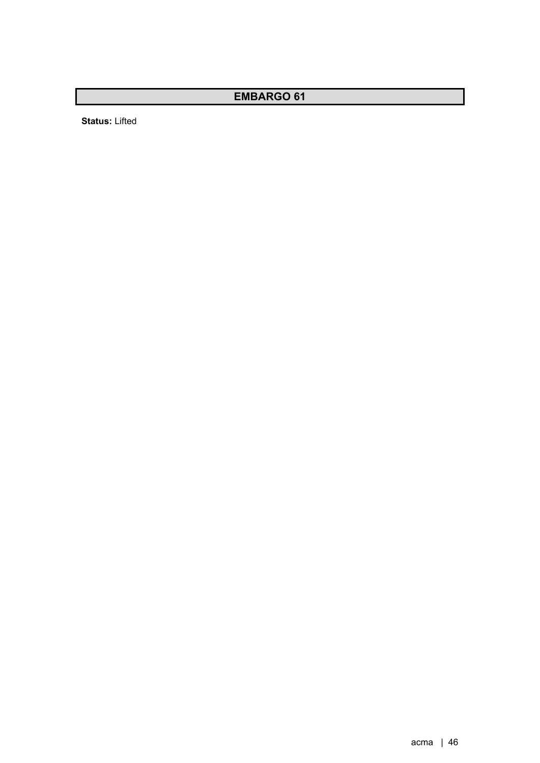# EMBARGO 61

**Status:** Lifted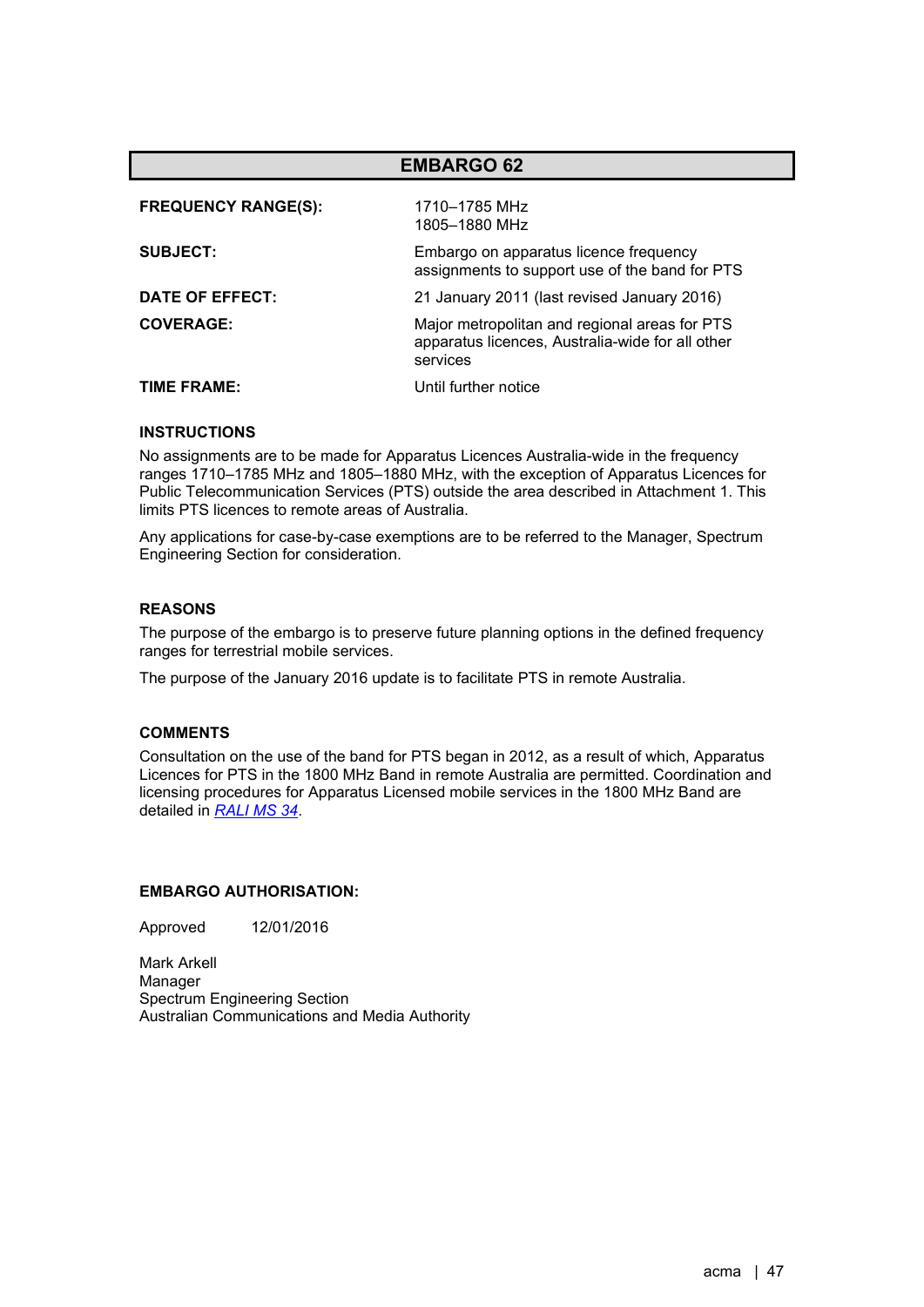## EMBARGO 62

| | |
|---|---|
| **FREQUENCY RANGE(S):** | 1710–1785 MHz<br>1805–1880 MHz |
| **SUBJECT:** | Embargo on apparatus licence frequency assignments to support use of the band for PTS |
| **DATE OF EFFECT:** | 21 January 2011 (last revised January 2016) |
| **COVERAGE:** | Major metropolitan and regional areas for PTS apparatus licences, Australia-wide for all other services |
| **TIME FRAME:** | Until further notice |

### INSTRUCTIONS

No assignments are to be made for Apparatus Licences Australia-wide in the frequency ranges 1710–1785 MHz and 1805–1880 MHz, with the exception of Apparatus Licences for Public Telecommunication Services (PTS) outside the area described in Attachment 1. This limits PTS licences to remote areas of Australia.

Any applications for case-by-case exemptions are to be referred to the Manager, Spectrum Engineering Section for consideration.

### REASONS

The purpose of the embargo is to preserve future planning options in the defined frequency ranges for terrestrial mobile services.

The purpose of the January 2016 update is to facilitate PTS in remote Australia.

### COMMENTS

Consultation on the use of the band for PTS began in 2012, as a result of which, Apparatus Licences for PTS in the 1800 MHz Band in remote Australia are permitted. Coordination and licensing procedures for Apparatus Licensed mobile services in the 1800 MHz Band are detailed in *RALI MS 34*.

### EMBARGO AUTHORISATION:

Approved 12/01/2016

Mark Arkell
Manager
Spectrum Engineering Section
Australian Communications and Media Authority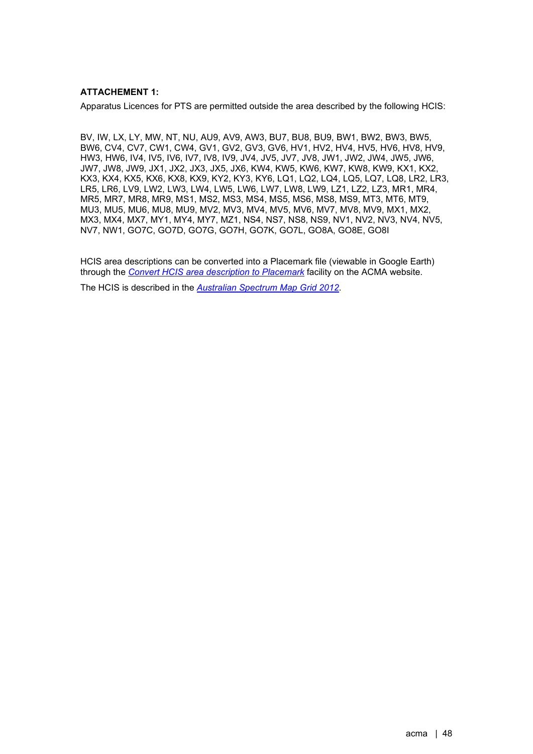**ATTACHEMENT 1:**

Apparatus Licences for PTS are permitted outside the area described by the following HCIS:

BV, IW, LX, LY, MW, NT, NU, AU9, AV9, AW3, BU7, BU8, BU9, BW1, BW2, BW3, BW5, BW6, CV4, CV7, CW1, CW4, GV1, GV2, GV3, GV6, HV1, HV2, HV4, HV5, HV6, HV8, HV9, HW3, HW6, IV4, IV5, IV6, IV7, IV8, IV9, JV4, JV5, JV7, JV8, JW1, JW2, JW4, JW5, JW6, JW7, JW8, JW9, JX1, JX2, JX3, JX5, JX6, KW4, KW5, KW6, KW7, KW8, KW9, KX1, KX2, KX3, KX4, KX5, KX6, KX8, KX9, KY2, KY3, KY6, LQ1, LQ2, LQ4, LQ5, LQ7, LQ8, LR2, LR3, LR5, LR6, LV9, LW2, LW3, LW4, LW5, LW6, LW7, LW8, LW9, LZ1, LZ2, LZ3, MR1, MR4, MR5, MR7, MR8, MR9, MS1, MS2, MS3, MS4, MS5, MS6, MS8, MS9, MT3, MT6, MT9, MU3, MU5, MU6, MU8, MU9, MV2, MV3, MV4, MV5, MV6, MV7, MV8, MV9, MX1, MX2, MX3, MX4, MX7, MY1, MY4, MY7, MZ1, NS4, NS7, NS8, NS9, NV1, NV2, NV3, NV4, NV5, NV7, NW1, GO7C, GO7D, GO7G, GO7H, GO7K, GO7L, GO8A, GO8E, GO8I

HCIS area descriptions can be converted into a Placemark file (viewable in Google Earth) through the *Convert HCIS area description to Placemark* facility on the ACMA website.

The HCIS is described in the *Australian Spectrum Map Grid 2012*.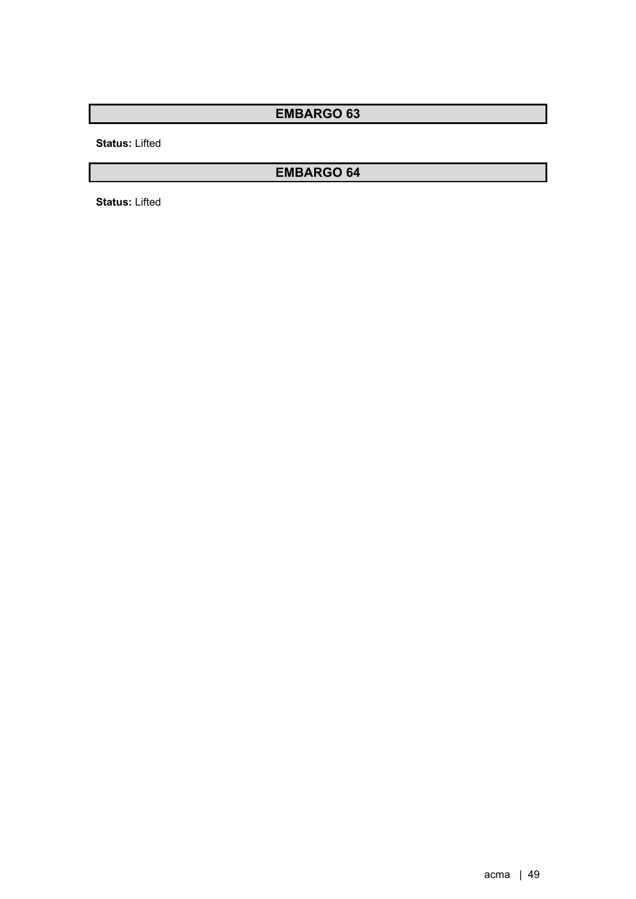## EMBARGO 63

**Status:** Lifted

## EMBARGO 64

**Status:** Lifted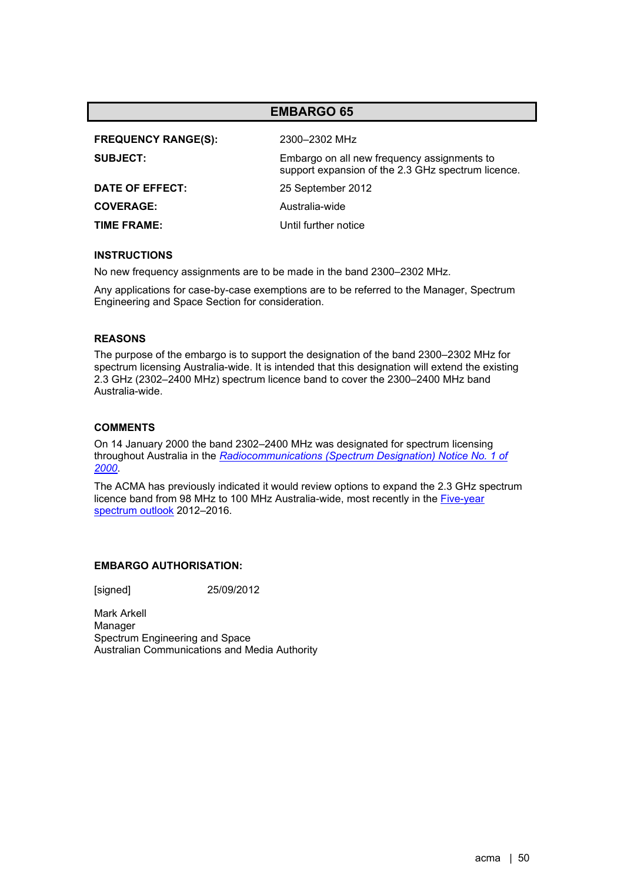## EMBARGO 65

| | |
|---|---|
| **FREQUENCY RANGE(S):** | 2300–2302 MHz |
| **SUBJECT:** | Embargo on all new frequency assignments to support expansion of the 2.3 GHz spectrum licence. |
| **DATE OF EFFECT:** | 25 September 2012 |
| **COVERAGE:** | Australia-wide |
| **TIME FRAME:** | Until further notice |

### INSTRUCTIONS

No new frequency assignments are to be made in the band 2300–2302 MHz.

Any applications for case-by-case exemptions are to be referred to the Manager, Spectrum Engineering and Space Section for consideration.

### REASONS

The purpose of the embargo is to support the designation of the band 2300–2302 MHz for spectrum licensing Australia-wide. It is intended that this designation will extend the existing 2.3 GHz (2302–2400 MHz) spectrum licence band to cover the 2300–2400 MHz band Australia-wide.

### COMMENTS

On 14 January 2000 the band 2302–2400 MHz was designated for spectrum licensing throughout Australia in the *Radiocommunications (Spectrum Designation) Notice No. 1 of 2000*.

The ACMA has previously indicated it would review options to expand the 2.3 GHz spectrum licence band from 98 MHz to 100 MHz Australia-wide, most recently in the Five-year spectrum outlook 2012–2016.

### EMBARGO AUTHORISATION:

[signed] 25/09/2012

Mark Arkell
Manager
Spectrum Engineering and Space
Australian Communications and Media Authority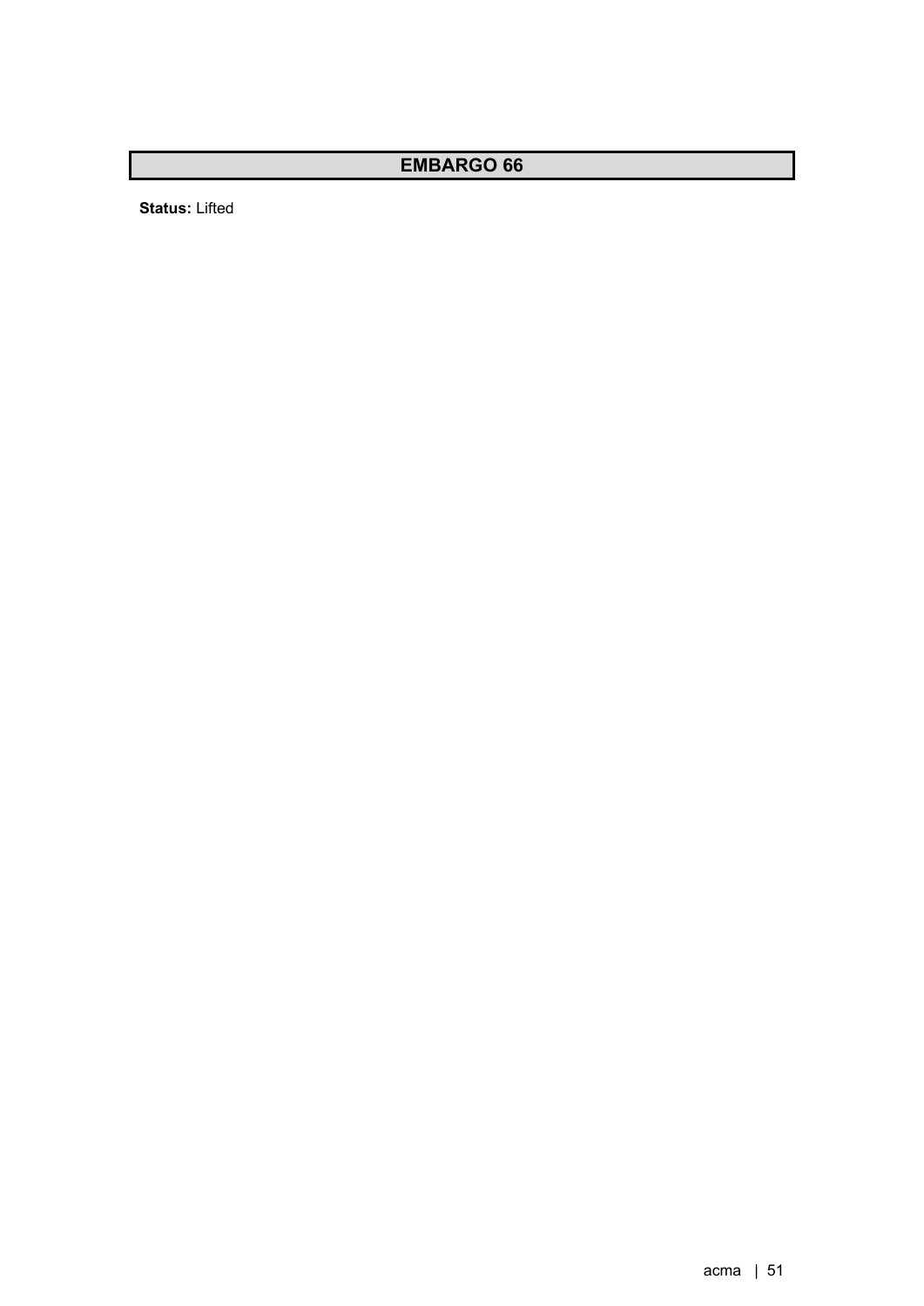## EMBARGO 66

**Status:** Lifted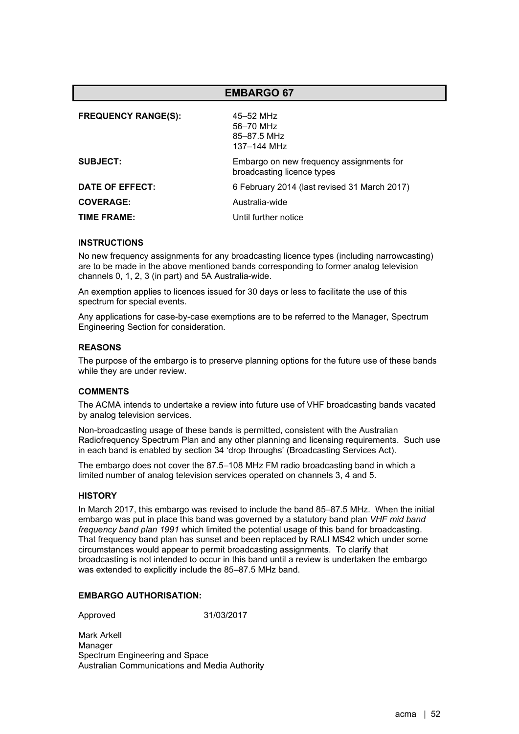## EMBARGO 67

**FREQUENCY RANGE(S):** 45–52 MHz
56–70 MHz
85–87.5 MHz
137–144 MHz

**SUBJECT:** Embargo on new frequency assignments for broadcasting licence types

**DATE OF EFFECT:** 6 February 2014 (last revised 31 March 2017)

**COVERAGE:** Australia-wide

**TIME FRAME:** Until further notice

### INSTRUCTIONS

No new frequency assignments for any broadcasting licence types (including narrowcasting) are to be made in the above mentioned bands corresponding to former analog television channels 0, 1, 2, 3 (in part) and 5A Australia-wide.

An exemption applies to licences issued for 30 days or less to facilitate the use of this spectrum for special events.

Any applications for case-by-case exemptions are to be referred to the Manager, Spectrum Engineering Section for consideration.

### REASONS

The purpose of the embargo is to preserve planning options for the future use of these bands while they are under review.

### COMMENTS

The ACMA intends to undertake a review into future use of VHF broadcasting bands vacated by analog television services.

Non-broadcasting usage of these bands is permitted, consistent with the Australian Radiofrequency Spectrum Plan and any other planning and licensing requirements. Such use in each band is enabled by section 34 'drop throughs' (Broadcasting Services Act).

The embargo does not cover the 87.5–108 MHz FM radio broadcasting band in which a limited number of analog television services operated on channels 3, 4 and 5.

### HISTORY

In March 2017, this embargo was revised to include the band 85–87.5 MHz. When the initial embargo was put in place this band was governed by a statutory band plan *VHF mid band frequency band plan 1991* which limited the potential usage of this band for broadcasting. That frequency band plan has sunset and been replaced by RALI MS42 which under some circumstances would appear to permit broadcasting assignments. To clarify that broadcasting is not intended to occur in this band until a review is undertaken the embargo was extended to explicitly include the 85–87.5 MHz band.

### EMBARGO AUTHORISATION:

Approved 31/03/2017

Mark Arkell
Manager
Spectrum Engineering and Space
Australian Communications and Media Authority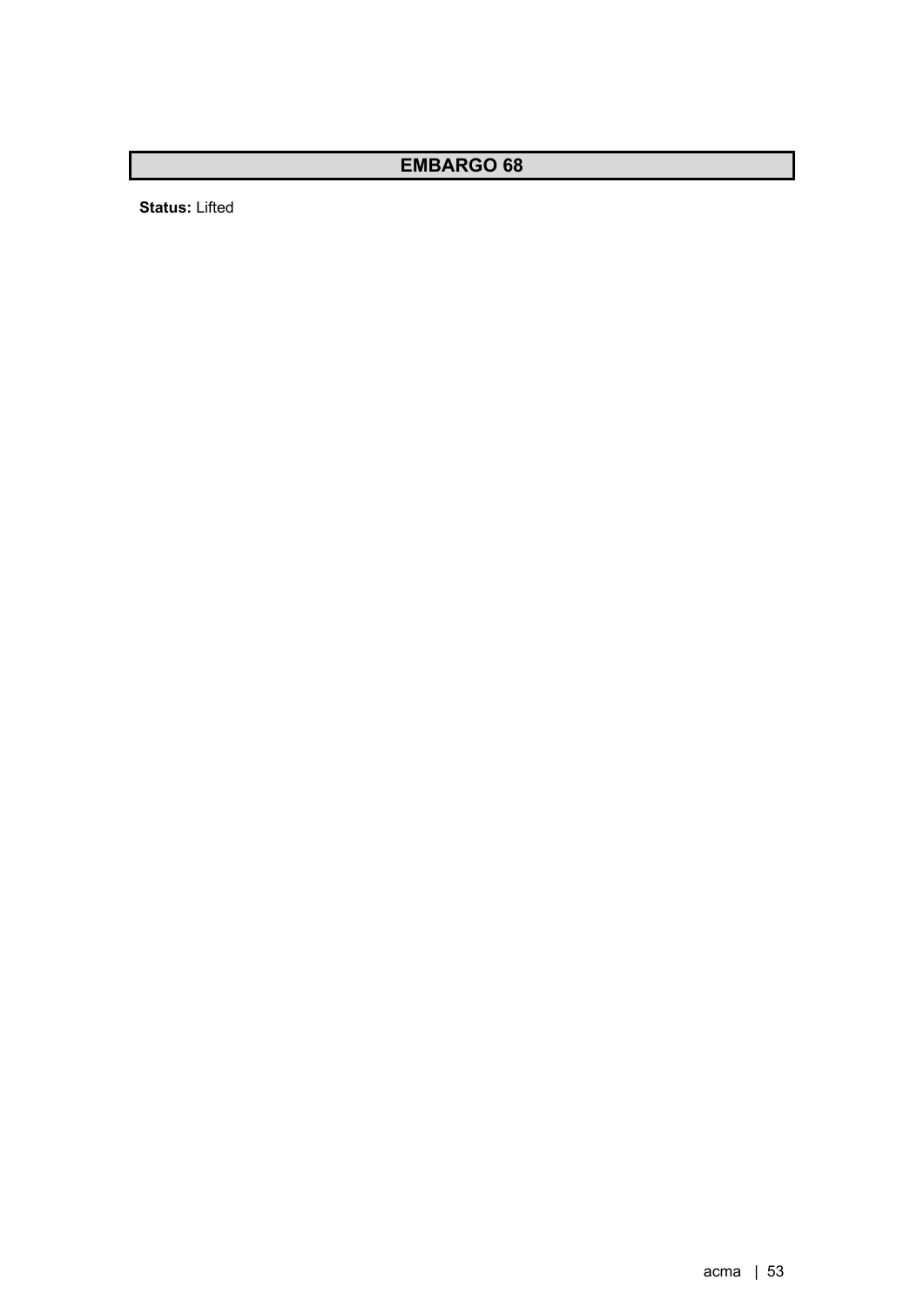## EMBARGO 68

**Status:** Lifted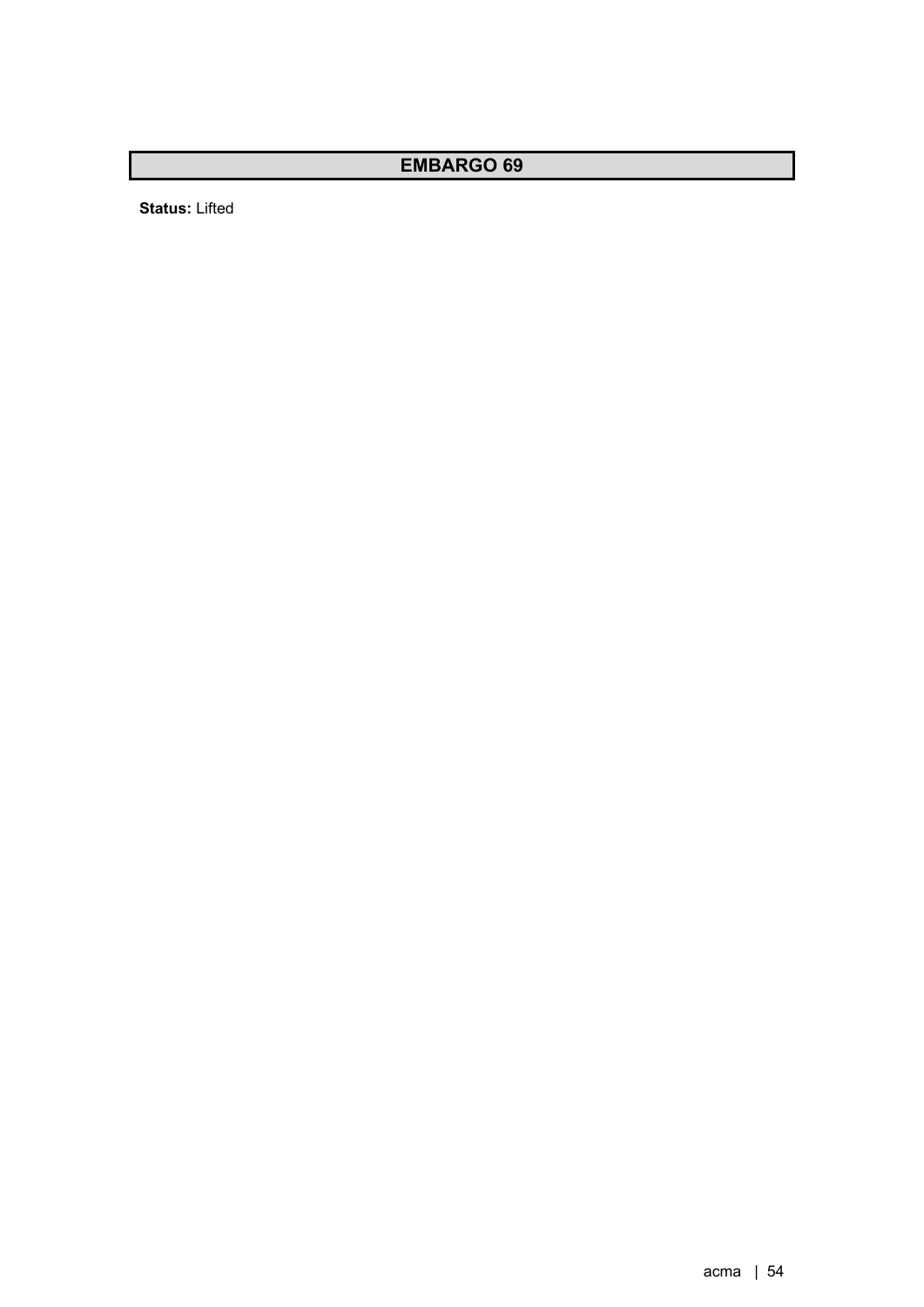## EMBARGO 69

**Status:** Lifted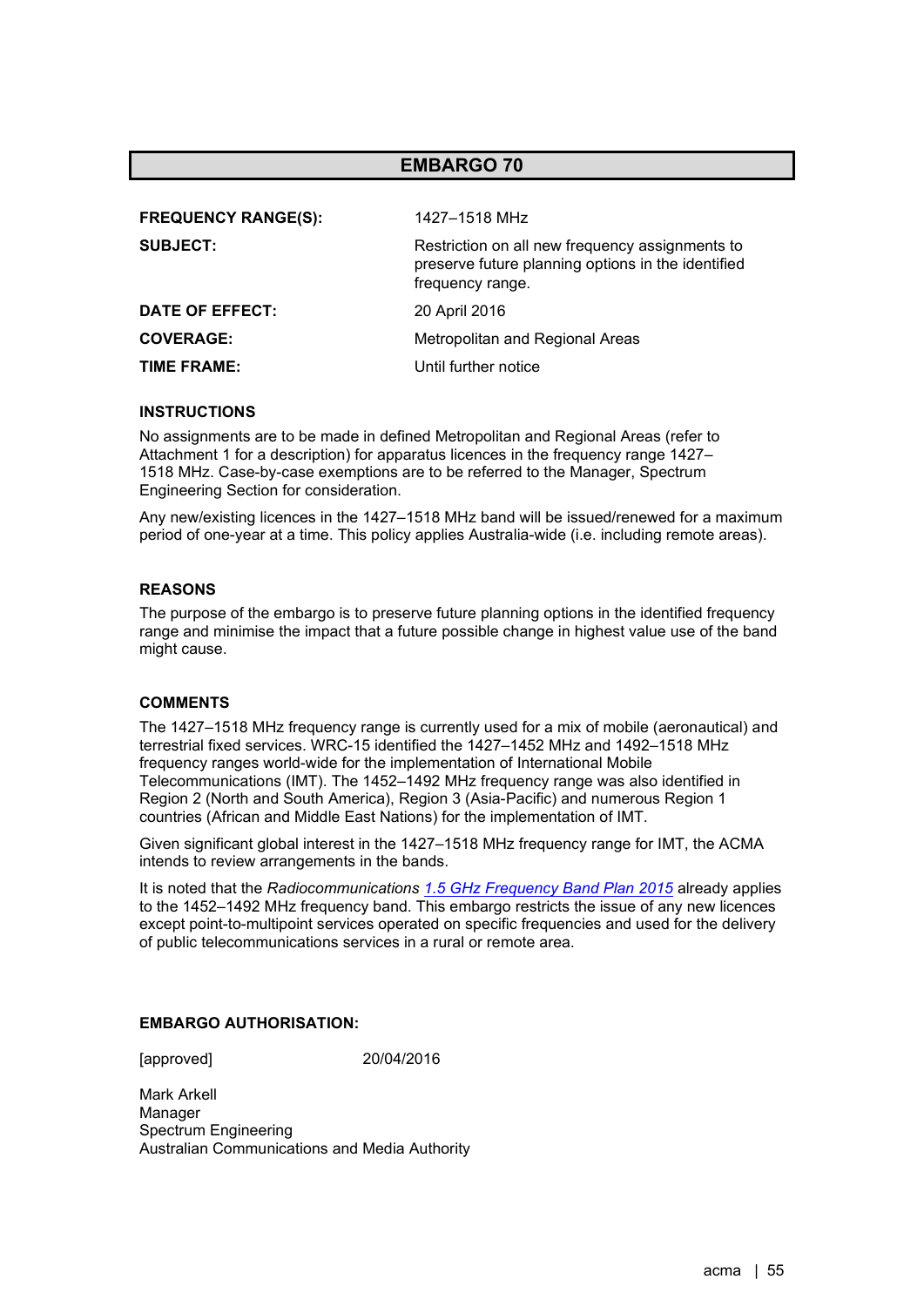# EMBARGO 70

| | |
|---|---|
| **FREQUENCY RANGE(S):** | 1427–1518 MHz |
| **SUBJECT:** | Restriction on all new frequency assignments to preserve future planning options in the identified frequency range. |
| **DATE OF EFFECT:** | 20 April 2016 |
| **COVERAGE:** | Metropolitan and Regional Areas |
| **TIME FRAME:** | Until further notice |

### INSTRUCTIONS

No assignments are to be made in defined Metropolitan and Regional Areas (refer to Attachment 1 for a description) for apparatus licences in the frequency range 1427–1518 MHz. Case-by-case exemptions are to be referred to the Manager, Spectrum Engineering Section for consideration.

Any new/existing licences in the 1427–1518 MHz band will be issued/renewed for a maximum period of one-year at a time. This policy applies Australia-wide (i.e. including remote areas).

### REASONS

The purpose of the embargo is to preserve future planning options in the identified frequency range and minimise the impact that a future possible change in highest value use of the band might cause.

### COMMENTS

The 1427–1518 MHz frequency range is currently used for a mix of mobile (aeronautical) and terrestrial fixed services. WRC-15 identified the 1427–1452 MHz and 1492–1518 MHz frequency ranges world-wide for the implementation of International Mobile Telecommunications (IMT). The 1452–1492 MHz frequency range was also identified in Region 2 (North and South America), Region 3 (Asia-Pacific) and numerous Region 1 countries (African and Middle East Nations) for the implementation of IMT.

Given significant global interest in the 1427–1518 MHz frequency range for IMT, the ACMA intends to review arrangements in the bands.

It is noted that the *Radiocommunications 1.5 GHz Frequency Band Plan 2015* already applies to the 1452–1492 MHz frequency band. This embargo restricts the issue of any new licences except point-to-multipoint services operated on specific frequencies and used for the delivery of public telecommunications services in a rural or remote area.

### EMBARGO AUTHORISATION:

[approved] 20/04/2016

Mark Arkell
Manager
Spectrum Engineering
Australian Communications and Media Authority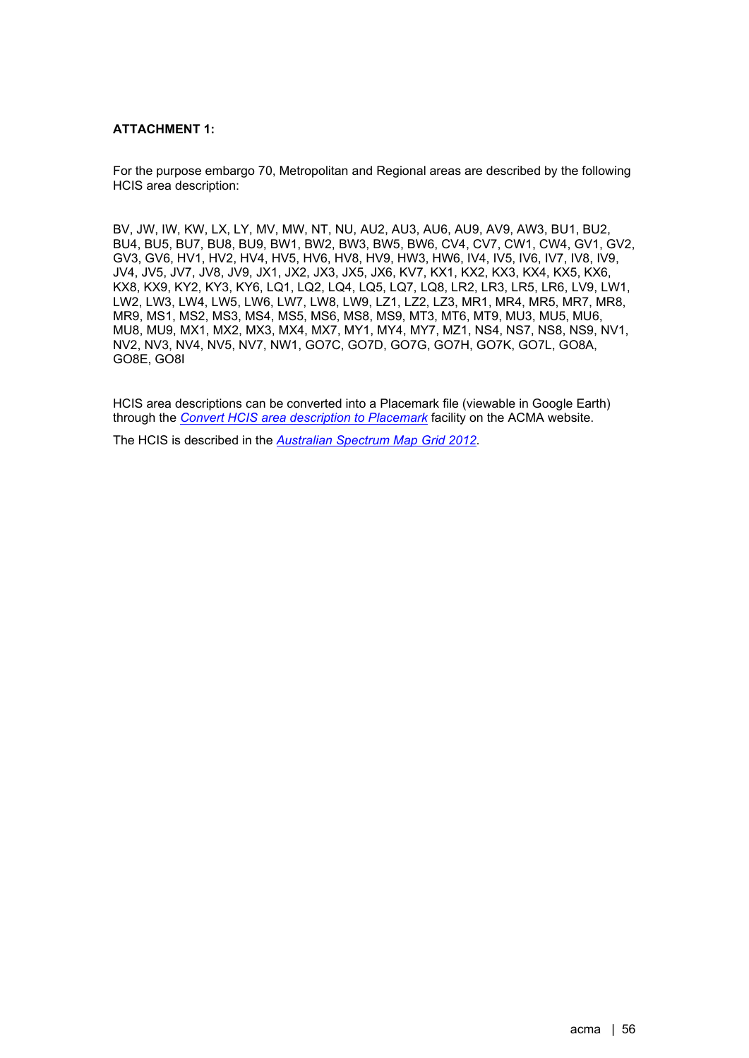**ATTACHMENT 1:**

For the purpose embargo 70, Metropolitan and Regional areas are described by the following HCIS area description:

BV, JW, IW, KW, LX, LY, MV, MW, NT, NU, AU2, AU3, AU6, AU9, AV9, AW3, BU1, BU2, BU4, BU5, BU7, BU8, BU9, BW1, BW2, BW3, BW5, BW6, CV4, CV7, CW1, CW4, GV1, GV2, GV3, GV6, HV1, HV2, HV4, HV5, HV6, HV8, HV9, HW3, HW6, IV4, IV5, IV6, IV7, IV8, IV9, JV4, JV5, JV7, JV8, JV9, JX1, JX2, JX3, JX5, JX6, KV7, KX1, KX2, KX3, KX4, KX5, KX6, KX8, KX9, KY2, KY3, KY6, LQ1, LQ2, LQ4, LQ5, LQ7, LQ8, LR2, LR3, LR5, LR6, LV9, LW1, LW2, LW3, LW4, LW5, LW6, LW7, LW8, LW9, LZ1, LZ2, LZ3, MR1, MR4, MR5, MR7, MR8, MR9, MS1, MS2, MS3, MS4, MS5, MS6, MS8, MS9, MT3, MT6, MT9, MU3, MU5, MU6, MU8, MU9, MX1, MX2, MX3, MX4, MX7, MY1, MY4, MY7, MZ1, NS4, NS7, NS8, NS9, NV1, NV2, NV3, NV4, NV5, NV7, NW1, GO7C, GO7D, GO7G, GO7H, GO7K, GO7L, GO8A, GO8E, GO8I

HCIS area descriptions can be converted into a Placemark file (viewable in Google Earth) through the *Convert HCIS area description to Placemark* facility on the ACMA website.

The HCIS is described in the *Australian Spectrum Map Grid 2012*.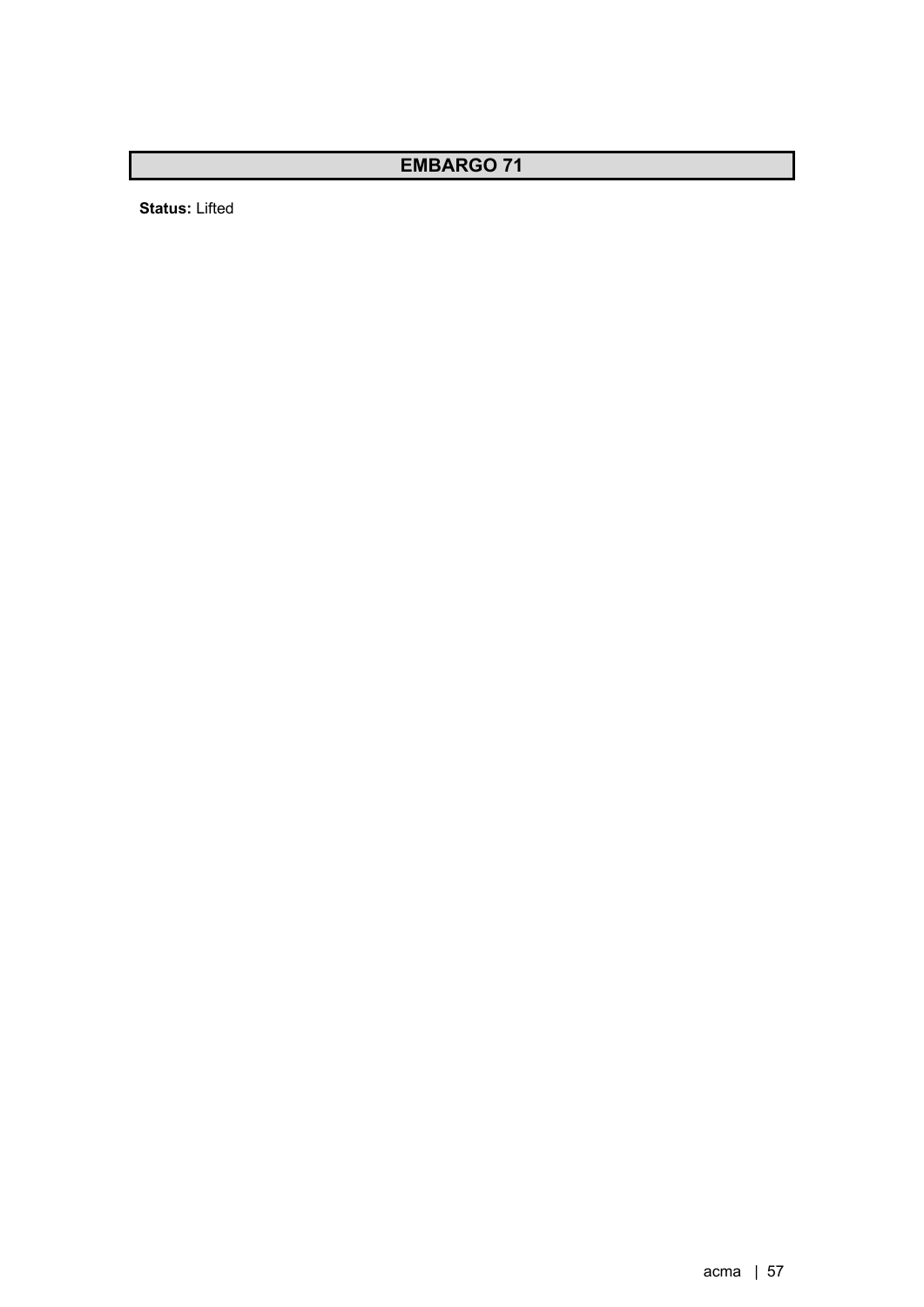# EMBARGO 71

**Status:** Lifted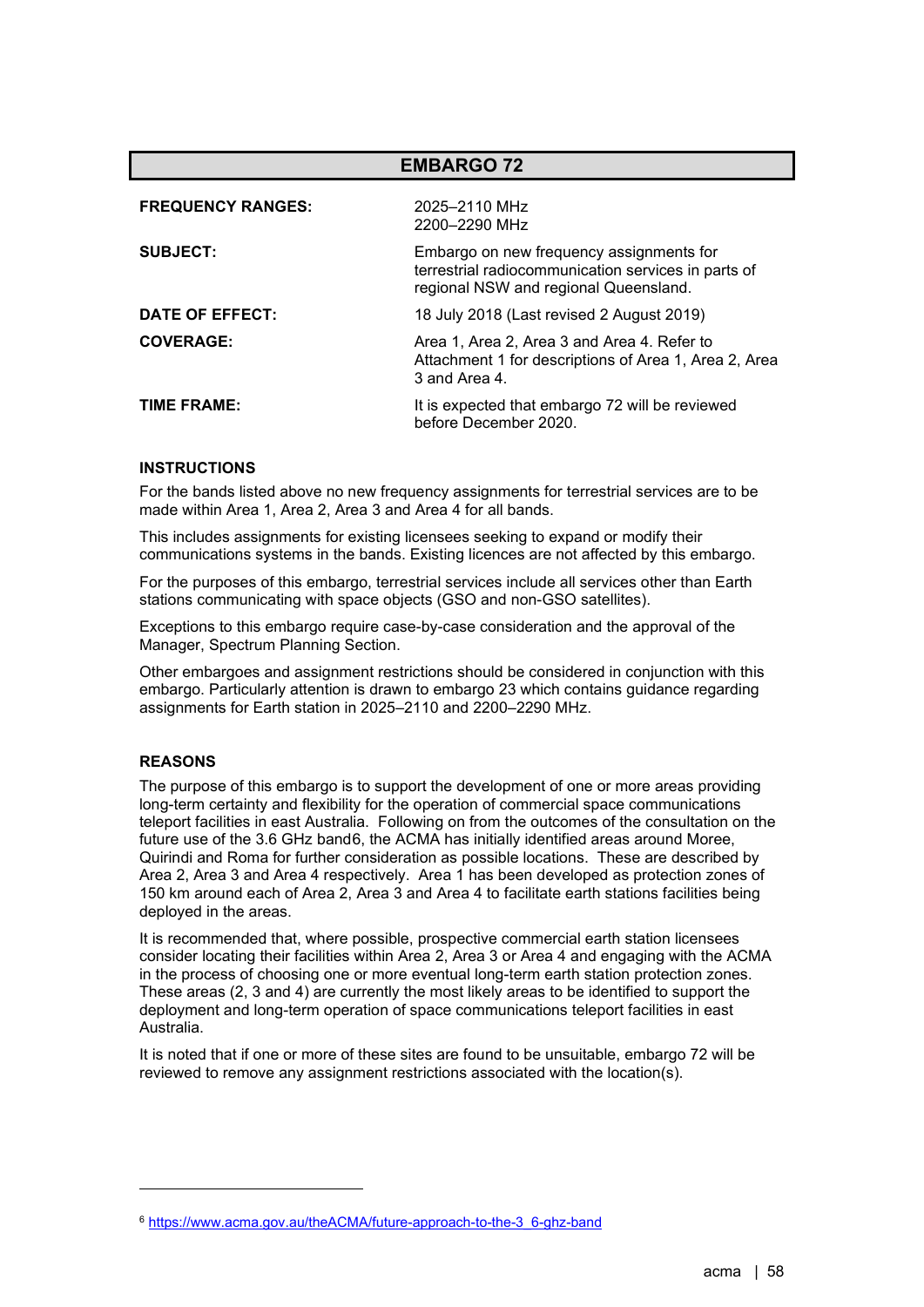## EMBARGO 72

| | |
|---|---|
| **FREQUENCY RANGES:** | 2025–2110 MHz<br>2200–2290 MHz |
| **SUBJECT:** | Embargo on new frequency assignments for terrestrial radiocommunication services in parts of regional NSW and regional Queensland. |
| **DATE OF EFFECT:** | 18 July 2018 (Last revised 2 August 2019) |
| **COVERAGE:** | Area 1, Area 2, Area 3 and Area 4. Refer to Attachment 1 for descriptions of Area 1, Area 2, Area 3 and Area 4. |
| **TIME FRAME:** | It is expected that embargo 72 will be reviewed before December 2020. |

### INSTRUCTIONS

For the bands listed above no new frequency assignments for terrestrial services are to be made within Area 1, Area 2, Area 3 and Area 4 for all bands.

This includes assignments for existing licensees seeking to expand or modify their communications systems in the bands. Existing licences are not affected by this embargo.

For the purposes of this embargo, terrestrial services include all services other than Earth stations communicating with space objects (GSO and non-GSO satellites).

Exceptions to this embargo require case-by-case consideration and the approval of the Manager, Spectrum Planning Section.

Other embargoes and assignment restrictions should be considered in conjunction with this embargo. Particularly attention is drawn to embargo 23 which contains guidance regarding assignments for Earth station in 2025–2110 and 2200–2290 MHz.

### REASONS

The purpose of this embargo is to support the development of one or more areas providing long-term certainty and flexibility for the operation of commercial space communications teleport facilities in east Australia. Following on from the outcomes of the consultation on the future use of the 3.6 GHz band[6], the ACMA has initially identified areas around Moree, Quirindi and Roma for further consideration as possible locations. These are described by Area 2, Area 3 and Area 4 respectively. Area 1 has been developed as protection zones of 150 km around each of Area 2, Area 3 and Area 4 to facilitate earth stations facilities being deployed in the areas.

It is recommended that, where possible, prospective commercial earth station licensees consider locating their facilities within Area 2, Area 3 or Area 4 and engaging with the ACMA in the process of choosing one or more eventual long-term earth station protection zones. These areas (2, 3 and 4) are currently the most likely areas to be identified to support the deployment and long-term operation of space communications teleport facilities in east Australia.

It is noted that if one or more of these sites are found to be unsuitable, embargo 72 will be reviewed to remove any assignment restrictions associated with the location(s).

---

[6] https://www.acma.gov.au/theACMA/future-approach-to-the-3_6-ghz-band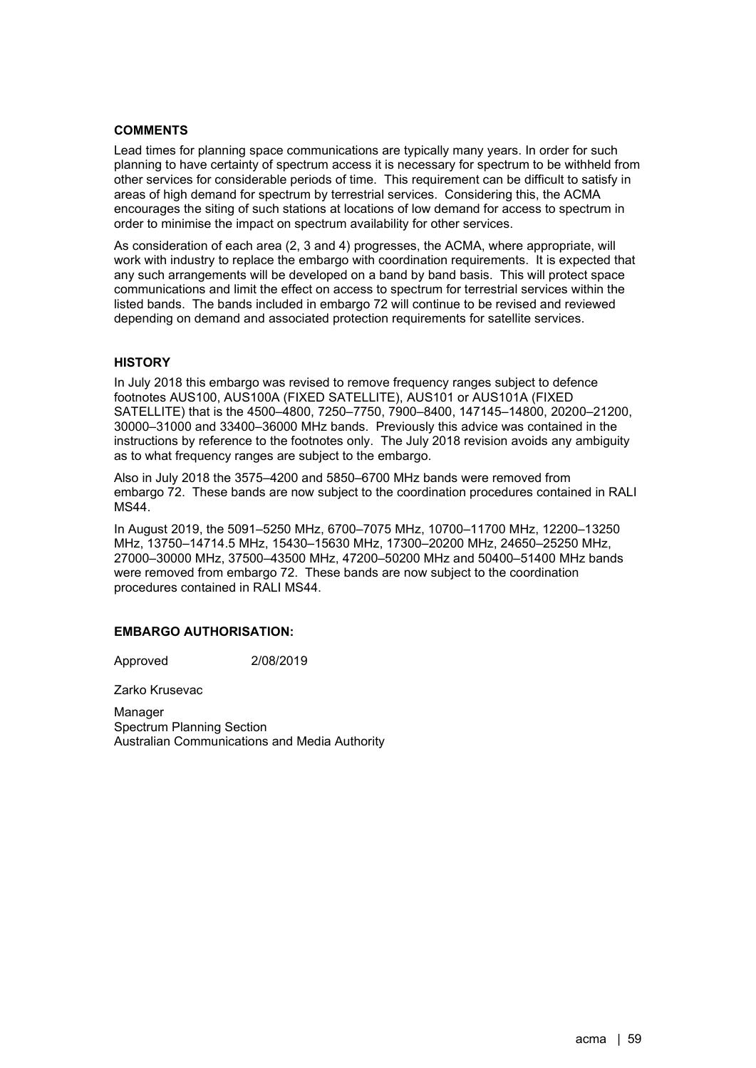**COMMENTS**

Lead times for planning space communications are typically many years. In order for such planning to have certainty of spectrum access it is necessary for spectrum to be withheld from other services for considerable periods of time. This requirement can be difficult to satisfy in areas of high demand for spectrum by terrestrial services. Considering this, the ACMA encourages the siting of such stations at locations of low demand for access to spectrum in order to minimise the impact on spectrum availability for other services.

As consideration of each area (2, 3 and 4) progresses, the ACMA, where appropriate, will work with industry to replace the embargo with coordination requirements. It is expected that any such arrangements will be developed on a band by band basis. This will protect space communications and limit the effect on access to spectrum for terrestrial services within the listed bands. The bands included in embargo 72 will continue to be revised and reviewed depending on demand and associated protection requirements for satellite services.

**HISTORY**

In July 2018 this embargo was revised to remove frequency ranges subject to defence footnotes AUS100, AUS100A (FIXED SATELLITE), AUS101 or AUS101A (FIXED SATELLITE) that is the 4500–4800, 7250–7750, 7900–8400, 147145–14800, 20200–21200, 30000–31000 and 33400–36000 MHz bands. Previously this advice was contained in the instructions by reference to the footnotes only. The July 2018 revision avoids any ambiguity as to what frequency ranges are subject to the embargo.

Also in July 2018 the 3575–4200 and 5850–6700 MHz bands were removed from embargo 72. These bands are now subject to the coordination procedures contained in RALI MS44.

In August 2019, the 5091–5250 MHz, 6700–7075 MHz, 10700–11700 MHz, 12200–13250 MHz, 13750–14714.5 MHz, 15430–15630 MHz, 17300–20200 MHz, 24650–25250 MHz, 27000–30000 MHz, 37500–43500 MHz, 47200–50200 MHz and 50400–51400 MHz bands were removed from embargo 72. These bands are now subject to the coordination procedures contained in RALI MS44.

**EMBARGO AUTHORISATION:**

Approved 2/08/2019

Zarko Krusevac

Manager
Spectrum Planning Section
Australian Communications and Media Authority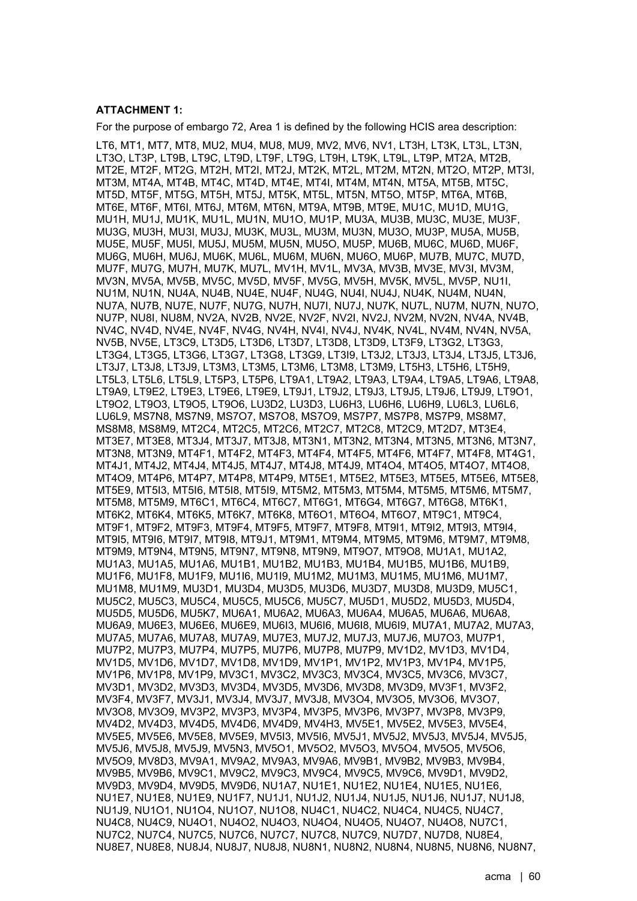**ATTACHMENT 1:**

For the purpose of embargo 72, Area 1 is defined by the following HCIS area description:

LT6, MT1, MT7, MT8, MU2, MU4, MU8, MU9, MV2, MV6, NV1, LT3H, LT3K, LT3L, LT3N, LT3O, LT3P, LT9B, LT9C, LT9D, LT9F, LT9G, LT9H, LT9K, LT9L, LT9P, MT2A, MT2B, MT2E, MT2F, MT2G, MT2H, MT2I, MT2J, MT2K, MT2L, MT2M, MT2N, MT2O, MT2P, MT3I, MT3M, MT4A, MT4B, MT4C, MT4D, MT4E, MT4I, MT4M, MT4N, MT5A, MT5B, MT5C, MT5D, MT5F, MT5G, MT5H, MT5J, MT5K, MT5L, MT5N, MT5O, MT5P, MT6A, MT6B, MT6E, MT6F, MT6I, MT6J, MT6M, MT6N, MT9A, MT9B, MT9E, MU1C, MU1D, MU1G, MU1H, MU1J, MU1K, MU1L, MU1N, MU1O, MU1P, MU3A, MU3B, MU3C, MU3E, MU3F, MU3G, MU3H, MU3I, MU3J, MU3K, MU3L, MU3M, MU3N, MU3O, MU3P, MU5A, MU5B, MU5E, MU5F, MU5I, MU5J, MU5M, MU5N, MU5O, MU5P, MU6B, MU6C, MU6D, MU6F, MU6G, MU6H, MU6J, MU6K, MU6L, MU6M, MU6N, MU6O, MU6P, MU7B, MU7C, MU7D, MU7F, MU7G, MU7H, MU7K, MU7L, MV1H, MV1L, MV3A, MV3B, MV3E, MV3I, MV3M, MV3N, MV5A, MV5B, MV5C, MV5D, MV5F, MV5G, MV5H, MV5K, MV5L, MV5P, NU1I, NU1M, NU1N, NU4A, NU4B, NU4E, NU4F, NU4G, NU4I, NU4J, NU4K, NU4M, NU4N, NU7A, NU7B, NU7E, NU7F, NU7G, NU7H, NU7I, NU7J, NU7K, NU7L, NU7M, NU7N, NU7O, NU7P, NU8I, NU8M, NV2A, NV2B, NV2E, NV2F, NV2I, NV2J, NV2M, NV2N, NV4A, NV4B, NV4C, NV4D, NV4E, NV4F, NV4G, NV4H, NV4I, NV4J, NV4K, NV4L, NV4M, NV4N, NV5A, NV5B, NV5E, LT3C9, LT3D5, LT3D6, LT3D7, LT3D8, LT3D9, LT3F9, LT3G2, LT3G3, LT3G4, LT3G5, LT3G6, LT3G7, LT3G8, LT3G9, LT3I9, LT3J2, LT3J3, LT3J4, LT3J5, LT3J6, LT3J7, LT3J8, LT3J9, LT3M3, LT3M5, LT3M6, LT3M8, LT3M9, LT5H3, LT5H6, LT5H9, LT5L3, LT5L6, LT5L9, LT5P3, LT5P6, LT9A1, LT9A2, LT9A3, LT9A4, LT9A5, LT9A6, LT9A8, LT9A9, LT9E2, LT9E3, LT9E6, LT9E9, LT9J1, LT9J2, LT9J3, LT9J5, LT9J6, LT9J9, LT9O1, LT9O2, LT9O3, LT9O5, LT9O6, LU3D2, LU3D3, LU6H3, LU6H6, LU6H9, LU6L3, LU6L6, LU6L9, MS7N8, MS7N9, MS7O7, MS7O8, MS7O9, MS7P7, MS7P8, MS7P9, MS8M7, MS8M8, MS8M9, MT2C4, MT2C5, MT2C6, MT2C7, MT2C8, MT2C9, MT2D7, MT3E4, MT3E7, MT3E8, MT3J4, MT3J7, MT3J8, MT3N1, MT3N2, MT3N4, MT3N5, MT3N6, MT3N7, MT3N8, MT3N9, MT4F1, MT4F2, MT4F3, MT4F4, MT4F5, MT4F6, MT4F7, MT4F8, MT4G1, MT4J1, MT4J2, MT4J4, MT4J5, MT4J7, MT4J8, MT4J9, MT4O4, MT4O5, MT4O7, MT4O8, MT4O9, MT4P6, MT4P7, MT4P8, MT4P9, MT5E1, MT5E2, MT5E3, MT5E5, MT5E6, MT5E8, MT5E9, MT5I3, MT5I6, MT5I8, MT5I9, MT5M2, MT5M3, MT5M4, MT5M5, MT5M6, MT5M7, MT5M8, MT5M9, MT6C1, MT6C4, MT6C7, MT6G1, MT6G4, MT6G7, MT6G8, MT6K1, MT6K2, MT6K4, MT6K5, MT6K7, MT6K8, MT6O1, MT6O4, MT6O7, MT9C1, MT9C4, MT9F1, MT9F2, MT9F3, MT9F4, MT9F5, MT9F7, MT9F8, MT9I1, MT9I2, MT9I3, MT9I4, MT9I5, MT9I6, MT9I7, MT9I8, MT9J1, MT9M1, MT9M4, MT9M5, MT9M6, MT9M7, MT9M8, MT9M9, MT9N4, MT9N5, MT9N7, MT9N8, MT9N9, MT9O7, MT9O8, MU1A1, MU1A2, MU1A3, MU1A5, MU1A6, MU1B1, MU1B2, MU1B3, MU1B4, MU1B5, MU1B6, MU1B9, MU1F6, MU1F8, MU1F9, MU1I6, MU1I9, MU1M2, MU1M3, MU1M5, MU1M6, MU1M7, MU1M8, MU1M9, MU3D1, MU3D4, MU3D5, MU3D6, MU3D7, MU3D8, MU3D9, MU5C1, MU5C2, MU5C3, MU5C4, MU5C5, MU5C6, MU5C7, MU5D1, MU5D2, MU5D3, MU5D4, MU5D5, MU5D6, MU5K7, MU6A1, MU6A2, MU6A3, MU6A4, MU6A5, MU6A6, MU6A8, MU6A9, MU6E3, MU6E6, MU6E9, MU6I3, MU6I6, MU6I8, MU6I9, MU7A1, MU7A2, MU7A3, MU7A5, MU7A6, MU7A8, MU7A9, MU7E3, MU7J2, MU7J3, MU7J6, MU7O3, MU7P1, MU7P2, MU7P3, MU7P4, MU7P5, MU7P6, MU7P8, MU7P9, MV1D2, MV1D3, MV1D4, MV1D5, MV1D6, MV1D7, MV1D8, MV1D9, MV1P1, MV1P2, MV1P3, MV1P4, MV1P5, MV1P6, MV1P8, MV1P9, MV3C1, MV3C2, MV3C3, MV3C4, MV3C5, MV3C6, MV3C7, MV3D1, MV3D2, MV3D3, MV3D4, MV3D5, MV3D6, MV3D8, MV3D9, MV3F1, MV3F2, MV3F4, MV3F7, MV3J1, MV3J4, MV3J7, MV3J8, MV3O4, MV3O5, MV3O6, MV3O7, MV3O8, MV3O9, MV3P2, MV3P3, MV3P4, MV3P5, MV3P6, MV3P7, MV3P8, MV3P9, MV4D2, MV4D3, MV4D5, MV4D6, MV4D9, MV4H3, MV5E1, MV5E2, MV5E3, MV5E4, MV5E5, MV5E6, MV5E8, MV5E9, MV5I3, MV5I6, MV5J1, MV5J2, MV5J3, MV5J4, MV5J5, MV5J6, MV5J8, MV5J9, MV5N3, MV5O1, MV5O2, MV5O3, MV5O4, MV5O5, MV5O6, MV5O9, MV8D3, MV9A1, MV9A2, MV9A3, MV9A6, MV9B1, MV9B2, MV9B3, MV9B4, MV9B5, MV9B6, MV9C1, MV9C2, MV9C3, MV9C4, MV9C5, MV9C6, MV9D1, MV9D2, MV9D3, MV9D4, MV9D5, MV9D6, NU1A7, NU1E1, NU1E2, NU1E4, NU1E5, NU1E6, NU1E7, NU1E8, NU1E9, NU1F7, NU1J1, NU1J2, NU1J4, NU1J5, NU1J6, NU1J7, NU1J8, NU1J9, NU1O1, NU1O4, NU1O7, NU1O8, NU4C1, NU4C2, NU4C4, NU4C5, NU4C7, NU4C8, NU4C9, NU4O1, NU4O2, NU4O3, NU4O4, NU4O5, NU4O7, NU4O8, NU7C1, NU7C2, NU7C4, NU7C5, NU7C6, NU7C7, NU7C8, NU7C9, NU7D7, NU7D8, NU8E4, NU8E7, NU8E8, NU8J4, NU8J7, NU8J8, NU8N1, NU8N2, NU8N4, NU8N5, NU8N6, NU8N7,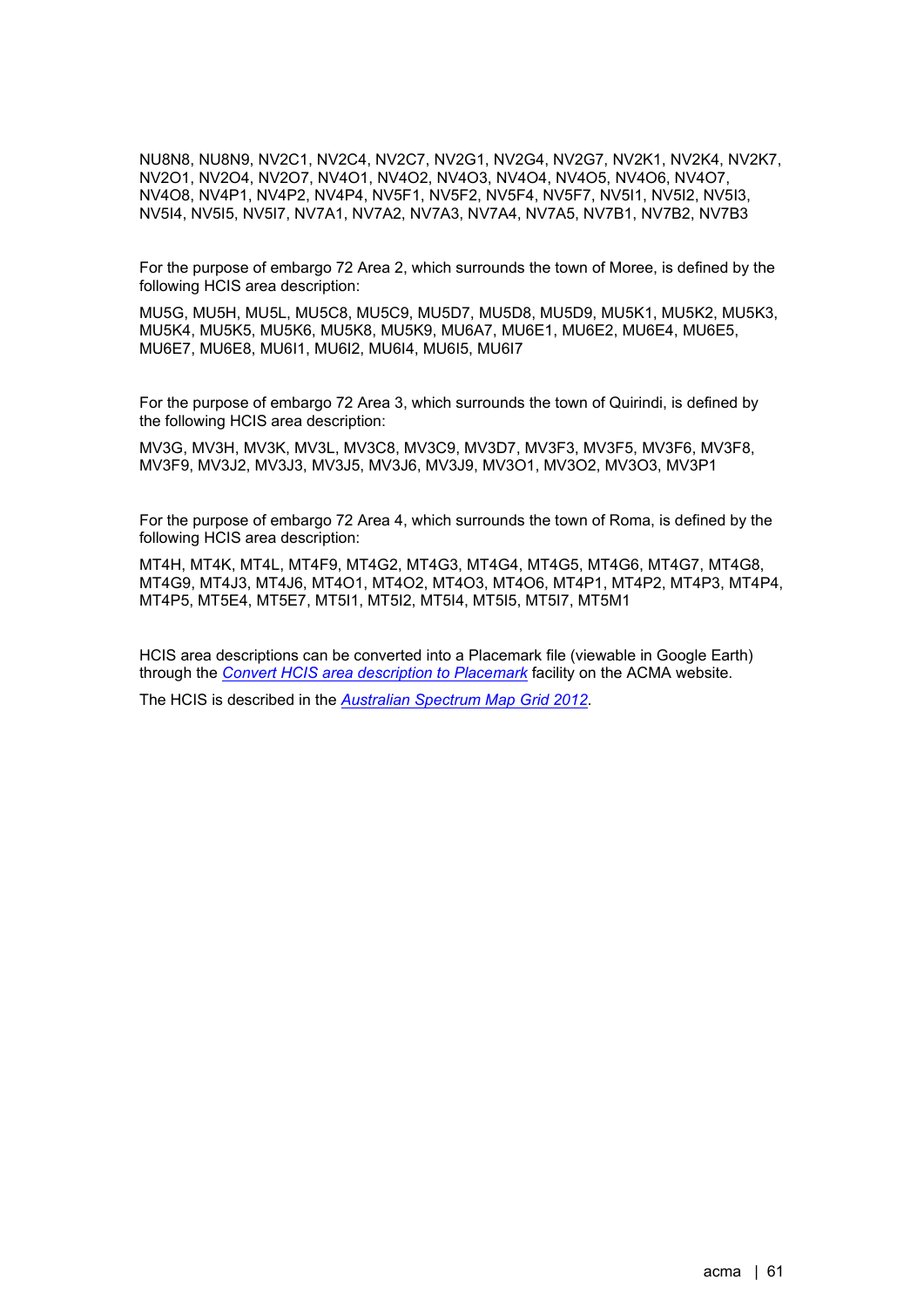NU8N8, NU8N9, NV2C1, NV2C4, NV2C7, NV2G1, NV2G4, NV2G7, NV2K1, NV2K4, NV2K7, NV2O1, NV2O4, NV2O7, NV4O1, NV4O2, NV4O3, NV4O4, NV4O5, NV4O6, NV4O7, NV4O8, NV4P1, NV4P2, NV4P4, NV5F1, NV5F2, NV5F4, NV5F7, NV5I1, NV5I2, NV5I3, NV5I4, NV5I5, NV5I7, NV7A1, NV7A2, NV7A3, NV7A4, NV7A5, NV7B1, NV7B2, NV7B3

For the purpose of embargo 72 Area 2, which surrounds the town of Moree, is defined by the following HCIS area description:

MU5G, MU5H, MU5L, MU5C8, MU5C9, MU5D7, MU5D8, MU5D9, MU5K1, MU5K2, MU5K3, MU5K4, MU5K5, MU5K6, MU5K8, MU5K9, MU6A7, MU6E1, MU6E2, MU6E4, MU6E5, MU6E7, MU6E8, MU6I1, MU6I2, MU6I4, MU6I5, MU6I7

For the purpose of embargo 72 Area 3, which surrounds the town of Quirindi, is defined by the following HCIS area description:

MV3G, MV3H, MV3K, MV3L, MV3C8, MV3C9, MV3D7, MV3F3, MV3F5, MV3F6, MV3F8, MV3F9, MV3J2, MV3J3, MV3J5, MV3J6, MV3J9, MV3O1, MV3O2, MV3O3, MV3P1

For the purpose of embargo 72 Area 4, which surrounds the town of Roma, is defined by the following HCIS area description:

MT4H, MT4K, MT4L, MT4F9, MT4G2, MT4G3, MT4G4, MT4G5, MT4G6, MT4G7, MT4G8, MT4G9, MT4J3, MT4J6, MT4O1, MT4O2, MT4O3, MT4O6, MT4P1, MT4P2, MT4P3, MT4P4, MT4P5, MT5E4, MT5E7, MT5I1, MT5I2, MT5I4, MT5I5, MT5I7, MT5M1

HCIS area descriptions can be converted into a Placemark file (viewable in Google Earth) through the *Convert HCIS area description to Placemark* facility on the ACMA website.

The HCIS is described in the *Australian Spectrum Map Grid 2012*.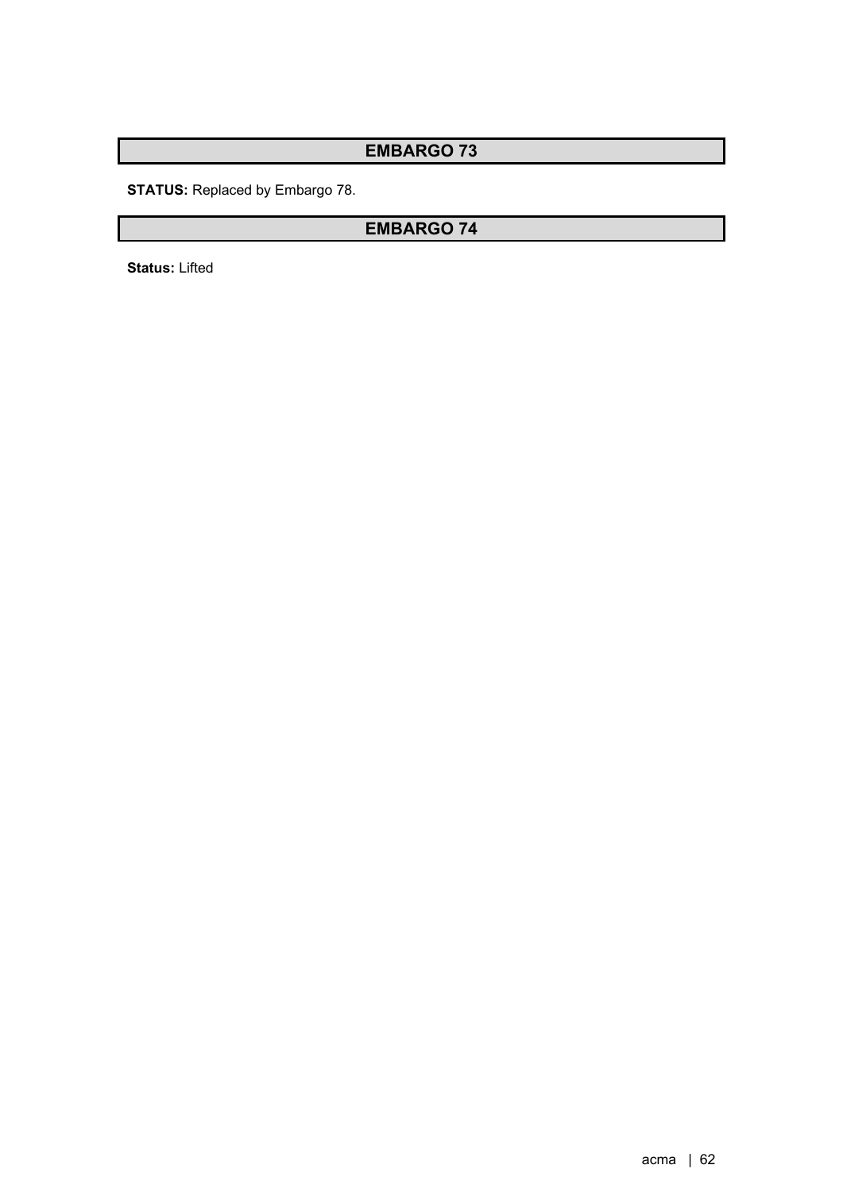## EMBARGO 73

**STATUS:** Replaced by Embargo 78.

## EMBARGO 74

**Status:** Lifted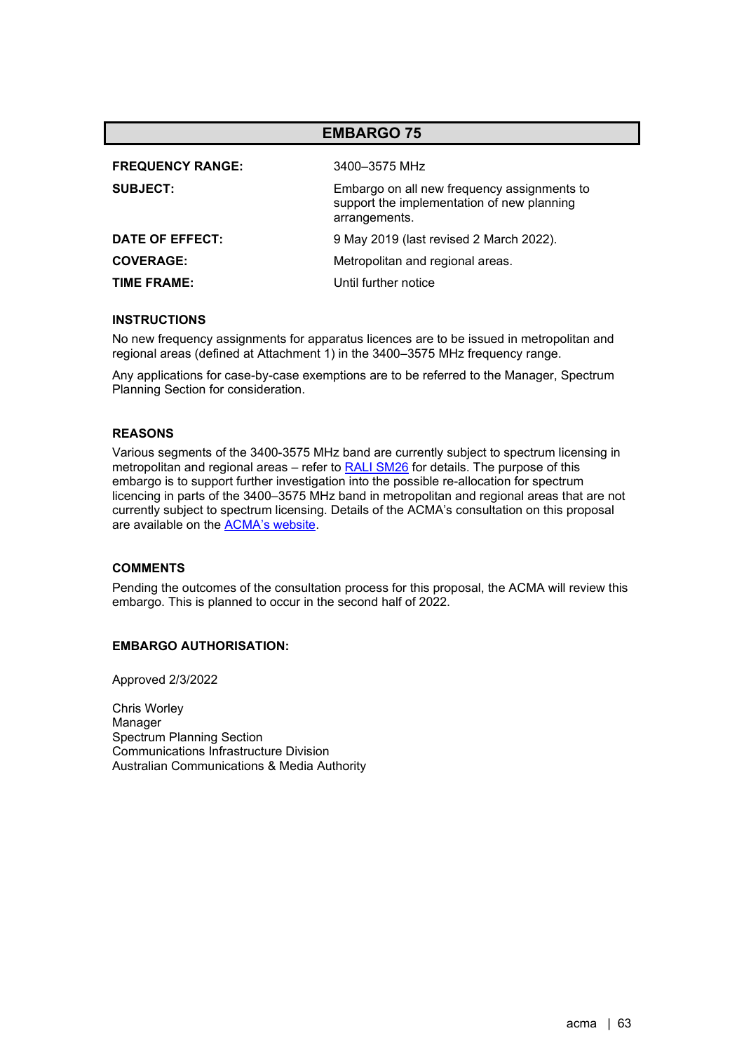# EMBARGO 75

| | |
|---|---|
| **FREQUENCY RANGE:** | 3400–3575 MHz |
| **SUBJECT:** | Embargo on all new frequency assignments to support the implementation of new planning arrangements. |
| **DATE OF EFFECT:** | 9 May 2019 (last revised 2 March 2022). |
| **COVERAGE:** | Metropolitan and regional areas. |
| **TIME FRAME:** | Until further notice |

**INSTRUCTIONS**

No new frequency assignments for apparatus licences are to be issued in metropolitan and regional areas (defined at Attachment 1) in the 3400–3575 MHz frequency range.

Any applications for case-by-case exemptions are to be referred to the Manager, Spectrum Planning Section for consideration.

**REASONS**

Various segments of the 3400-3575 MHz band are currently subject to spectrum licensing in metropolitan and regional areas – refer to RALI SM26 for details. The purpose of this embargo is to support further investigation into the possible re-allocation for spectrum licencing in parts of the 3400–3575 MHz band in metropolitan and regional areas that are not currently subject to spectrum licensing. Details of the ACMA's consultation on this proposal are available on the ACMA's website.

**COMMENTS**

Pending the outcomes of the consultation process for this proposal, the ACMA will review this embargo. This is planned to occur in the second half of 2022.

**EMBARGO AUTHORISATION:**

Approved 2/3/2022

Chris Worley
Manager
Spectrum Planning Section
Communications Infrastructure Division
Australian Communications & Media Authority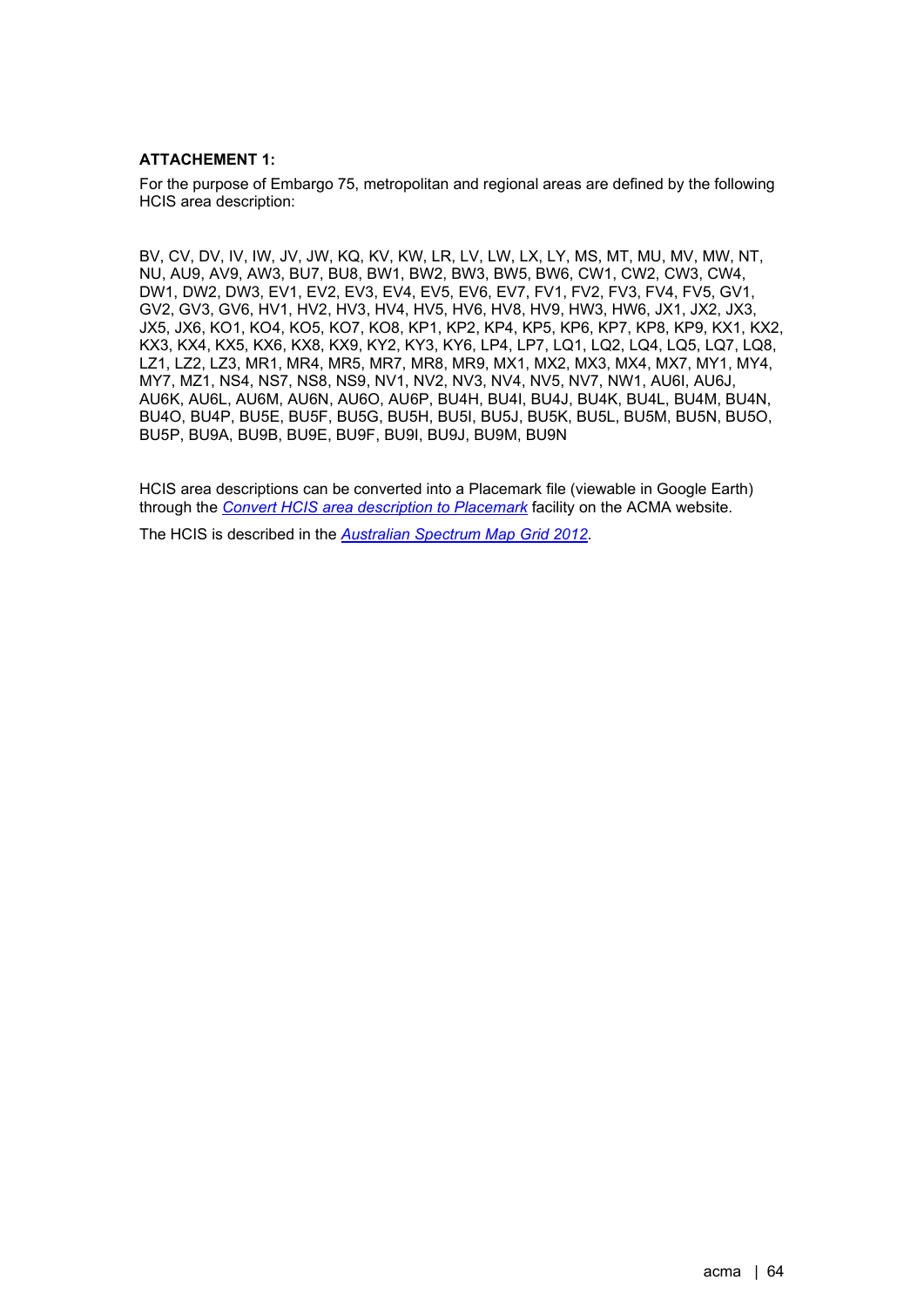**ATTACHEMENT 1:**

For the purpose of Embargo 75, metropolitan and regional areas are defined by the following HCIS area description:

BV, CV, DV, IV, IW, JV, JW, KQ, KV, KW, LR, LV, LW, LX, LY, MS, MT, MU, MV, MW, NT, NU, AU9, AV9, AW3, BU7, BU8, BW1, BW2, BW3, BW5, BW6, CW1, CW2, CW3, CW4, DW1, DW2, DW3, EV1, EV2, EV3, EV4, EV5, EV6, EV7, FV1, FV2, FV3, FV4, FV5, GV1, GV2, GV3, GV6, HV1, HV2, HV3, HV4, HV5, HV6, HV8, HV9, HW3, HW6, JX1, JX2, JX3, JX5, JX6, KO1, KO4, KO5, KO7, KO8, KP1, KP2, KP4, KP5, KP6, KP7, KP8, KP9, KX1, KX2, KX3, KX4, KX5, KX6, KX8, KX9, KY2, KY3, KY6, LP4, LP7, LQ1, LQ2, LQ4, LQ5, LQ7, LQ8, LZ1, LZ2, LZ3, MR1, MR4, MR5, MR7, MR8, MR9, MX1, MX2, MX3, MX4, MX7, MY1, MY4, MY7, MZ1, NS4, NS7, NS8, NS9, NV1, NV2, NV3, NV4, NV5, NV7, NW1, AU6I, AU6J, AU6K, AU6L, AU6M, AU6N, AU6O, AU6P, BU4H, BU4I, BU4J, BU4K, BU4L, BU4M, BU4N, BU4O, BU4P, BU5E, BU5F, BU5G, BU5H, BU5I, BU5J, BU5K, BU5L, BU5M, BU5N, BU5O, BU5P, BU9A, BU9B, BU9E, BU9F, BU9I, BU9J, BU9M, BU9N

HCIS area descriptions can be converted into a Placemark file (viewable in Google Earth) through the *Convert HCIS area description to Placemark* facility on the ACMA website.

The HCIS is described in the *Australian Spectrum Map Grid 2012*.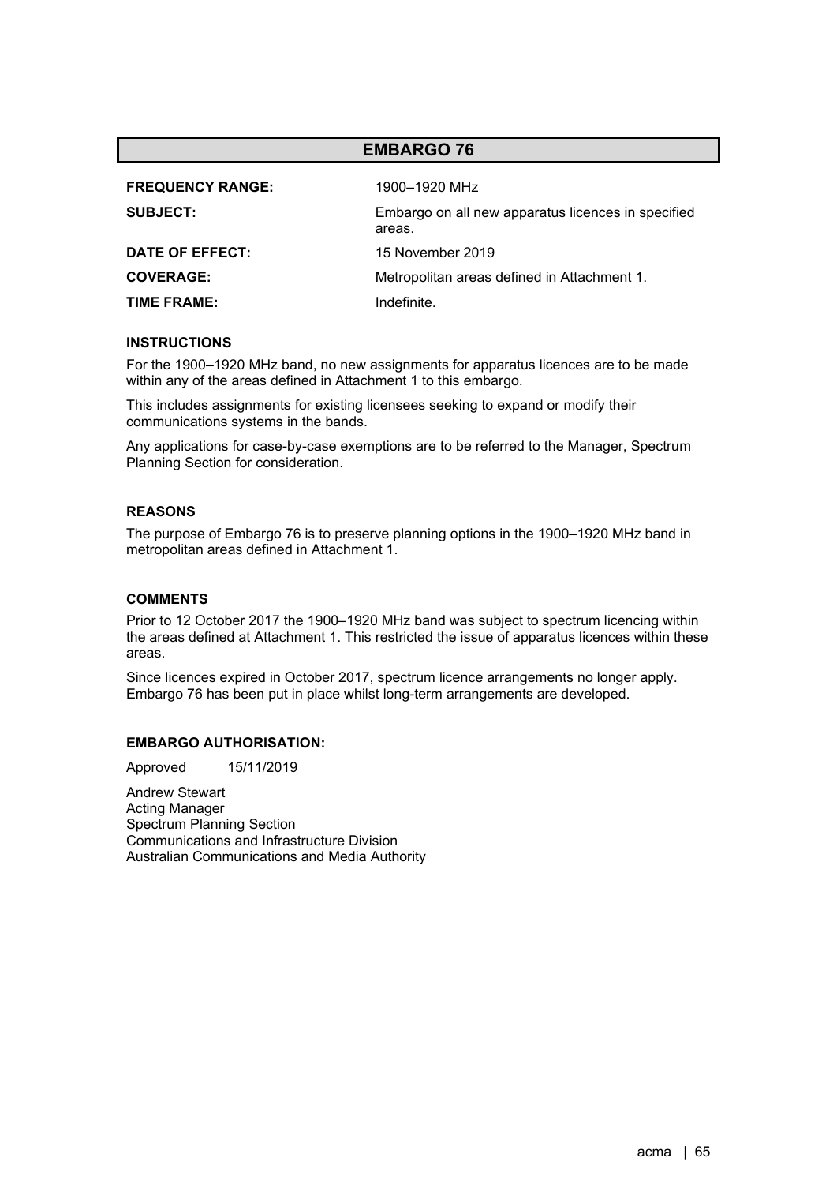## EMBARGO 76

| | |
|---|---|
| **FREQUENCY RANGE:** | 1900–1920 MHz |
| **SUBJECT:** | Embargo on all new apparatus licences in specified areas. |
| **DATE OF EFFECT:** | 15 November 2019 |
| **COVERAGE:** | Metropolitan areas defined in Attachment 1. |
| **TIME FRAME:** | Indefinite. |

### INSTRUCTIONS

For the 1900–1920 MHz band, no new assignments for apparatus licences are to be made within any of the areas defined in Attachment 1 to this embargo.

This includes assignments for existing licensees seeking to expand or modify their communications systems in the bands.

Any applications for case-by-case exemptions are to be referred to the Manager, Spectrum Planning Section for consideration.

### REASONS

The purpose of Embargo 76 is to preserve planning options in the 1900–1920 MHz band in metropolitan areas defined in Attachment 1.

### COMMENTS

Prior to 12 October 2017 the 1900–1920 MHz band was subject to spectrum licencing within the areas defined at Attachment 1. This restricted the issue of apparatus licences within these areas.

Since licences expired in October 2017, spectrum licence arrangements no longer apply. Embargo 76 has been put in place whilst long-term arrangements are developed.

### EMBARGO AUTHORISATION:

Approved 15/11/2019

Andrew Stewart
Acting Manager
Spectrum Planning Section
Communications and Infrastructure Division
Australian Communications and Media Authority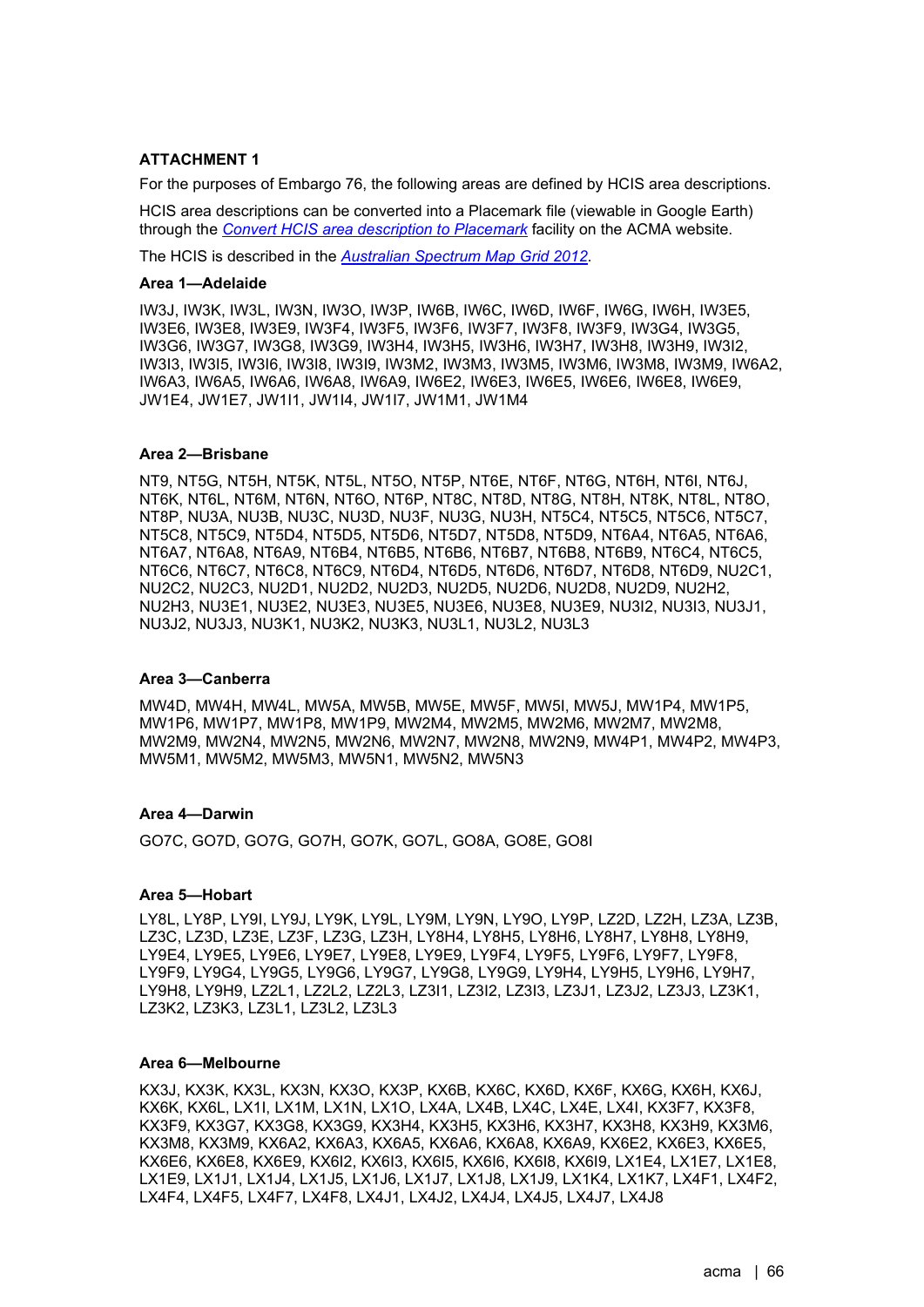## ATTACHMENT 1

For the purposes of Embargo 76, the following areas are defined by HCIS area descriptions.

HCIS area descriptions can be converted into a Placemark file (viewable in Google Earth) through the *Convert HCIS area description to Placemark* facility on the ACMA website.

The HCIS is described in the *Australian Spectrum Map Grid 2012*.

### Area 1—Adelaide

IW3J, IW3K, IW3L, IW3N, IW3O, IW3P, IW6B, IW6C, IW6D, IW6F, IW6G, IW6H, IW3E5, IW3E6, IW3E8, IW3E9, IW3F4, IW3F5, IW3F6, IW3F7, IW3F8, IW3F9, IW3G4, IW3G5, IW3G6, IW3G7, IW3G8, IW3G9, IW3H4, IW3H5, IW3H6, IW3H7, IW3H8, IW3H9, IW3I2, IW3I3, IW3I5, IW3I6, IW3I8, IW3I9, IW3M2, IW3M3, IW3M5, IW3M6, IW3M8, IW3M9, IW6A2, IW6A3, IW6A5, IW6A6, IW6A8, IW6A9, IW6E2, IW6E3, IW6E5, IW6E6, IW6E8, IW6E9, JW1E4, JW1E7, JW1I1, JW1I4, JW1I7, JW1M1, JW1M4

### Area 2—Brisbane

NT9, NT5G, NT5H, NT5K, NT5L, NT5O, NT5P, NT6E, NT6F, NT6G, NT6H, NT6I, NT6J, NT6K, NT6L, NT6M, NT6N, NT6O, NT6P, NT8C, NT8D, NT8G, NT8H, NT8K, NT8L, NT8O, NT8P, NU3A, NU3B, NU3C, NU3D, NU3F, NU3G, NU3H, NT5C4, NT5C5, NT5C6, NT5C7, NT5C8, NT5C9, NT5D4, NT5D5, NT5D6, NT5D7, NT5D8, NT5D9, NT6A4, NT6A5, NT6A6, NT6A7, NT6A8, NT6A9, NT6B4, NT6B5, NT6B6, NT6B7, NT6B8, NT6B9, NT6C4, NT6C5, NT6C6, NT6C7, NT6C8, NT6C9, NT6D4, NT6D5, NT6D6, NT6D7, NT6D8, NT6D9, NU2C1, NU2C2, NU2C3, NU2D1, NU2D2, NU2D3, NU2D5, NU2D6, NU2D8, NU2D9, NU2H2, NU2H3, NU3E1, NU3E2, NU3E3, NU3E5, NU3E6, NU3E8, NU3E9, NU3I2, NU3I3, NU3J1, NU3J2, NU3J3, NU3K1, NU3K2, NU3K3, NU3L1, NU3L2, NU3L3

### Area 3—Canberra

MW4D, MW4H, MW4L, MW5A, MW5B, MW5E, MW5F, MW5I, MW5J, MW1P4, MW1P5, MW1P6, MW1P7, MW1P8, MW1P9, MW2M4, MW2M5, MW2M6, MW2M7, MW2M8, MW2M9, MW2N4, MW2N5, MW2N6, MW2N7, MW2N8, MW2N9, MW4P1, MW4P2, MW4P3, MW5M1, MW5M2, MW5M3, MW5N1, MW5N2, MW5N3

### Area 4—Darwin

GO7C, GO7D, GO7G, GO7H, GO7K, GO7L, GO8A, GO8E, GO8I

### Area 5—Hobart

LY8L, LY8P, LY9I, LY9J, LY9K, LY9L, LY9M, LY9N, LY9O, LY9P, LZ2D, LZ2H, LZ3A, LZ3B, LZ3C, LZ3D, LZ3E, LZ3F, LZ3G, LZ3H, LY8H4, LY8H5, LY8H6, LY8H7, LY8H8, LY8H9, LY9E4, LY9E5, LY9E6, LY9E7, LY9E8, LY9E9, LY9F4, LY9F5, LY9F6, LY9F7, LY9F8, LY9F9, LY9G4, LY9G5, LY9G6, LY9G7, LY9G8, LY9G9, LY9H4, LY9H5, LY9H6, LY9H7, LY9H8, LY9H9, LZ2L1, LZ2L2, LZ2L3, LZ3I1, LZ3I2, LZ3I3, LZ3J1, LZ3J2, LZ3J3, LZ3K1, LZ3K2, LZ3K3, LZ3L1, LZ3L2, LZ3L3

### Area 6—Melbourne

KX3J, KX3K, KX3L, KX3N, KX3O, KX3P, KX6B, KX6C, KX6D, KX6F, KX6G, KX6H, KX6J, KX6K, KX6L, LX1I, LX1M, LX1N, LX1O, LX4A, LX4B, LX4C, LX4E, LX4I, KX3F7, KX3F8, KX3F9, KX3G7, KX3G8, KX3G9, KX3H4, KX3H5, KX3H6, KX3H7, KX3H8, KX3H9, KX3M6, KX3M8, KX3M9, KX6A2, KX6A3, KX6A5, KX6A6, KX6A8, KX6A9, KX6E2, KX6E3, KX6E5, KX6E6, KX6E8, KX6E9, KX6I2, KX6I3, KX6I5, KX6I6, KX6I8, KX6I9, LX1E4, LX1E7, LX1E8, LX1E9, LX1J1, LX1J4, LX1J5, LX1J6, LX1J7, LX1J8, LX1J9, LX1K4, LX1K7, LX4F1, LX4F2, LX4F4, LX4F5, LX4F7, LX4F8, LX4J1, LX4J2, LX4J4, LX4J5, LX4J7, LX4J8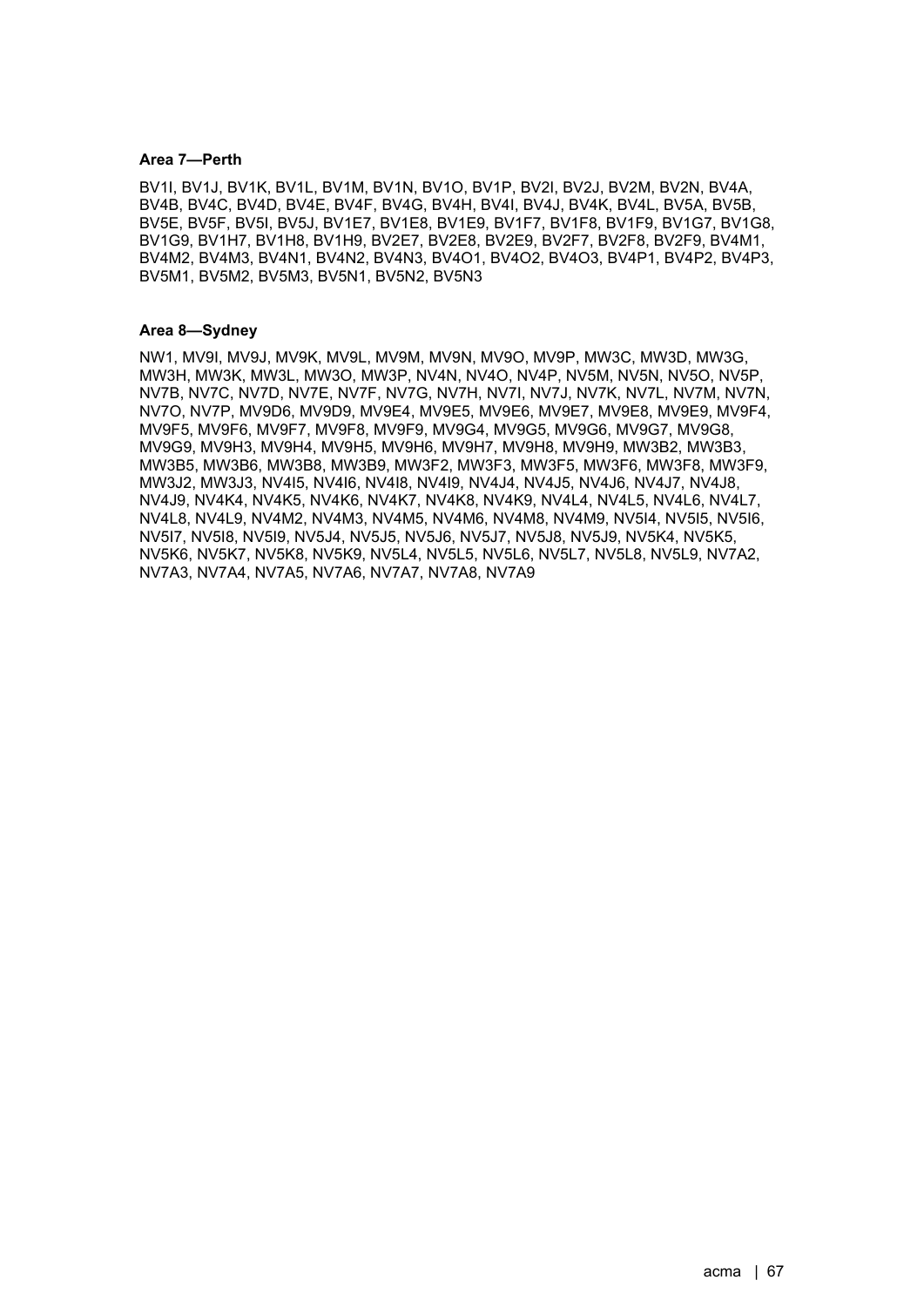**Area 7—Perth**

BV1I, BV1J, BV1K, BV1L, BV1M, BV1N, BV1O, BV1P, BV2I, BV2J, BV2M, BV2N, BV4A, BV4B, BV4C, BV4D, BV4E, BV4F, BV4G, BV4H, BV4I, BV4J, BV4K, BV4L, BV5A, BV5B, BV5E, BV5F, BV5I, BV5J, BV1E7, BV1E8, BV1E9, BV1F7, BV1F8, BV1F9, BV1G7, BV1G8, BV1G9, BV1H7, BV1H8, BV1H9, BV2E7, BV2E8, BV2E9, BV2F7, BV2F8, BV2F9, BV4M1, BV4M2, BV4M3, BV4N1, BV4N2, BV4N3, BV4O1, BV4O2, BV4O3, BV4P1, BV4P2, BV4P3, BV5M1, BV5M2, BV5M3, BV5N1, BV5N2, BV5N3

**Area 8—Sydney**

NW1, MV9I, MV9J, MV9K, MV9L, MV9M, MV9N, MV9O, MV9P, MW3C, MW3D, MW3G, MW3H, MW3K, MW3L, MW3O, MW3P, NV4N, NV4O, NV4P, NV5M, NV5N, NV5O, NV5P, NV7B, NV7C, NV7D, NV7E, NV7F, NV7G, NV7H, NV7I, NV7J, NV7K, NV7L, NV7M, NV7N, NV7O, NV7P, MV9D6, MV9D9, MV9E4, MV9E5, MV9E6, MV9E7, MV9E8, MV9E9, MV9F4, MV9F5, MV9F6, MV9F7, MV9F8, MV9F9, MV9G4, MV9G5, MV9G6, MV9G7, MV9G8, MV9G9, MV9H3, MV9H4, MV9H5, MV9H6, MV9H7, MV9H8, MV9H9, MW3B2, MW3B3, MW3B5, MW3B6, MW3B8, MW3B9, MW3F2, MW3F3, MW3F5, MW3F6, MW3F8, MW3F9, MW3J2, MW3J3, NV4I5, NV4I6, NV4I8, NV4I9, NV4J4, NV4J5, NV4J6, NV4J7, NV4J8, NV4J9, NV4K4, NV4K5, NV4K6, NV4K7, NV4K8, NV4K9, NV4L4, NV4L5, NV4L6, NV4L7, NV4L8, NV4L9, NV4M2, NV4M3, NV4M5, NV4M6, NV4M8, NV4M9, NV5I4, NV5I5, NV5I6, NV5I7, NV5I8, NV5I9, NV5J4, NV5J5, NV5J6, NV5J7, NV5J8, NV5J9, NV5K4, NV5K5, NV5K6, NV5K7, NV5K8, NV5K9, NV5L4, NV5L5, NV5L6, NV5L7, NV5L8, NV5L9, NV7A2, NV7A3, NV7A4, NV7A5, NV7A6, NV7A7, NV7A8, NV7A9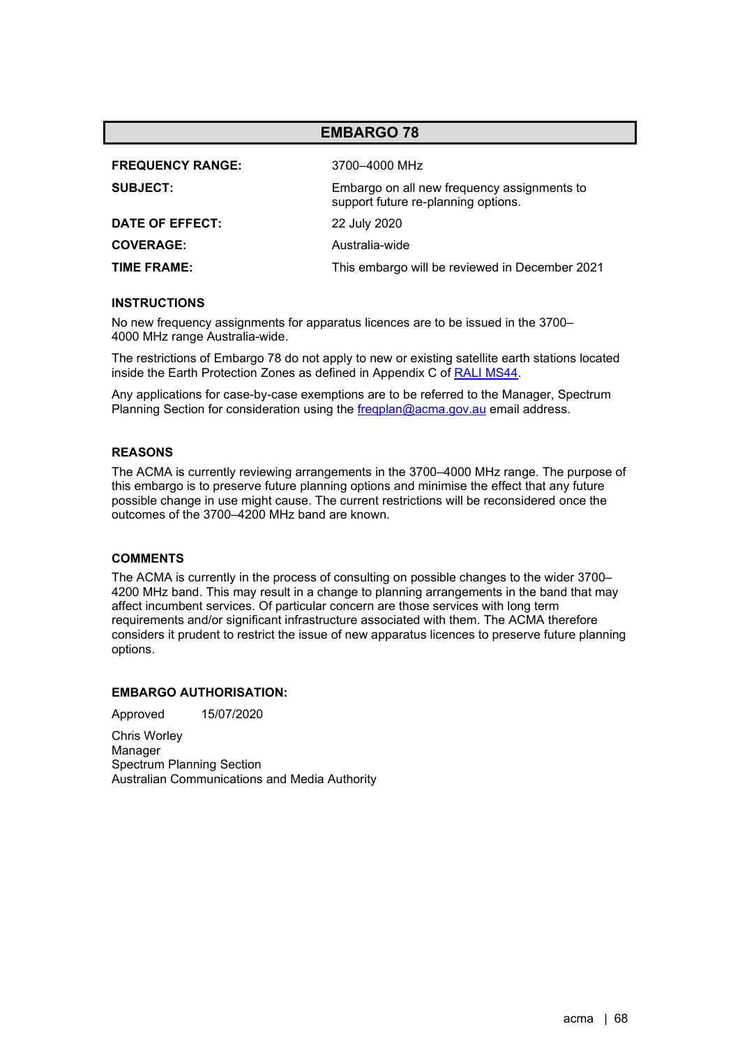# EMBARGO 78

| | |
|---|---|
| **FREQUENCY RANGE:** | 3700–4000 MHz |
| **SUBJECT:** | Embargo on all new frequency assignments to support future re-planning options. |
| **DATE OF EFFECT:** | 22 July 2020 |
| **COVERAGE:** | Australia-wide |
| **TIME FRAME:** | This embargo will be reviewed in December 2021 |

## INSTRUCTIONS

No new frequency assignments for apparatus licences are to be issued in the 3700–4000 MHz range Australia-wide.

The restrictions of Embargo 78 do not apply to new or existing satellite earth stations located inside the Earth Protection Zones as defined in Appendix C of RALI MS44.

Any applications for case-by-case exemptions are to be referred to the Manager, Spectrum Planning Section for consideration using the freqplan@acma.gov.au email address.

## REASONS

The ACMA is currently reviewing arrangements in the 3700–4000 MHz range. The purpose of this embargo is to preserve future planning options and minimise the effect that any future possible change in use might cause. The current restrictions will be reconsidered once the outcomes of the 3700–4200 MHz band are known.

## COMMENTS

The ACMA is currently in the process of consulting on possible changes to the wider 3700–4200 MHz band. This may result in a change to planning arrangements in the band that may affect incumbent services. Of particular concern are those services with long term requirements and/or significant infrastructure associated with them. The ACMA therefore considers it prudent to restrict the issue of new apparatus licences to preserve future planning options.

## EMBARGO AUTHORISATION:

Approved 15/07/2020

Chris Worley
Manager
Spectrum Planning Section
Australian Communications and Media Authority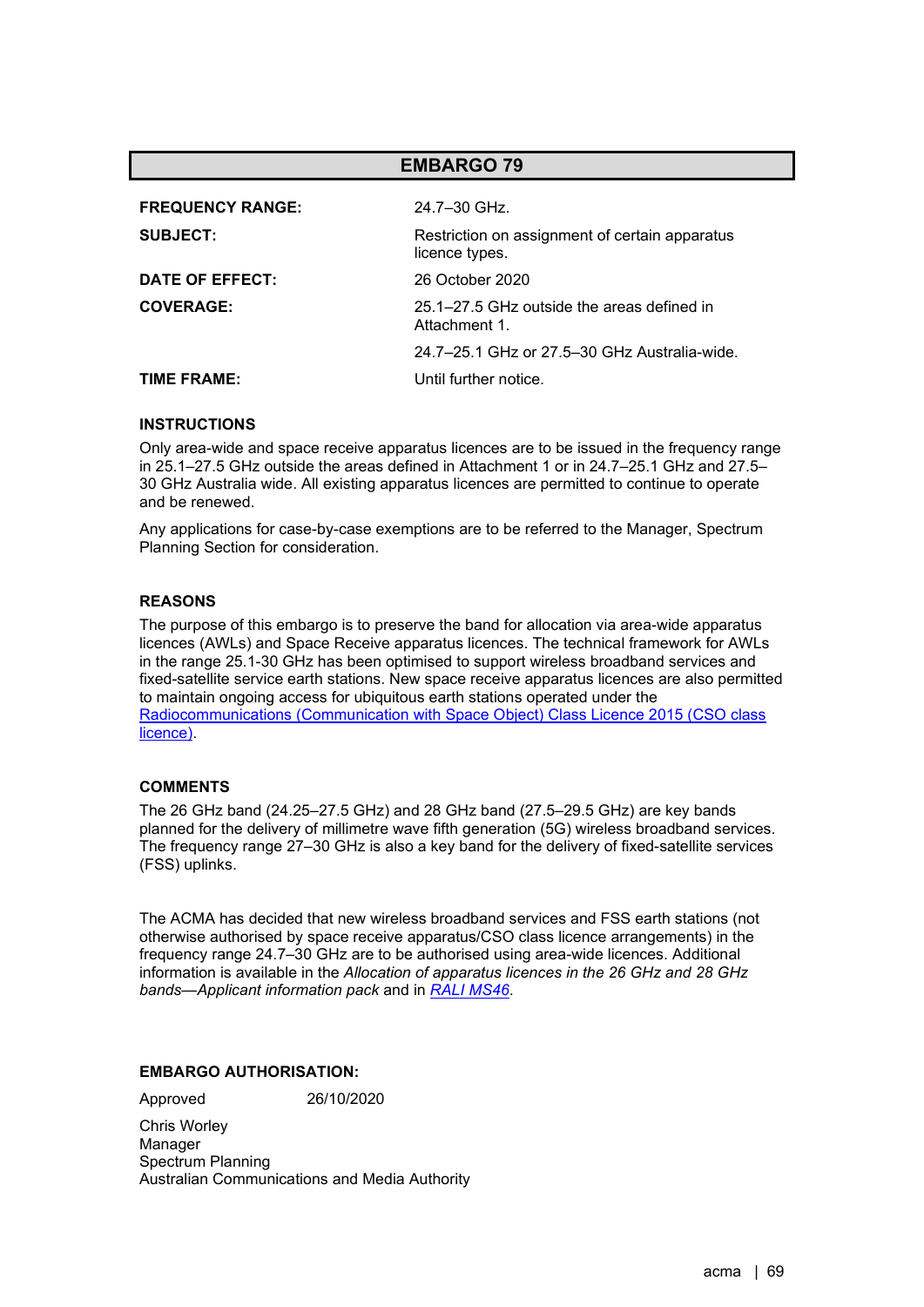## EMBARGO 79

| | |
|---|---|
| **FREQUENCY RANGE:** | 24.7–30 GHz. |
| **SUBJECT:** | Restriction on assignment of certain apparatus licence types. |
| **DATE OF EFFECT:** | 26 October 2020 |
| **COVERAGE:** | 25.1–27.5 GHz outside the areas defined in Attachment 1. |
| | 24.7–25.1 GHz or 27.5–30 GHz Australia-wide. |
| **TIME FRAME:** | Until further notice. |

### INSTRUCTIONS

Only area-wide and space receive apparatus licences are to be issued in the frequency range in 25.1–27.5 GHz outside the areas defined in Attachment 1 or in 24.7–25.1 GHz and 27.5–30 GHz Australia wide. All existing apparatus licences are permitted to continue to operate and be renewed.

Any applications for case-by-case exemptions are to be referred to the Manager, Spectrum Planning Section for consideration.

### REASONS

The purpose of this embargo is to preserve the band for allocation via area-wide apparatus licences (AWLs) and Space Receive apparatus licences. The technical framework for AWLs in the range 25.1-30 GHz has been optimised to support wireless broadband services and fixed-satellite service earth stations. New space receive apparatus licences are also permitted to maintain ongoing access for ubiquitous earth stations operated under the Radiocommunications (Communication with Space Object) Class Licence 2015 (CSO class licence).

### COMMENTS

The 26 GHz band (24.25–27.5 GHz) and 28 GHz band (27.5–29.5 GHz) are key bands planned for the delivery of millimetre wave fifth generation (5G) wireless broadband services. The frequency range 27–30 GHz is also a key band for the delivery of fixed-satellite services (FSS) uplinks.

The ACMA has decided that new wireless broadband services and FSS earth stations (not otherwise authorised by space receive apparatus/CSO class licence arrangements) in the frequency range 24.7–30 GHz are to be authorised using area-wide licences. Additional information is available in the *Allocation of apparatus licences in the 26 GHz and 28 GHz bands—Applicant information pack* and in *RALI MS46*.

### EMBARGO AUTHORISATION:

Approved 26/10/2020

Chris Worley
Manager
Spectrum Planning
Australian Communications and Media Authority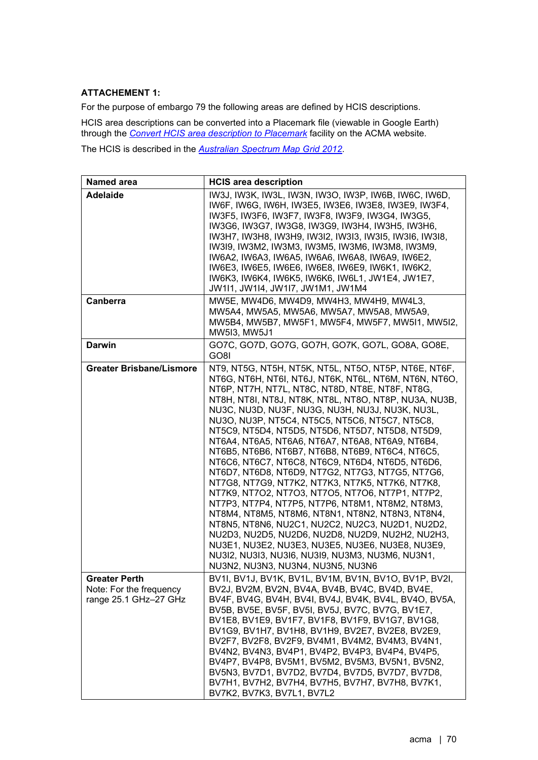**ATTACHEMENT 1:**

For the purpose of embargo 79 the following areas are defined by HCIS descriptions.

HCIS area descriptions can be converted into a Placemark file (viewable in Google Earth) through the *Convert HCIS area description to Placemark* facility on the ACMA website.

The HCIS is described in the *Australian Spectrum Map Grid 2012*.

| Named area | HCIS area description |
|---|---|
| **Adelaide** | IW3J, IW3K, IW3L, IW3N, IW3O, IW3P, IW6B, IW6C, IW6D, IW6F, IW6G, IW6H, IW3E5, IW3E6, IW3E8, IW3E9, IW3F4, IW3F5, IW3F6, IW3F7, IW3F8, IW3F9, IW3G4, IW3G5, IW3G6, IW3G7, IW3G8, IW3G9, IW3H4, IW3H5, IW3H6, IW3H7, IW3H8, IW3H9, IW3I2, IW3I3, IW3I5, IW3I6, IW3I8, IW3I9, IW3M2, IW3M3, IW3M5, IW3M6, IW3M8, IW3M9, IW6A2, IW6A3, IW6A5, IW6A6, IW6A8, IW6A9, IW6E2, IW6E3, IW6E5, IW6E6, IW6E8, IW6E9, IW6K1, IW6K2, IW6K3, IW6K4, IW6K5, IW6K6, IW6L1, JW1E4, JW1E7, JW1I1, JW1I4, JW1I7, JW1M1, JW1M4 |
| **Canberra** | MW5E, MW4D6, MW4D9, MW4H3, MW4H9, MW4L3, MW5A4, MW5A5, MW5A6, MW5A7, MW5A8, MW5A9, MW5B4, MW5B7, MW5F1, MW5F4, MW5F7, MW5I1, MW5I2, MW5I3, MW5J1 |
| **Darwin** | GO7C, GO7D, GO7G, GO7H, GO7K, GO7L, GO8A, GO8E, GO8I |
| **Greater Brisbane/Lismore** | NT9, NT5G, NT5H, NT5K, NT5L, NT5O, NT5P, NT6E, NT6F, NT6G, NT6H, NT6I, NT6J, NT6K, NT6L, NT6M, NT6N, NT6O, NT6P, NT7H, NT7L, NT8C, NT8D, NT8E, NT8F, NT8G, NT8H, NT8I, NT8J, NT8K, NT8L, NT8O, NT8P, NU3A, NU3B, NU3C, NU3D, NU3F, NU3G, NU3H, NU3J, NU3K, NU3L, NU3O, NU3P, NT5C4, NT5C5, NT5C6, NT5C7, NT5C8, NT5C9, NT5D4, NT5D5, NT5D6, NT5D7, NT5D8, NT5D9, NT6A4, NT6A5, NT6A6, NT6A7, NT6A8, NT6A9, NT6B4, NT6B5, NT6B6, NT6B7, NT6B8, NT6B9, NT6C4, NT6C5, NT6C6, NT6C7, NT6C8, NT6C9, NT6D4, NT6D5, NT6D6, NT6D7, NT6D8, NT6D9, NT7G2, NT7G3, NT7G5, NT7G6, NT7G8, NT7G9, NT7K2, NT7K3, NT7K5, NT7K6, NT7K8, NT7K9, NT7O2, NT7O3, NT7O5, NT7O6, NT7P1, NT7P2, NT7P3, NT7P4, NT7P5, NT7P6, NT8M1, NT8M2, NT8M3, NT8M4, NT8M5, NT8M6, NT8N1, NT8N2, NT8N3, NT8N4, NT8N5, NT8N6, NU2C1, NU2C2, NU2C3, NU2D1, NU2D2, NU2D3, NU2D5, NU2D6, NU2D8, NU2D9, NU2H2, NU2H3, NU3E1, NU3E2, NU3E3, NU3E5, NU3E6, NU3E8, NU3E9, NU3I2, NU3I3, NU3I6, NU3I9, NU3M3, NU3M6, NU3N1, NU3N2, NU3N3, NU3N4, NU3N5, NU3N6 |
| **Greater Perth**<br>Note: For the frequency range 25.1 GHz–27 GHz | BV1I, BV1J, BV1K, BV1L, BV1M, BV1N, BV1O, BV1P, BV2I, BV2J, BV2M, BV2N, BV4A, BV4B, BV4C, BV4D, BV4E, BV4F, BV4G, BV4H, BV4I, BV4J, BV4K, BV4L, BV4O, BV5A, BV5B, BV5E, BV5F, BV5I, BV5J, BV7C, BV7G, BV1E7, BV1E8, BV1E9, BV1F7, BV1F8, BV1F9, BV1G7, BV1G8, BV1G9, BV1H7, BV1H8, BV1H9, BV2E7, BV2E8, BV2E9, BV2F7, BV2F8, BV2F9, BV4M1, BV4M2, BV4M3, BV4N1, BV4N2, BV4N3, BV4P1, BV4P2, BV4P3, BV4P4, BV4P5, BV4P7, BV4P8, BV5M1, BV5M2, BV5M3, BV5N1, BV5N2, BV5N3, BV7D1, BV7D2, BV7D4, BV7D5, BV7D7, BV7D8, BV7H1, BV7H2, BV7H4, BV7H5, BV7H7, BV7H8, BV7K1, BV7K2, BV7K3, BV7L1, BV7L2 |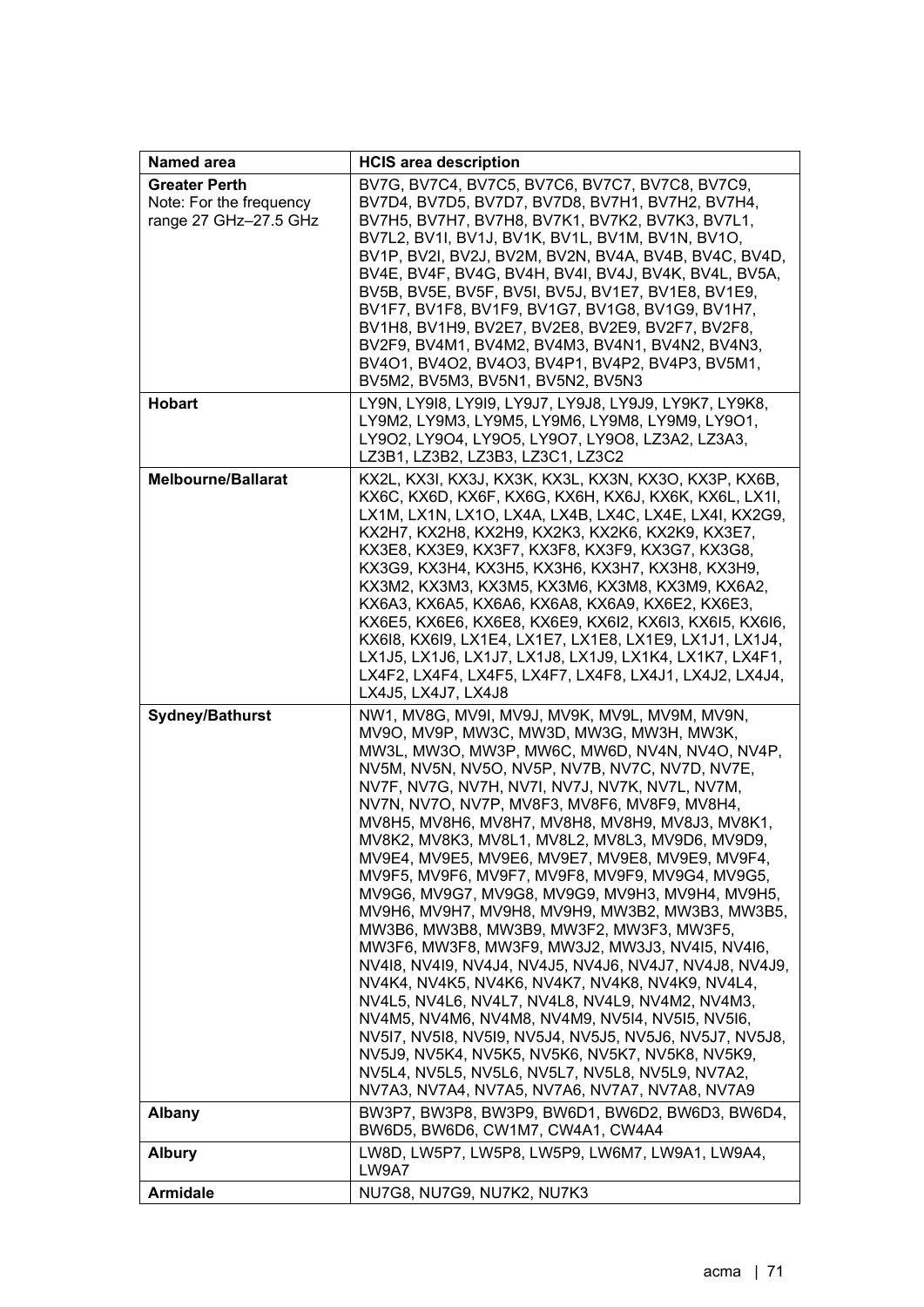| Named area | HCIS area description |
|---|---|
| **Greater Perth**<br>Note: For the frequency range 27 GHz–27.5 GHz | BV7G, BV7C4, BV7C5, BV7C6, BV7C7, BV7C8, BV7C9, BV7D4, BV7D5, BV7D7, BV7D8, BV7H1, BV7H2, BV7H4, BV7H5, BV7H7, BV7H8, BV7K1, BV7K2, BV7K3, BV7L1, BV7L2, BV1I, BV1J, BV1K, BV1L, BV1M, BV1N, BV1O, BV1P, BV2I, BV2J, BV2M, BV2N, BV4A, BV4B, BV4C, BV4D, BV4E, BV4F, BV4G, BV4H, BV4I, BV4J, BV4K, BV4L, BV5A, BV5B, BV5E, BV5F, BV5I, BV5J, BV1E7, BV1E8, BV1E9, BV1F7, BV1F8, BV1F9, BV1G7, BV1G8, BV1G9, BV1H7, BV1H8, BV1H9, BV2E7, BV2E8, BV2E9, BV2F7, BV2F8, BV2F9, BV4M1, BV4M2, BV4M3, BV4N1, BV4N2, BV4N3, BV4O1, BV4O2, BV4O3, BV4P1, BV4P2, BV4P3, BV5M1, BV5M2, BV5M3, BV5N1, BV5N2, BV5N3 |
| **Hobart** | LY9N, LY9I8, LY9I9, LY9J7, LY9J8, LY9J9, LY9K7, LY9K8, LY9M2, LY9M3, LY9M5, LY9M6, LY9M8, LY9M9, LY9O1, LY9O2, LY9O4, LY9O5, LY9O7, LY9O8, LZ3A2, LZ3A3, LZ3B1, LZ3B2, LZ3B3, LZ3C1, LZ3C2 |
| **Melbourne/Ballarat** | KX2L, KX3I, KX3J, KX3K, KX3L, KX3N, KX3O, KX3P, KX6B, KX6C, KX6D, KX6F, KX6G, KX6H, KX6J, KX6K, KX6L, LX1I, LX1M, LX1N, LX1O, LX4A, LX4B, LX4C, LX4E, LX4I, KX2G9, KX2H7, KX2H8, KX2H9, KX2K3, KX2K6, KX2K9, KX3E7, KX3E8, KX3E9, KX3F7, KX3F8, KX3F9, KX3G7, KX3G8, KX3G9, KX3H4, KX3H5, KX3H6, KX3H7, KX3H8, KX3H9, KX3M2, KX3M3, KX3M5, KX3M6, KX3M8, KX3M9, KX6A2, KX6A3, KX6A5, KX6A6, KX6A8, KX6A9, KX6E2, KX6E3, KX6E5, KX6E6, KX6E8, KX6E9, KX6I2, KX6I3, KX6I5, KX6I6, KX6I8, KX6I9, LX1E4, LX1E7, LX1E8, LX1E9, LX1J1, LX1J4, LX1J5, LX1J6, LX1J7, LX1J8, LX1J9, LX1K4, LX1K7, LX4F1, LX4F2, LX4F4, LX4F5, LX4F7, LX4F8, LX4J1, LX4J2, LX4J4, LX4J5, LX4J7, LX4J8 |
| **Sydney/Bathurst** | NW1, MV8G, MV9I, MV9J, MV9K, MV9L, MV9M, MV9N, MV9O, MV9P, MW3C, MW3D, MW3G, MW3H, MW3K, MW3L, MW3O, MW3P, MW6C, MW6D, NV4N, NV4O, NV4P, NV5M, NV5N, NV5O, NV5P, NV7B, NV7C, NV7D, NV7E, NV7F, NV7G, NV7H, NV7I, NV7J, NV7K, NV7L, NV7M, NV7N, NV7O, NV7P, MV8F3, MV8F6, MV8F9, MV8H4, MV8H5, MV8H6, MV8H7, MV8H8, MV8H9, MV8J3, MV8K1, MV8K2, MV8K3, MV8L1, MV8L2, MV8L3, MV9D6, MV9D9, MV9E4, MV9E5, MV9E6, MV9E7, MV9E8, MV9E9, MV9F4, MV9F5, MV9F6, MV9F7, MV9F8, MV9F9, MV9G4, MV9G5, MV9G6, MV9G7, MV9G8, MV9G9, MV9H3, MV9H4, MV9H5, MV9H6, MV9H7, MV9H8, MV9H9, MW3B2, MW3B3, MW3B5, MW3B6, MW3B8, MW3B9, MW3F2, MW3F3, MW3F5, MW3F6, MW3F8, MW3F9, MW3J2, MW3J3, NV4I5, NV4I6, NV4I8, NV4I9, NV4J4, NV4J5, NV4J6, NV4J7, NV4J8, NV4J9, NV4K4, NV4K5, NV4K6, NV4K7, NV4K8, NV4K9, NV4L4, NV4L5, NV4L6, NV4L7, NV4L8, NV4L9, NV4M2, NV4M3, NV4M5, NV4M6, NV4M8, NV4M9, NV5I4, NV5I5, NV5I6, NV5I7, NV5I8, NV5I9, NV5J4, NV5J5, NV5J6, NV5J7, NV5J8, NV5J9, NV5K4, NV5K5, NV5K6, NV5K7, NV5K8, NV5K9, NV5L4, NV5L5, NV5L6, NV5L7, NV5L8, NV5L9, NV7A2, NV7A3, NV7A4, NV7A5, NV7A6, NV7A7, NV7A8, NV7A9 |
| **Albany** | BW3P7, BW3P8, BW3P9, BW6D1, BW6D2, BW6D3, BW6D4, BW6D5, BW6D6, CW1M7, CW4A1, CW4A4 |
| **Albury** | LW8D, LW5P7, LW5P8, LW5P9, LW6M7, LW9A1, LW9A4, LW9A7 |
| **Armidale** | NU7G8, NU7G9, NU7K2, NU7K3 |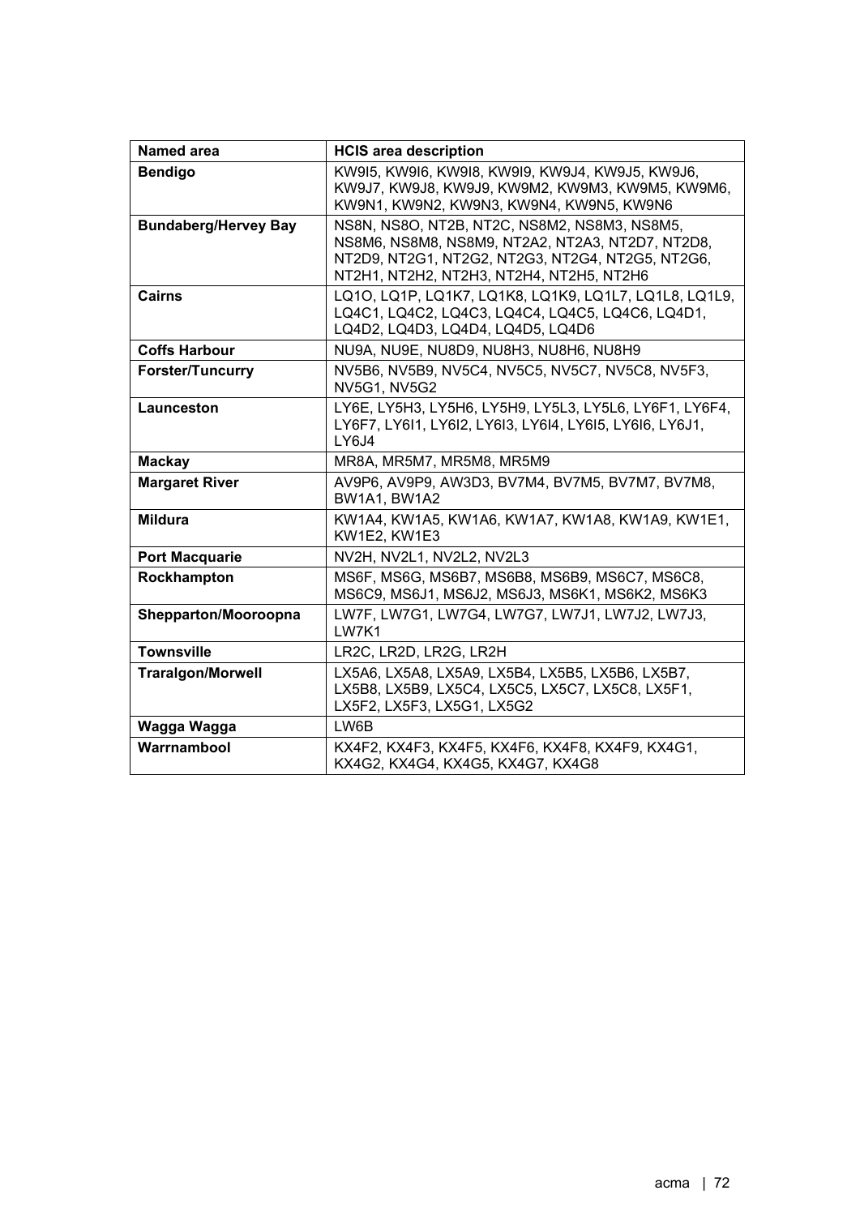| Named area | HCIS area description |
|---|---|
| **Bendigo** | KW9I5, KW9I6, KW9I8, KW9I9, KW9J4, KW9J5, KW9J6, KW9J7, KW9J8, KW9J9, KW9M2, KW9M3, KW9M5, KW9M6, KW9N1, KW9N2, KW9N3, KW9N4, KW9N5, KW9N6 |
| **Bundaberg/Hervey Bay** | NS8N, NS8O, NT2B, NT2C, NS8M2, NS8M3, NS8M5, NS8M6, NS8M8, NS8M9, NT2A2, NT2A3, NT2D7, NT2D8, NT2D9, NT2G1, NT2G2, NT2G3, NT2G4, NT2G5, NT2G6, NT2H1, NT2H2, NT2H3, NT2H4, NT2H5, NT2H6 |
| **Cairns** | LQ1O, LQ1P, LQ1K7, LQ1K8, LQ1K9, LQ1L7, LQ1L8, LQ1L9, LQ4C1, LQ4C2, LQ4C3, LQ4C4, LQ4C5, LQ4C6, LQ4D1, LQ4D2, LQ4D3, LQ4D4, LQ4D5, LQ4D6 |
| **Coffs Harbour** | NU9A, NU9E, NU8D9, NU8H3, NU8H6, NU8H9 |
| **Forster/Tuncurry** | NV5B6, NV5B9, NV5C4, NV5C5, NV5C7, NV5C8, NV5F3, NV5G1, NV5G2 |
| **Launceston** | LY6E, LY5H3, LY5H6, LY5H9, LY5L3, LY5L6, LY6F1, LY6F4, LY6F7, LY6I1, LY6I2, LY6I3, LY6I4, LY6I5, LY6I6, LY6J1, LY6J4 |
| **Mackay** | MR8A, MR5M7, MR5M8, MR5M9 |
| **Margaret River** | AV9P6, AV9P9, AW3D3, BV7M4, BV7M5, BV7M7, BV7M8, BW1A1, BW1A2 |
| **Mildura** | KW1A4, KW1A5, KW1A6, KW1A7, KW1A8, KW1A9, KW1E1, KW1E2, KW1E3 |
| **Port Macquarie** | NV2H, NV2L1, NV2L2, NV2L3 |
| **Rockhampton** | MS6F, MS6G, MS6B7, MS6B8, MS6B9, MS6C7, MS6C8, MS6C9, MS6J1, MS6J2, MS6J3, MS6K1, MS6K2, MS6K3 |
| **Shepparton/Mooroopna** | LW7F, LW7G1, LW7G4, LW7G7, LW7J1, LW7J2, LW7J3, LW7K1 |
| **Townsville** | LR2C, LR2D, LR2G, LR2H |
| **Traralgon/Morwell** | LX5A6, LX5A8, LX5A9, LX5B4, LX5B5, LX5B6, LX5B7, LX5B8, LX5B9, LX5C4, LX5C5, LX5C7, LX5C8, LX5F1, LX5F2, LX5F3, LX5G1, LX5G2 |
| **Wagga Wagga** | LW6B |
| **Warrnambool** | KX4F2, KX4F3, KX4F5, KX4F6, KX4F8, KX4F9, KX4G1, KX4G2, KX4G4, KX4G5, KX4G7, KX4G8 |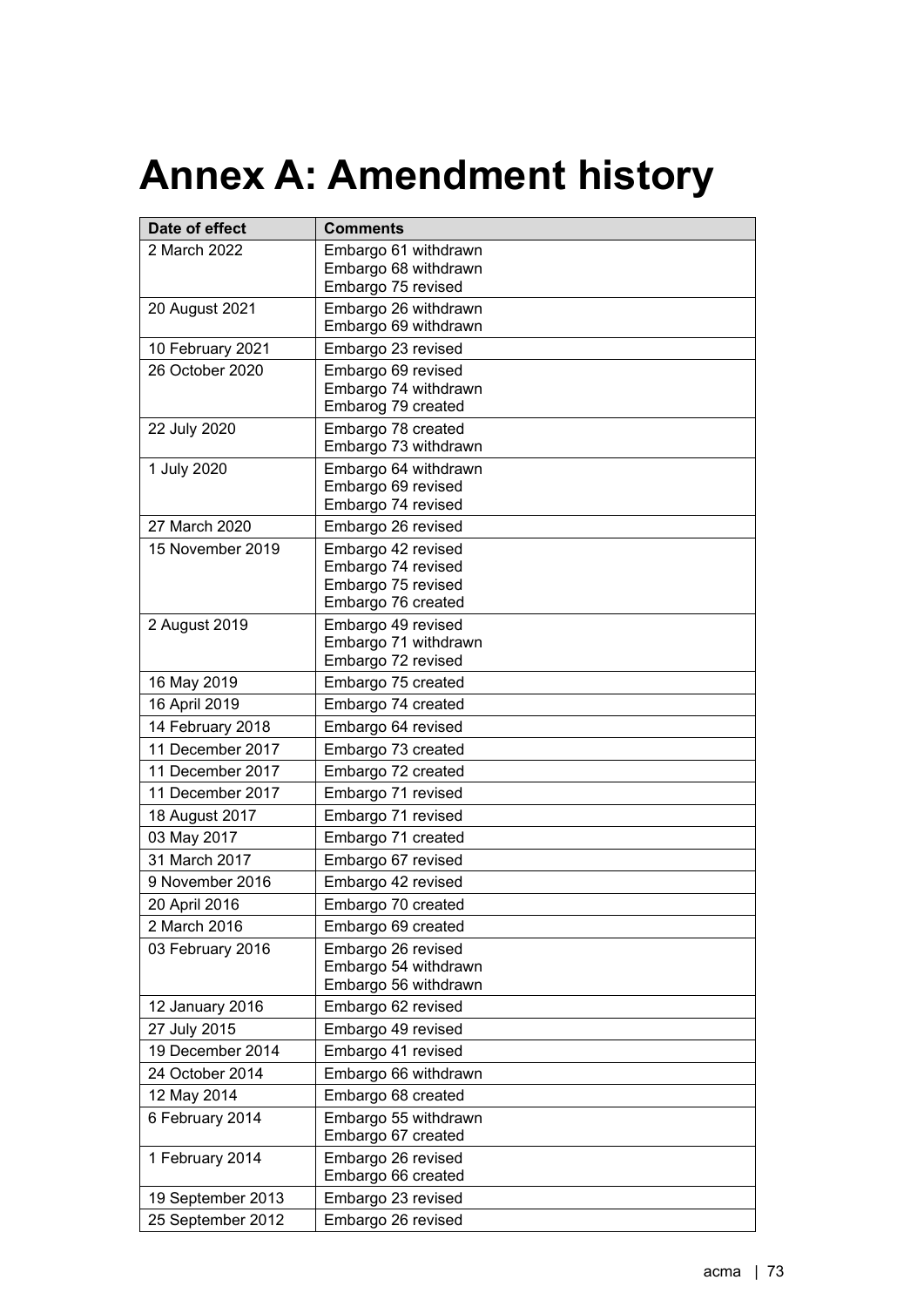# Annex A: Amendment history

| Date of effect | Comments |
|---|---|
| 2 March 2022 | Embargo 61 withdrawn<br>Embargo 68 withdrawn<br>Embargo 75 revised |
| 20 August 2021 | Embargo 26 withdrawn<br>Embargo 69 withdrawn |
| 10 February 2021 | Embargo 23 revised |
| 26 October 2020 | Embargo 69 revised<br>Embargo 74 withdrawn<br>Embarog 79 created |
| 22 July 2020 | Embargo 78 created<br>Embargo 73 withdrawn |
| 1 July 2020 | Embargo 64 withdrawn<br>Embargo 69 revised<br>Embargo 74 revised |
| 27 March 2020 | Embargo 26 revised |
| 15 November 2019 | Embargo 42 revised<br>Embargo 74 revised<br>Embargo 75 revised<br>Embargo 76 created |
| 2 August 2019 | Embargo 49 revised<br>Embargo 71 withdrawn<br>Embargo 72 revised |
| 16 May 2019 | Embargo 75 created |
| 16 April 2019 | Embargo 74 created |
| 14 February 2018 | Embargo 64 revised |
| 11 December 2017 | Embargo 73 created |
| 11 December 2017 | Embargo 72 created |
| 11 December 2017 | Embargo 71 revised |
| 18 August 2017 | Embargo 71 revised |
| 03 May 2017 | Embargo 71 created |
| 31 March 2017 | Embargo 67 revised |
| 9 November 2016 | Embargo 42 revised |
| 20 April 2016 | Embargo 70 created |
| 2 March 2016 | Embargo 69 created |
| 03 February 2016 | Embargo 26 revised<br>Embargo 54 withdrawn<br>Embargo 56 withdrawn |
| 12 January 2016 | Embargo 62 revised |
| 27 July 2015 | Embargo 49 revised |
| 19 December 2014 | Embargo 41 revised |
| 24 October 2014 | Embargo 66 withdrawn |
| 12 May 2014 | Embargo 68 created |
| 6 February 2014 | Embargo 55 withdrawn<br>Embargo 67 created |
| 1 February 2014 | Embargo 26 revised<br>Embargo 66 created |
| 19 September 2013 | Embargo 23 revised |
| 25 September 2012 | Embargo 26 revised |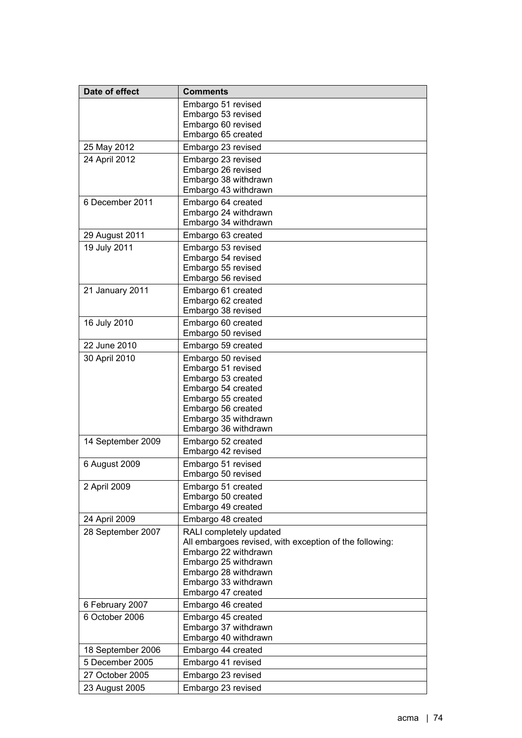| Date of effect | Comments |
|---|---|
| | Embargo 51 revised<br>Embargo 53 revised<br>Embargo 60 revised<br>Embargo 65 created |
| 25 May 2012 | Embargo 23 revised |
| 24 April 2012 | Embargo 23 revised<br>Embargo 26 revised<br>Embargo 38 withdrawn<br>Embargo 43 withdrawn |
| 6 December 2011 | Embargo 64 created<br>Embargo 24 withdrawn<br>Embargo 34 withdrawn |
| 29 August 2011 | Embargo 63 created |
| 19 July 2011 | Embargo 53 revised<br>Embargo 54 revised<br>Embargo 55 revised<br>Embargo 56 revised |
| 21 January 2011 | Embargo 61 created<br>Embargo 62 created<br>Embargo 38 revised |
| 16 July 2010 | Embargo 60 created<br>Embargo 50 revised |
| 22 June 2010 | Embargo 59 created |
| 30 April 2010 | Embargo 50 revised<br>Embargo 51 revised<br>Embargo 53 created<br>Embargo 54 created<br>Embargo 55 created<br>Embargo 56 created<br>Embargo 35 withdrawn<br>Embargo 36 withdrawn |
| 14 September 2009 | Embargo 52 created<br>Embargo 42 revised |
| 6 August 2009 | Embargo 51 revised<br>Embargo 50 revised |
| 2 April 2009 | Embargo 51 created<br>Embargo 50 created<br>Embargo 49 created |
| 24 April 2009 | Embargo 48 created |
| 28 September 2007 | RALI completely updated<br>All embargoes revised, with exception of the following:<br>Embargo 22 withdrawn<br>Embargo 25 withdrawn<br>Embargo 28 withdrawn<br>Embargo 33 withdrawn<br>Embargo 47 created |
| 6 February 2007 | Embargo 46 created |
| 6 October 2006 | Embargo 45 created<br>Embargo 37 withdrawn<br>Embargo 40 withdrawn |
| 18 September 2006 | Embargo 44 created |
| 5 December 2005 | Embargo 41 revised |
| 27 October 2005 | Embargo 23 revised |
| 23 August 2005 | Embargo 23 revised |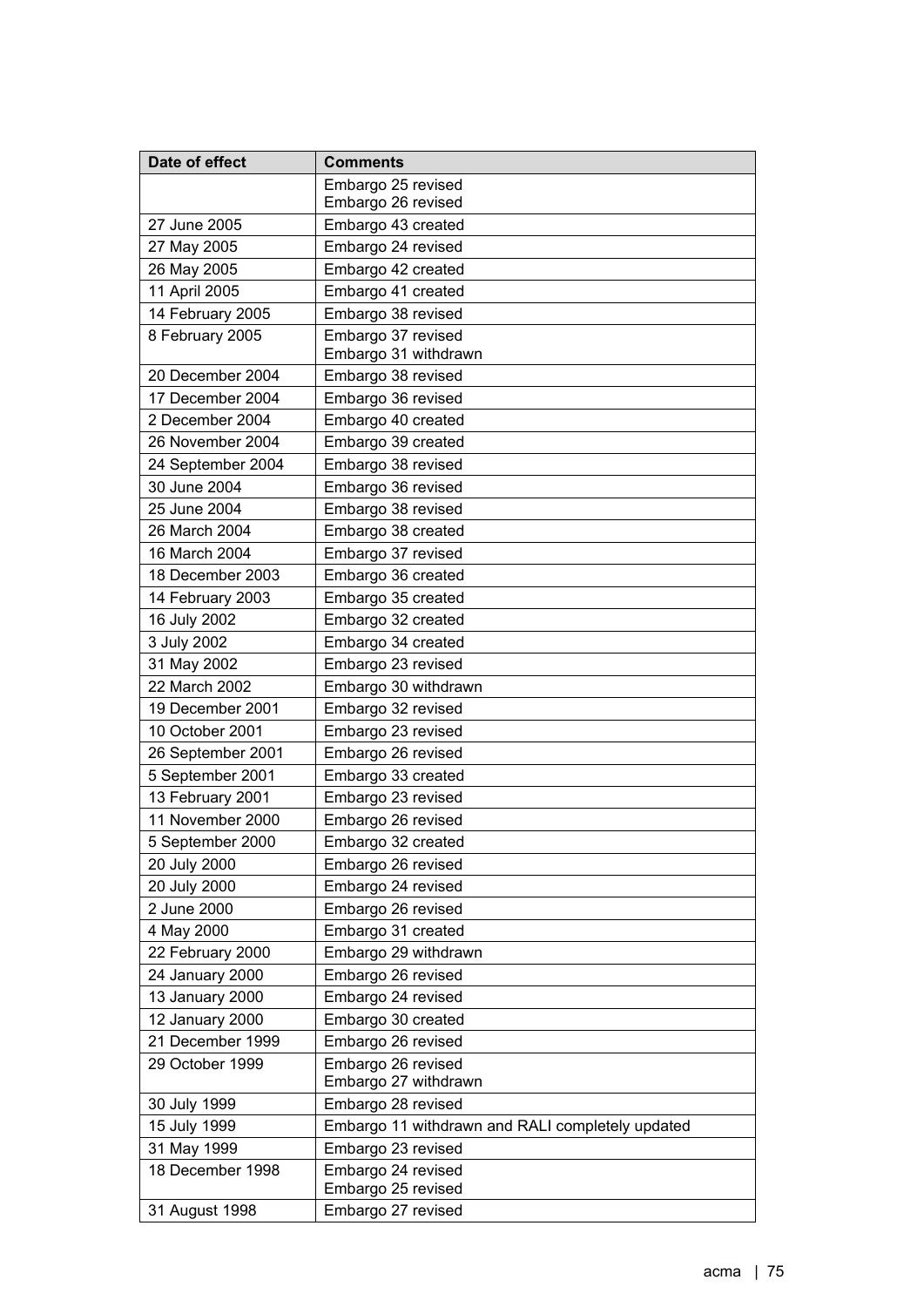| Date of effect | Comments |
|---|---|
| | Embargo 25 revised<br>Embargo 26 revised |
| 27 June 2005 | Embargo 43 created |
| 27 May 2005 | Embargo 24 revised |
| 26 May 2005 | Embargo 42 created |
| 11 April 2005 | Embargo 41 created |
| 14 February 2005 | Embargo 38 revised |
| 8 February 2005 | Embargo 37 revised<br>Embargo 31 withdrawn |
| 20 December 2004 | Embargo 38 revised |
| 17 December 2004 | Embargo 36 revised |
| 2 December 2004 | Embargo 40 created |
| 26 November 2004 | Embargo 39 created |
| 24 September 2004 | Embargo 38 revised |
| 30 June 2004 | Embargo 36 revised |
| 25 June 2004 | Embargo 38 revised |
| 26 March 2004 | Embargo 38 created |
| 16 March 2004 | Embargo 37 revised |
| 18 December 2003 | Embargo 36 created |
| 14 February 2003 | Embargo 35 created |
| 16 July 2002 | Embargo 32 created |
| 3 July 2002 | Embargo 34 created |
| 31 May 2002 | Embargo 23 revised |
| 22 March 2002 | Embargo 30 withdrawn |
| 19 December 2001 | Embargo 32 revised |
| 10 October 2001 | Embargo 23 revised |
| 26 September 2001 | Embargo 26 revised |
| 5 September 2001 | Embargo 33 created |
| 13 February 2001 | Embargo 23 revised |
| 11 November 2000 | Embargo 26 revised |
| 5 September 2000 | Embargo 32 created |
| 20 July 2000 | Embargo 26 revised |
| 20 July 2000 | Embargo 24 revised |
| 2 June 2000 | Embargo 26 revised |
| 4 May 2000 | Embargo 31 created |
| 22 February 2000 | Embargo 29 withdrawn |
| 24 January 2000 | Embargo 26 revised |
| 13 January 2000 | Embargo 24 revised |
| 12 January 2000 | Embargo 30 created |
| 21 December 1999 | Embargo 26 revised |
| 29 October 1999 | Embargo 26 revised<br>Embargo 27 withdrawn |
| 30 July 1999 | Embargo 28 revised |
| 15 July 1999 | Embargo 11 withdrawn and RALI completely updated |
| 31 May 1999 | Embargo 23 revised |
| 18 December 1998 | Embargo 24 revised<br>Embargo 25 revised |
| 31 August 1998 | Embargo 27 revised |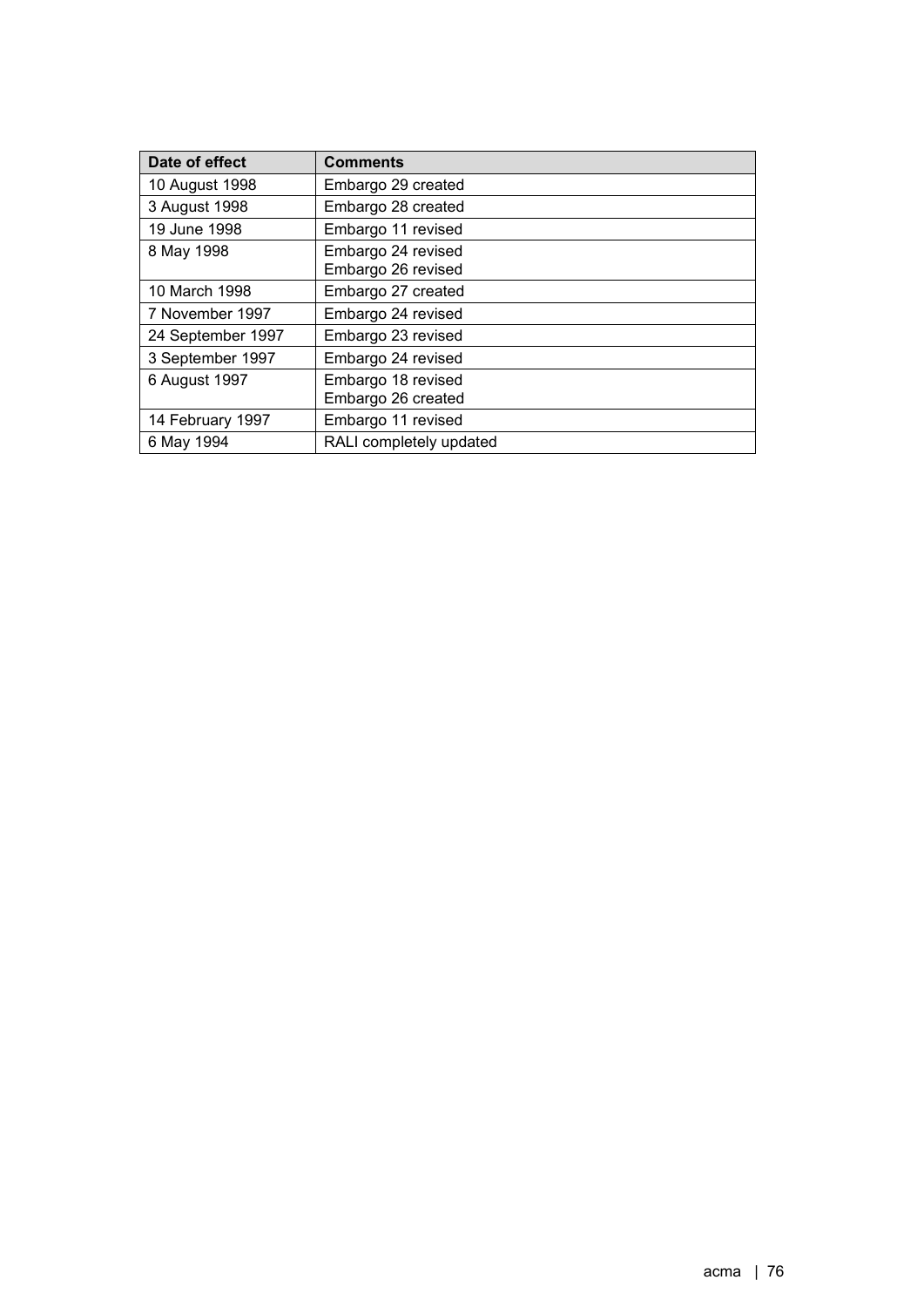| Date of effect | Comments |
| --- | --- |
| 10 August 1998 | Embargo 29 created |
| 3 August 1998 | Embargo 28 created |
| 19 June 1998 | Embargo 11 revised |
| 8 May 1998 | Embargo 24 revised<br>Embargo 26 revised |
| 10 March 1998 | Embargo 27 created |
| 7 November 1997 | Embargo 24 revised |
| 24 September 1997 | Embargo 23 revised |
| 3 September 1997 | Embargo 24 revised |
| 6 August 1997 | Embargo 18 revised<br>Embargo 26 created |
| 14 February 1997 | Embargo 11 revised |
| 6 May 1994 | RALI completely updated |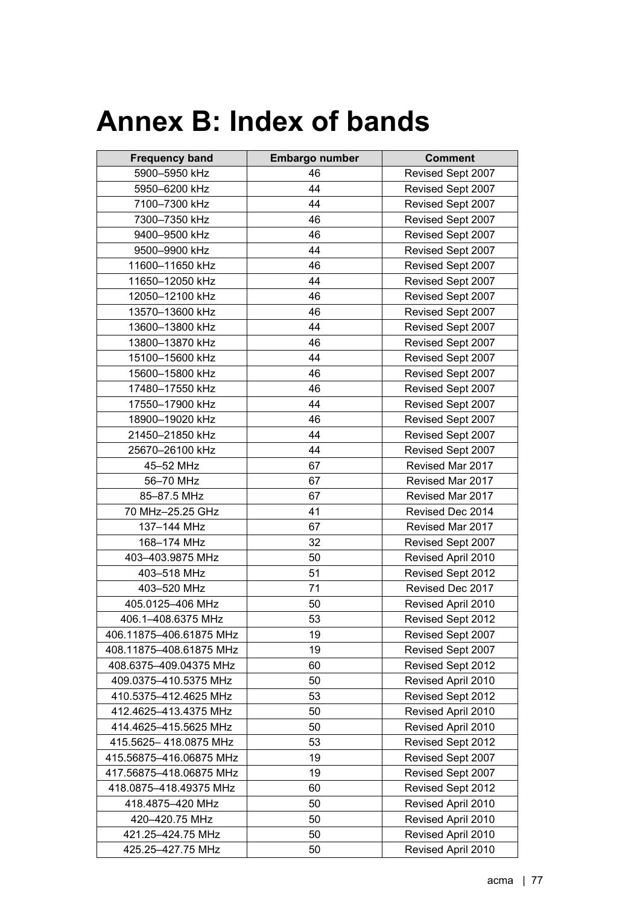# Annex B: Index of bands

| Frequency band | Embargo number | Comment |
|---|---|---|
| 5900–5950 kHz | 46 | Revised Sept 2007 |
| 5950–6200 kHz | 44 | Revised Sept 2007 |
| 7100–7300 kHz | 44 | Revised Sept 2007 |
| 7300–7350 kHz | 46 | Revised Sept 2007 |
| 9400–9500 kHz | 46 | Revised Sept 2007 |
| 9500–9900 kHz | 44 | Revised Sept 2007 |
| 11600–11650 kHz | 46 | Revised Sept 2007 |
| 11650–12050 kHz | 44 | Revised Sept 2007 |
| 12050–12100 kHz | 46 | Revised Sept 2007 |
| 13570–13600 kHz | 46 | Revised Sept 2007 |
| 13600–13800 kHz | 44 | Revised Sept 2007 |
| 13800–13870 kHz | 46 | Revised Sept 2007 |
| 15100–15600 kHz | 44 | Revised Sept 2007 |
| 15600–15800 kHz | 46 | Revised Sept 2007 |
| 17480–17550 kHz | 46 | Revised Sept 2007 |
| 17550–17900 kHz | 44 | Revised Sept 2007 |
| 18900–19020 kHz | 46 | Revised Sept 2007 |
| 21450–21850 kHz | 44 | Revised Sept 2007 |
| 25670–26100 kHz | 44 | Revised Sept 2007 |
| 45–52 MHz | 67 | Revised Mar 2017 |
| 56–70 MHz | 67 | Revised Mar 2017 |
| 85–87.5 MHz | 67 | Revised Mar 2017 |
| 70 MHz–25.25 GHz | 41 | Revised Dec 2014 |
| 137–144 MHz | 67 | Revised Mar 2017 |
| 168–174 MHz | 32 | Revised Sept 2007 |
| 403–403.9875 MHz | 50 | Revised April 2010 |
| 403–518 MHz | 51 | Revised Sept 2012 |
| 403–520 MHz | 71 | Revised Dec 2017 |
| 405.0125–406 MHz | 50 | Revised April 2010 |
| 406.1–408.6375 MHz | 53 | Revised Sept 2012 |
| 406.11875–406.61875 MHz | 19 | Revised Sept 2007 |
| 408.11875–408.61875 MHz | 19 | Revised Sept 2007 |
| 408.6375–409.04375 MHz | 60 | Revised Sept 2012 |
| 409.0375–410.5375 MHz | 50 | Revised April 2010 |
| 410.5375–412.4625 MHz | 53 | Revised Sept 2012 |
| 412.4625–413.4375 MHz | 50 | Revised April 2010 |
| 414.4625–415.5625 MHz | 50 | Revised April 2010 |
| 415.5625– 418.0875 MHz | 53 | Revised Sept 2012 |
| 415.56875–416.06875 MHz | 19 | Revised Sept 2007 |
| 417.56875–418.06875 MHz | 19 | Revised Sept 2007 |
| 418.0875–418.49375 MHz | 60 | Revised Sept 2012 |
| 418.4875–420 MHz | 50 | Revised April 2010 |
| 420–420.75 MHz | 50 | Revised April 2010 |
| 421.25–424.75 MHz | 50 | Revised April 2010 |
| 425.25–427.75 MHz | 50 | Revised April 2010 |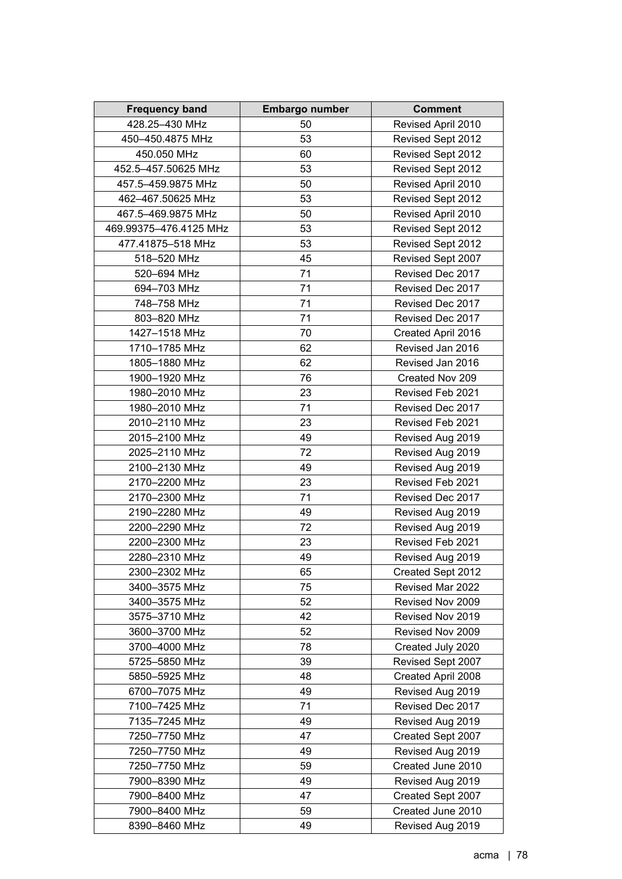| Frequency band | Embargo number | Comment |
| --- | --- | --- |
| 428.25–430 MHz | 50 | Revised April 2010 |
| 450–450.4875 MHz | 53 | Revised Sept 2012 |
| 450.050 MHz | 60 | Revised Sept 2012 |
| 452.5–457.50625 MHz | 53 | Revised Sept 2012 |
| 457.5–459.9875 MHz | 50 | Revised April 2010 |
| 462–467.50625 MHz | 53 | Revised Sept 2012 |
| 467.5–469.9875 MHz | 50 | Revised April 2010 |
| 469.99375–476.4125 MHz | 53 | Revised Sept 2012 |
| 477.41875–518 MHz | 53 | Revised Sept 2012 |
| 518–520 MHz | 45 | Revised Sept 2007 |
| 520–694 MHz | 71 | Revised Dec 2017 |
| 694–703 MHz | 71 | Revised Dec 2017 |
| 748–758 MHz | 71 | Revised Dec 2017 |
| 803–820 MHz | 71 | Revised Dec 2017 |
| 1427–1518 MHz | 70 | Created April 2016 |
| 1710–1785 MHz | 62 | Revised Jan 2016 |
| 1805–1880 MHz | 62 | Revised Jan 2016 |
| 1900–1920 MHz | 76 | Created Nov 209 |
| 1980–2010 MHz | 23 | Revised Feb 2021 |
| 1980–2010 MHz | 71 | Revised Dec 2017 |
| 2010–2110 MHz | 23 | Revised Feb 2021 |
| 2015–2100 MHz | 49 | Revised Aug 2019 |
| 2025–2110 MHz | 72 | Revised Aug 2019 |
| 2100–2130 MHz | 49 | Revised Aug 2019 |
| 2170–2200 MHz | 23 | Revised Feb 2021 |
| 2170–2300 MHz | 71 | Revised Dec 2017 |
| 2190–2280 MHz | 49 | Revised Aug 2019 |
| 2200–2290 MHz | 72 | Revised Aug 2019 |
| 2200–2300 MHz | 23 | Revised Feb 2021 |
| 2280–2310 MHz | 49 | Revised Aug 2019 |
| 2300–2302 MHz | 65 | Created Sept 2012 |
| 3400–3575 MHz | 75 | Revised Mar 2022 |
| 3400–3575 MHz | 52 | Revised Nov 2009 |
| 3575–3710 MHz | 42 | Revised Nov 2019 |
| 3600–3700 MHz | 52 | Revised Nov 2009 |
| 3700–4000 MHz | 78 | Created July 2020 |
| 5725–5850 MHz | 39 | Revised Sept 2007 |
| 5850–5925 MHz | 48 | Created April 2008 |
| 6700–7075 MHz | 49 | Revised Aug 2019 |
| 7100–7425 MHz | 71 | Revised Dec 2017 |
| 7135–7245 MHz | 49 | Revised Aug 2019 |
| 7250–7750 MHz | 47 | Created Sept 2007 |
| 7250–7750 MHz | 49 | Revised Aug 2019 |
| 7250–7750 MHz | 59 | Created June 2010 |
| 7900–8390 MHz | 49 | Revised Aug 2019 |
| 7900–8400 MHz | 47 | Created Sept 2007 |
| 7900–8400 MHz | 59 | Created June 2010 |
| 8390–8460 MHz | 49 | Revised Aug 2019 |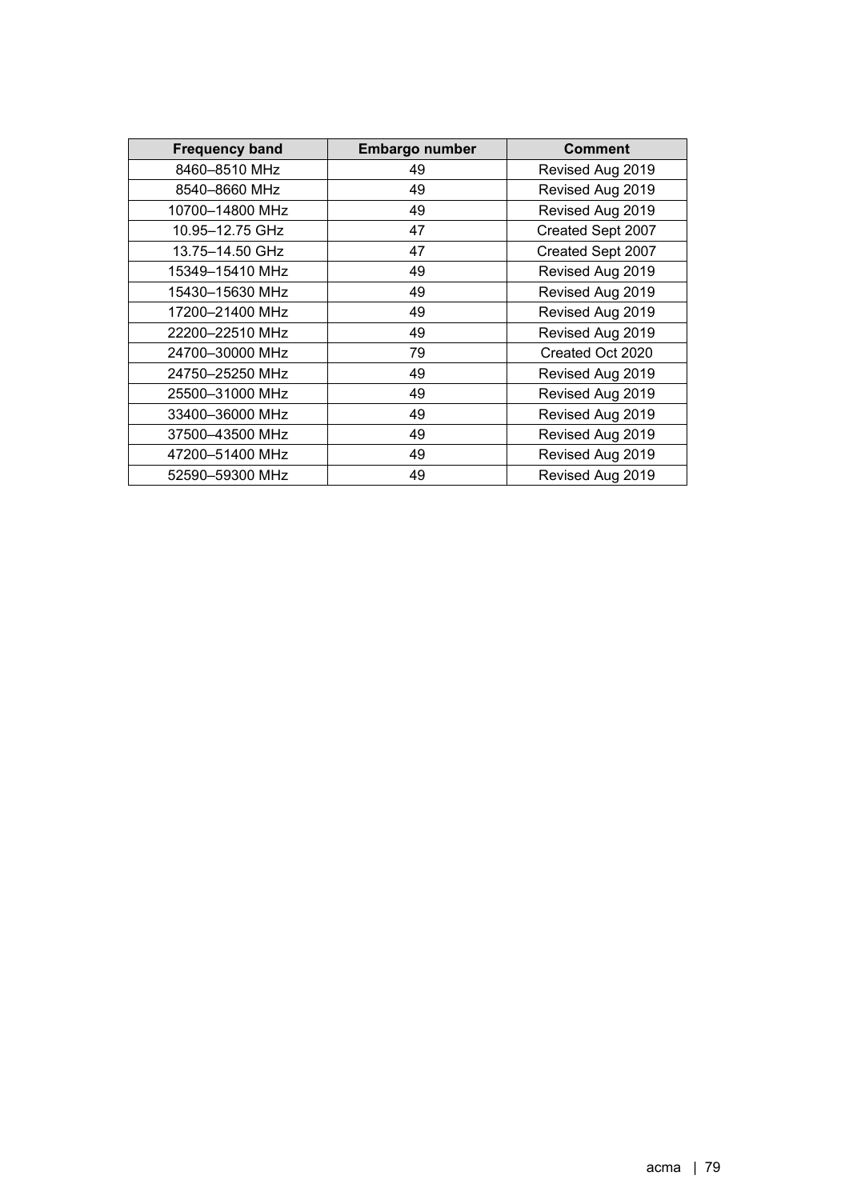| Frequency band | Embargo number | Comment |
| --- | --- | --- |
| 8460–8510 MHz | 49 | Revised Aug 2019 |
| 8540–8660 MHz | 49 | Revised Aug 2019 |
| 10700–14800 MHz | 49 | Revised Aug 2019 |
| 10.95–12.75 GHz | 47 | Created Sept 2007 |
| 13.75–14.50 GHz | 47 | Created Sept 2007 |
| 15349–15410 MHz | 49 | Revised Aug 2019 |
| 15430–15630 MHz | 49 | Revised Aug 2019 |
| 17200–21400 MHz | 49 | Revised Aug 2019 |
| 22200–22510 MHz | 49 | Revised Aug 2019 |
| 24700–30000 MHz | 79 | Created Oct 2020 |
| 24750–25250 MHz | 49 | Revised Aug 2019 |
| 25500–31000 MHz | 49 | Revised Aug 2019 |
| 33400–36000 MHz | 49 | Revised Aug 2019 |
| 37500–43500 MHz | 49 | Revised Aug 2019 |
| 47200–51400 MHz | 49 | Revised Aug 2019 |
| 52590–59300 MHz | 49 | Revised Aug 2019 |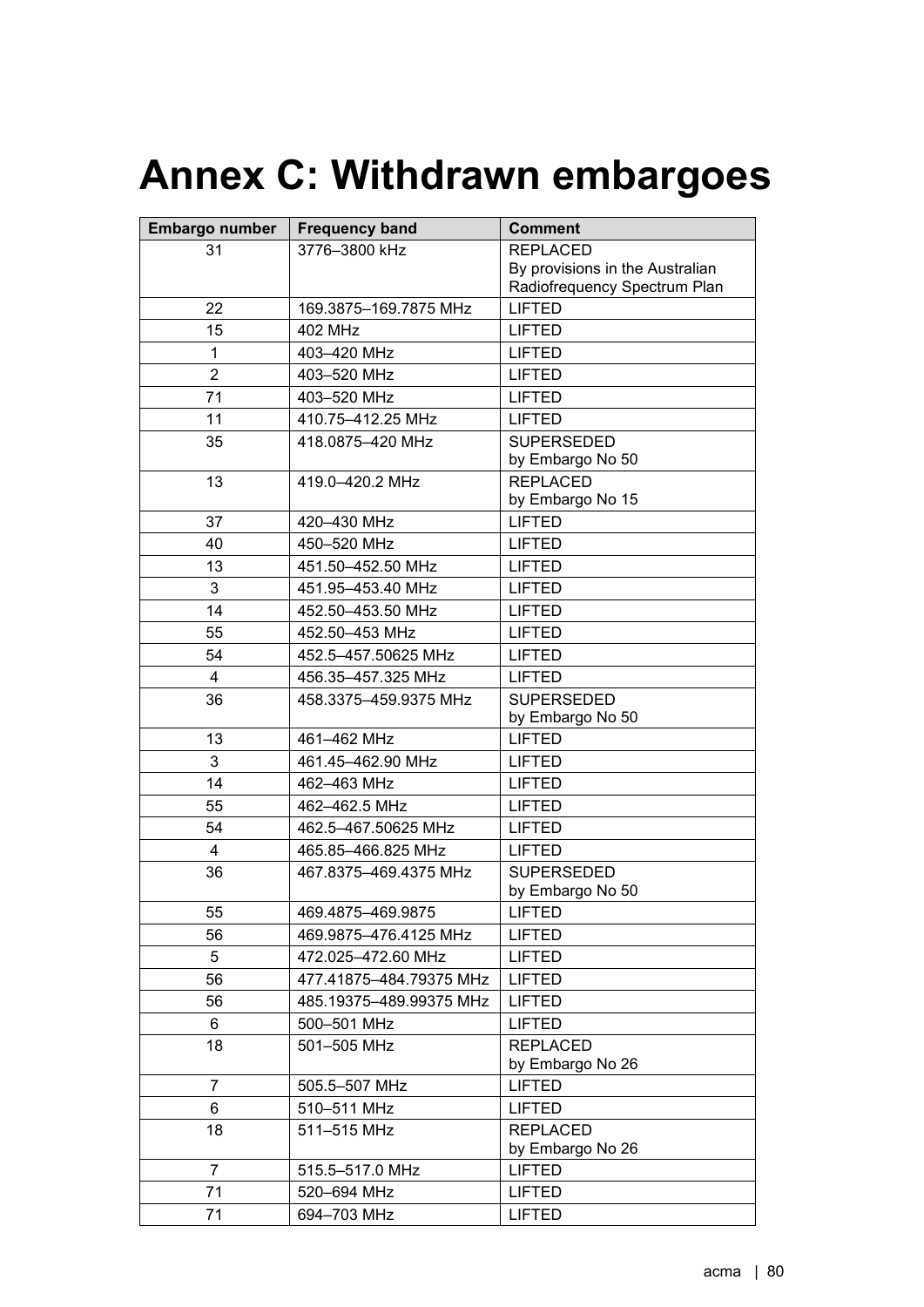# Annex C: Withdrawn embargoes

| Embargo number | Frequency band | Comment |
|---|---|---|
| 31 | 3776–3800 kHz | REPLACED By provisions in the Australian Radiofrequency Spectrum Plan |
| 22 | 169.3875–169.7875 MHz | LIFTED |
| 15 | 402 MHz | LIFTED |
| 1 | 403–420 MHz | LIFTED |
| 2 | 403–520 MHz | LIFTED |
| 71 | 403–520 MHz | LIFTED |
| 11 | 410.75–412.25 MHz | LIFTED |
| 35 | 418.0875–420 MHz | SUPERSEDED by Embargo No 50 |
| 13 | 419.0–420.2 MHz | REPLACED by Embargo No 15 |
| 37 | 420–430 MHz | LIFTED |
| 40 | 450–520 MHz | LIFTED |
| 13 | 451.50–452.50 MHz | LIFTED |
| 3 | 451.95–453.40 MHz | LIFTED |
| 14 | 452.50–453.50 MHz | LIFTED |
| 55 | 452.50–453 MHz | LIFTED |
| 54 | 452.5–457.50625 MHz | LIFTED |
| 4 | 456.35–457.325 MHz | LIFTED |
| 36 | 458.3375–459.9375 MHz | SUPERSEDED by Embargo No 50 |
| 13 | 461–462 MHz | LIFTED |
| 3 | 461.45–462.90 MHz | LIFTED |
| 14 | 462–463 MHz | LIFTED |
| 55 | 462–462.5 MHz | LIFTED |
| 54 | 462.5–467.50625 MHz | LIFTED |
| 4 | 465.85–466.825 MHz | LIFTED |
| 36 | 467.8375–469.4375 MHz | SUPERSEDED by Embargo No 50 |
| 55 | 469.4875–469.9875 | LIFTED |
| 56 | 469.9875–476.4125 MHz | LIFTED |
| 5 | 472.025–472.60 MHz | LIFTED |
| 56 | 477.41875–484.79375 MHz | LIFTED |
| 56 | 485.19375–489.99375 MHz | LIFTED |
| 6 | 500–501 MHz | LIFTED |
| 18 | 501–505 MHz | REPLACED by Embargo No 26 |
| 7 | 505.5–507 MHz | LIFTED |
| 6 | 510–511 MHz | LIFTED |
| 18 | 511–515 MHz | REPLACED by Embargo No 26 |
| 7 | 515.5–517.0 MHz | LIFTED |
| 71 | 520–694 MHz | LIFTED |
| 71 | 694–703 MHz | LIFTED |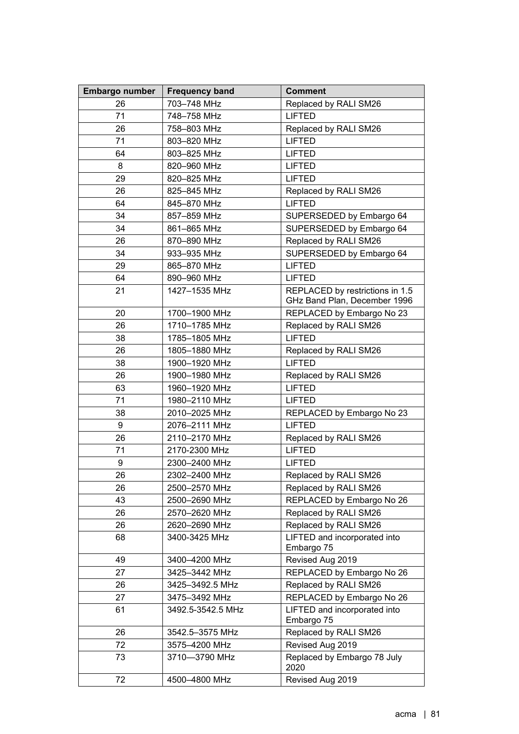| Embargo number | Frequency band | Comment |
|---|---|---|
| 26 | 703–748 MHz | Replaced by RALI SM26 |
| 71 | 748–758 MHz | LIFTED |
| 26 | 758–803 MHz | Replaced by RALI SM26 |
| 71 | 803–820 MHz | LIFTED |
| 64 | 803–825 MHz | LIFTED |
| 8 | 820–960 MHz | LIFTED |
| 29 | 820–825 MHz | LIFTED |
| 26 | 825–845 MHz | Replaced by RALI SM26 |
| 64 | 845–870 MHz | LIFTED |
| 34 | 857–859 MHz | SUPERSEDED by Embargo 64 |
| 34 | 861–865 MHz | SUPERSEDED by Embargo 64 |
| 26 | 870–890 MHz | Replaced by RALI SM26 |
| 34 | 933–935 MHz | SUPERSEDED by Embargo 64 |
| 29 | 865–870 MHz | LIFTED |
| 64 | 890–960 MHz | LIFTED |
| 21 | 1427–1535 MHz | REPLACED by restrictions in 1.5 GHz Band Plan, December 1996 |
| 20 | 1700–1900 MHz | REPLACED by Embargo No 23 |
| 26 | 1710–1785 MHz | Replaced by RALI SM26 |
| 38 | 1785–1805 MHz | LIFTED |
| 26 | 1805–1880 MHz | Replaced by RALI SM26 |
| 38 | 1900–1920 MHz | LIFTED |
| 26 | 1900–1980 MHz | Replaced by RALI SM26 |
| 63 | 1960–1920 MHz | LIFTED |
| 71 | 1980–2110 MHz | LIFTED |
| 38 | 2010–2025 MHz | REPLACED by Embargo No 23 |
| 9 | 2076–2111 MHz | LIFTED |
| 26 | 2110–2170 MHz | Replaced by RALI SM26 |
| 71 | 2170-2300 MHz | LIFTED |
| 9 | 2300–2400 MHz | LIFTED |
| 26 | 2302–2400 MHz | Replaced by RALI SM26 |
| 26 | 2500–2570 MHz | Replaced by RALI SM26 |
| 43 | 2500–2690 MHz | REPLACED by Embargo No 26 |
| 26 | 2570–2620 MHz | Replaced by RALI SM26 |
| 26 | 2620–2690 MHz | Replaced by RALI SM26 |
| 68 | 3400-3425 MHz | LIFTED and incorporated into Embargo 75 |
| 49 | 3400–4200 MHz | Revised Aug 2019 |
| 27 | 3425–3442 MHz | REPLACED by Embargo No 26 |
| 26 | 3425–3492.5 MHz | Replaced by RALI SM26 |
| 27 | 3475–3492 MHz | REPLACED by Embargo No 26 |
| 61 | 3492.5-3542.5 MHz | LIFTED and incorporated into Embargo 75 |
| 26 | 3542.5–3575 MHz | Replaced by RALI SM26 |
| 72 | 3575–4200 MHz | Revised Aug 2019 |
| 73 | 3710—3790 MHz | Replaced by Embargo 78 July 2020 |
| 72 | 4500–4800 MHz | Revised Aug 2019 |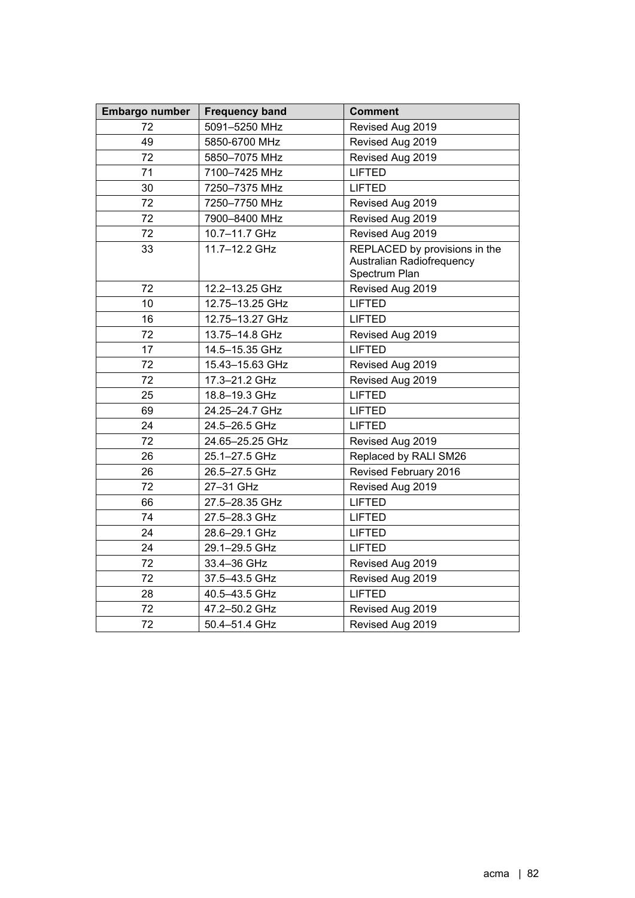| Embargo number | Frequency band | Comment |
|---|---|---|
| 72 | 5091–5250 MHz | Revised Aug 2019 |
| 49 | 5850-6700 MHz | Revised Aug 2019 |
| 72 | 5850–7075 MHz | Revised Aug 2019 |
| 71 | 7100–7425 MHz | LIFTED |
| 30 | 7250–7375 MHz | LIFTED |
| 72 | 7250–7750 MHz | Revised Aug 2019 |
| 72 | 7900–8400 MHz | Revised Aug 2019 |
| 72 | 10.7–11.7 GHz | Revised Aug 2019 |
| 33 | 11.7–12.2 GHz | REPLACED by provisions in the Australian Radiofrequency Spectrum Plan |
| 72 | 12.2–13.25 GHz | Revised Aug 2019 |
| 10 | 12.75–13.25 GHz | LIFTED |
| 16 | 12.75–13.27 GHz | LIFTED |
| 72 | 13.75–14.8 GHz | Revised Aug 2019 |
| 17 | 14.5–15.35 GHz | LIFTED |
| 72 | 15.43–15.63 GHz | Revised Aug 2019 |
| 72 | 17.3–21.2 GHz | Revised Aug 2019 |
| 25 | 18.8–19.3 GHz | LIFTED |
| 69 | 24.25–24.7 GHz | LIFTED |
| 24 | 24.5–26.5 GHz | LIFTED |
| 72 | 24.65–25.25 GHz | Revised Aug 2019 |
| 26 | 25.1–27.5 GHz | Replaced by RALI SM26 |
| 26 | 26.5–27.5 GHz | Revised February 2016 |
| 72 | 27–31 GHz | Revised Aug 2019 |
| 66 | 27.5–28.35 GHz | LIFTED |
| 74 | 27.5–28.3 GHz | LIFTED |
| 24 | 28.6–29.1 GHz | LIFTED |
| 24 | 29.1–29.5 GHz | LIFTED |
| 72 | 33.4–36 GHz | Revised Aug 2019 |
| 72 | 37.5–43.5 GHz | Revised Aug 2019 |
| 28 | 40.5–43.5 GHz | LIFTED |
| 72 | 47.2–50.2 GHz | Revised Aug 2019 |
| 72 | 50.4–51.4 GHz | Revised Aug 2019 |